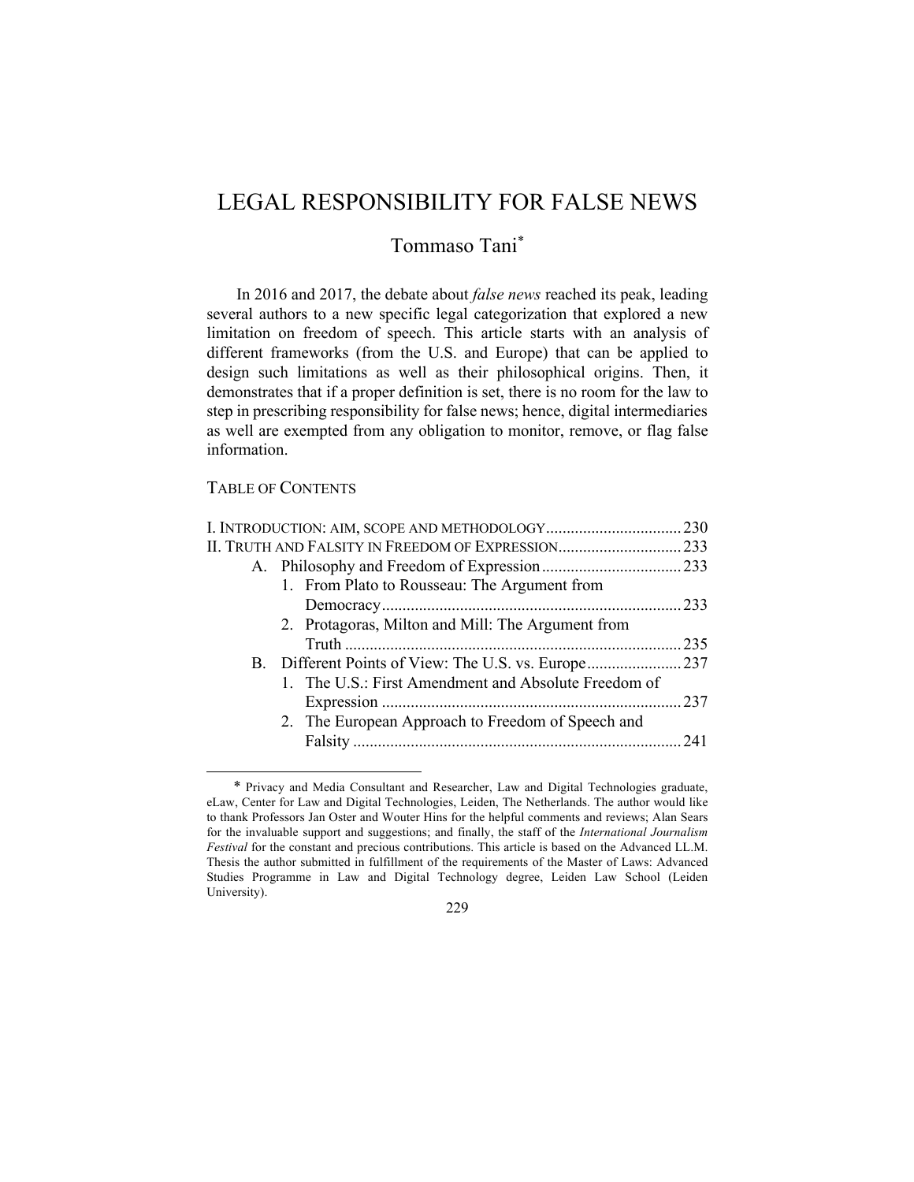# LEGAL RESPONSIBILITY FOR FALSE NEWS

## Tommaso Tani*

In 2016 and 2017, the debate about *false news* reached its peak, leading several authors to a new specific legal categorization that explored a new limitation on freedom of speech. This article starts with an analysis of different frameworks (from the U.S. and Europe) that can be applied to design such limitations as well as their philosophical origins. Then, it demonstrates that if a proper definition is set, there is no room for the law to step in prescribing responsibility for false news; hence, digital intermediaries as well are exempted from any obligation to monitor, remove, or flag false information.

TABLE OF CONTENTS

I. INTRODUCTION: AIM, SCOPE AND METHODOLOGY .......... 230
II. TRUTH AND FALSITY IN FREEDOM OF EXPRESSION .......... 233
- A. Philosophy and Freedom of Expression .......... 233
  - 1. From Plato to Rousseau: The Argument from Democracy .......... 233
  - 2. Protagoras, Milton and Mill: The Argument from Truth .......... 235
- B. Different Points of View: The U.S. vs. Europe .......... 237
  - 1. The U.S.: First Amendment and Absolute Freedom of Expression .......... 237
  - 2. The European Approach to Freedom of Speech and Falsity .......... 241

---

\* Privacy and Media Consultant and Researcher, Law and Digital Technologies graduate, eLaw, Center for Law and Digital Technologies, Leiden, The Netherlands. The author would like to thank Professors Jan Oster and Wouter Hins for the helpful comments and reviews; Alan Sears for the invaluable support and suggestions; and finally, the staff of the *International Journalism Festival* for the constant and precious contributions. This article is based on the Advanced LL.M. Thesis the author submitted in fulfillment of the requirements of the Master of Laws: Advanced Studies Programme in Law and Digital Technology degree, Leiden Law School (Leiden University).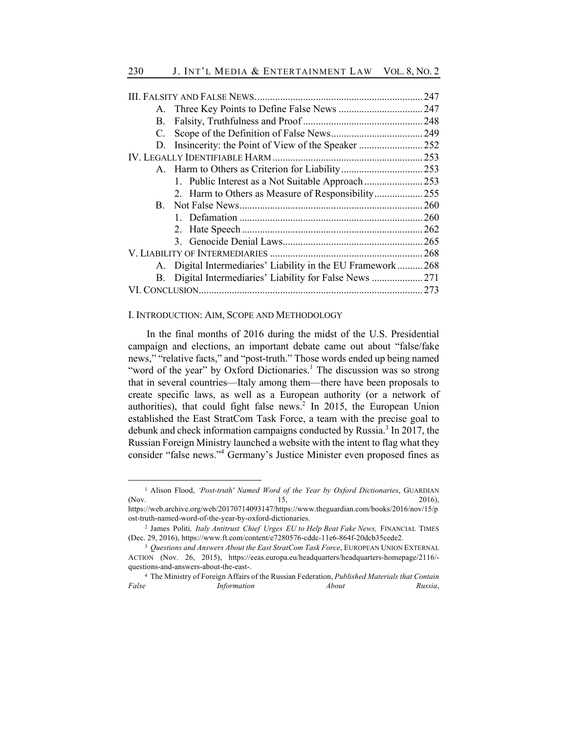III. FALSITY AND FALSE NEWS. .......... 247
  A. Three Key Points to Define False News .......... 247
  B. Falsity, Truthfulness and Proof .......... 248
  C. Scope of the Definition of False News .......... 249
  D. Insincerity: the Point of View of the Speaker .......... 252
IV. LEGALLY IDENTIFIABLE HARM .......... 253
  A. Harm to Others as Criterion for Liability .......... 253
    1. Public Interest as a Not Suitable Approach .......... 253
    2. Harm to Others as Measure of Responsibility .......... 255
  B. Not False News .......... 260
    1. Defamation .......... 260
    2. Hate Speech .......... 262
    3. Genocide Denial Laws .......... 265
V. LIABILITY OF INTERMEDIARIES .......... 268
  A. Digital Intermediaries' Liability in the EU Framework .......... 268
  B. Digital Intermediaries' Liability for False News .......... 271
VI. CONCLUSION .......... 273

## I. INTRODUCTION: AIM, SCOPE AND METHODOLOGY

In the final months of 2016 during the midst of the U.S. Presidential campaign and elections, an important debate came out about "false/fake news," "relative facts," and "post-truth." Those words ended up being named "word of the year" by Oxford Dictionaries.[1] The discussion was so strong that in several countries—Italy among them—there have been proposals to create specific laws, as well as a European authority (or a network of authorities), that could fight false news.[2] In 2015, the European Union established the East StratCom Task Force, a team with the precise goal to debunk and check information campaigns conducted by Russia.[3] In 2017, the Russian Foreign Ministry launched a website with the intent to flag what they consider "false news."[4] Germany's Justice Minister even proposed fines as

---

[1] Alison Flood, *'Post-truth' Named Word of the Year by Oxford Dictionaries*, GUARDIAN (Nov. 15, 2016), https://web.archive.org/web/20170714093147/https://www.theguardian.com/books/2016/nov/15/post-truth-named-word-of-the-year-by-oxford-dictionaries.

[2] James Politi*, Italy Antitrust Chief Urges EU to Help Beat Fake News,* FINANCIAL TIMES (Dec. 29, 2016), https://www.ft.com/content/e7280576-cddc-11e6-864f-20dcb35cede2.

[3] *Questions and Answers About the East StratCom Task Force*, EUROPEAN UNION EXTERNAL ACTION (Nov. 26, 2015), https://eeas.europa.eu/headquarters/headquarters-homepage/2116/-questions-and-answers-about-the-east-.

[4] The Ministry of Foreign Affairs of the Russian Federation, *Published Materials that Contain False Information About Russia*,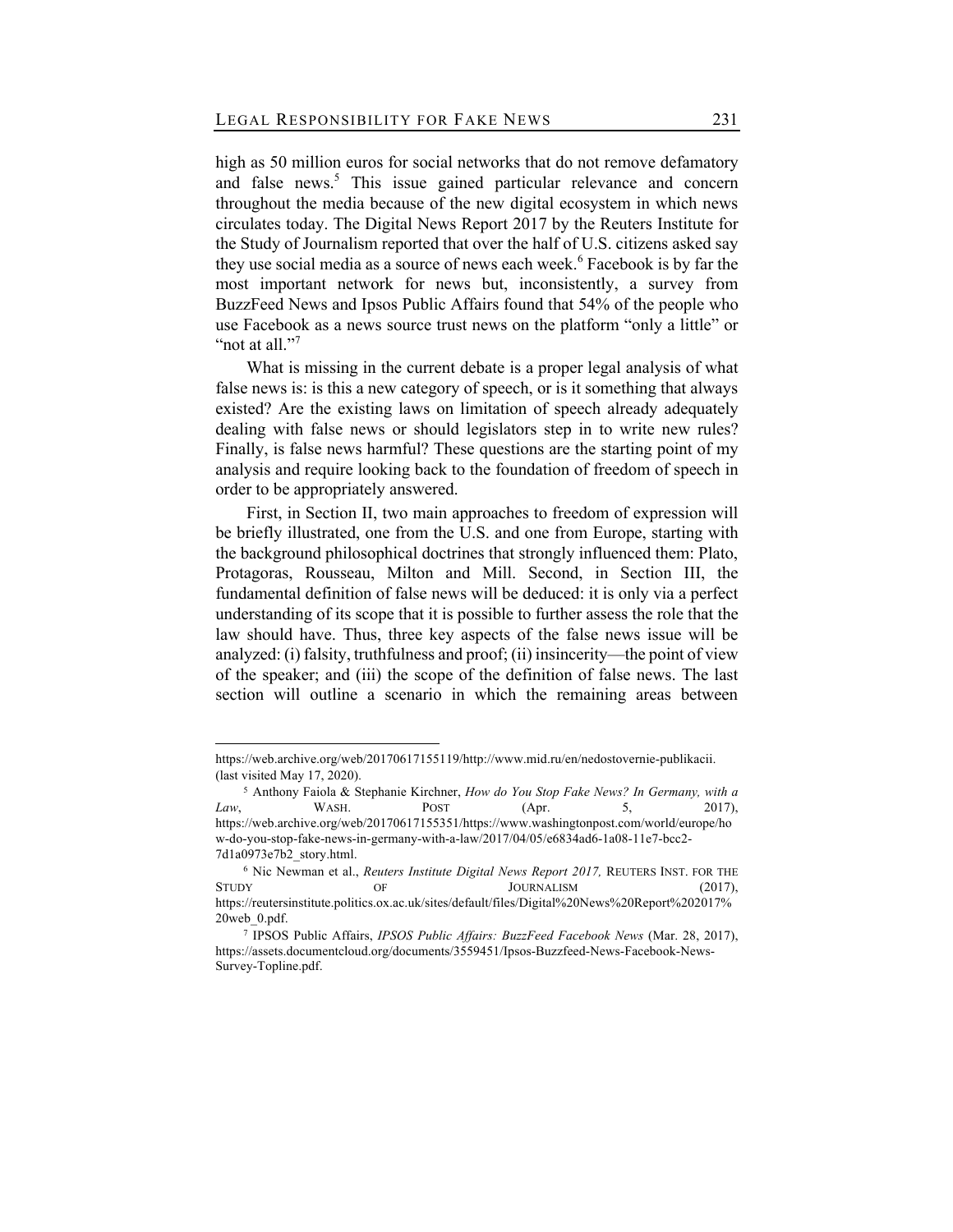high as 50 million euros for social networks that do not remove defamatory and false news.[5] This issue gained particular relevance and concern throughout the media because of the new digital ecosystem in which news circulates today. The Digital News Report 2017 by the Reuters Institute for the Study of Journalism reported that over the half of U.S. citizens asked say they use social media as a source of news each week.[6] Facebook is by far the most important network for news but, inconsistently, a survey from BuzzFeed News and Ipsos Public Affairs found that 54% of the people who use Facebook as a news source trust news on the platform "only a little" or "not at all."[7]

What is missing in the current debate is a proper legal analysis of what false news is: is this a new category of speech, or is it something that always existed? Are the existing laws on limitation of speech already adequately dealing with false news or should legislators step in to write new rules? Finally, is false news harmful? These questions are the starting point of my analysis and require looking back to the foundation of freedom of speech in order to be appropriately answered.

First, in Section II, two main approaches to freedom of expression will be briefly illustrated, one from the U.S. and one from Europe, starting with the background philosophical doctrines that strongly influenced them: Plato, Protagoras, Rousseau, Milton and Mill. Second, in Section III, the fundamental definition of false news will be deduced: it is only via a perfect understanding of its scope that it is possible to further assess the role that the law should have. Thus, three key aspects of the false news issue will be analyzed: (i) falsity, truthfulness and proof; (ii) insincerity—the point of view of the speaker; and (iii) the scope of the definition of false news. The last section will outline a scenario in which the remaining areas between

---

https://web.archive.org/web/20170617155119/http://www.mid.ru/en/nedostovernie-publikacii. (last visited May 17, 2020).

[5] Anthony Faiola & Stephanie Kirchner, *How do You Stop Fake News? In Germany, with a Law*, WASH. POST (Apr. 5, 2017), https://web.archive.org/web/20170617155351/https://www.washingtonpost.com/world/europe/how-do-you-stop-fake-news-in-germany-with-a-law/2017/04/05/e6834ad6-1a08-11e7-bcc2-7d1a0973e7b2_story.html.

[6] Nic Newman et al., *Reuters Institute Digital News Report 2017,* REUTERS INST. FOR THE STUDY OF JOURNALISM (2017), https://reutersinstitute.politics.ox.ac.uk/sites/default/files/Digital%20News%20Report%202017%20web_0.pdf.

[7] IPSOS Public Affairs, *IPSOS Public Affairs: BuzzFeed Facebook News* (Mar. 28, 2017), https://assets.documentcloud.org/documents/3559451/Ipsos-Buzzfeed-News-Facebook-News-Survey-Topline.pdf.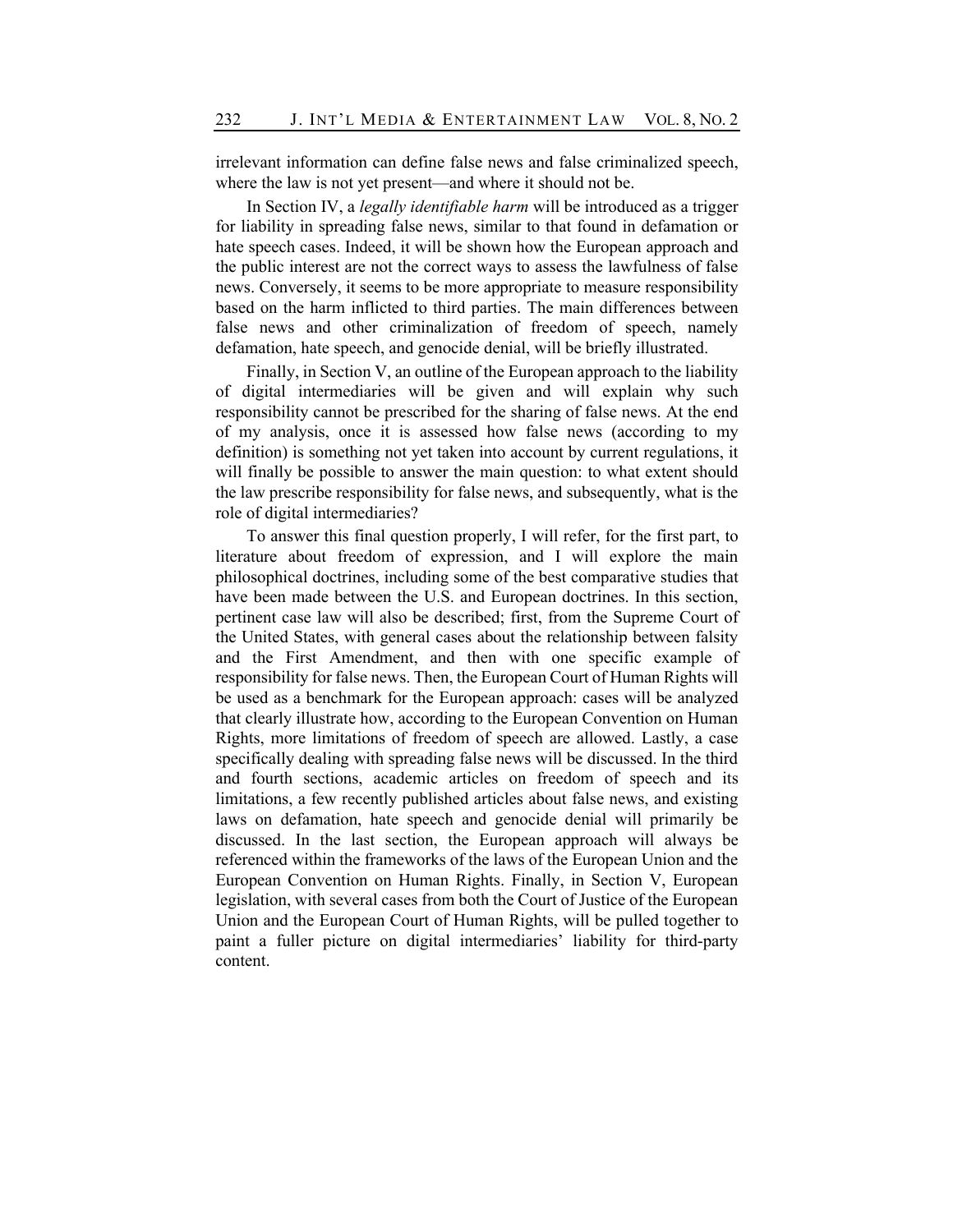irrelevant information can define false news and false criminalized speech, where the law is not yet present—and where it should not be.

In Section IV, a *legally identifiable harm* will be introduced as a trigger for liability in spreading false news, similar to that found in defamation or hate speech cases. Indeed, it will be shown how the European approach and the public interest are not the correct ways to assess the lawfulness of false news. Conversely, it seems to be more appropriate to measure responsibility based on the harm inflicted to third parties. The main differences between false news and other criminalization of freedom of speech, namely defamation, hate speech, and genocide denial, will be briefly illustrated.

Finally, in Section V, an outline of the European approach to the liability of digital intermediaries will be given and will explain why such responsibility cannot be prescribed for the sharing of false news. At the end of my analysis, once it is assessed how false news (according to my definition) is something not yet taken into account by current regulations, it will finally be possible to answer the main question: to what extent should the law prescribe responsibility for false news, and subsequently, what is the role of digital intermediaries?

To answer this final question properly, I will refer, for the first part, to literature about freedom of expression, and I will explore the main philosophical doctrines, including some of the best comparative studies that have been made between the U.S. and European doctrines. In this section, pertinent case law will also be described; first, from the Supreme Court of the United States, with general cases about the relationship between falsity and the First Amendment, and then with one specific example of responsibility for false news. Then, the European Court of Human Rights will be used as a benchmark for the European approach: cases will be analyzed that clearly illustrate how, according to the European Convention on Human Rights, more limitations of freedom of speech are allowed. Lastly, a case specifically dealing with spreading false news will be discussed. In the third and fourth sections, academic articles on freedom of speech and its limitations, a few recently published articles about false news, and existing laws on defamation, hate speech and genocide denial will primarily be discussed. In the last section, the European approach will always be referenced within the frameworks of the laws of the European Union and the European Convention on Human Rights. Finally, in Section V, European legislation, with several cases from both the Court of Justice of the European Union and the European Court of Human Rights, will be pulled together to paint a fuller picture on digital intermediaries' liability for third-party content.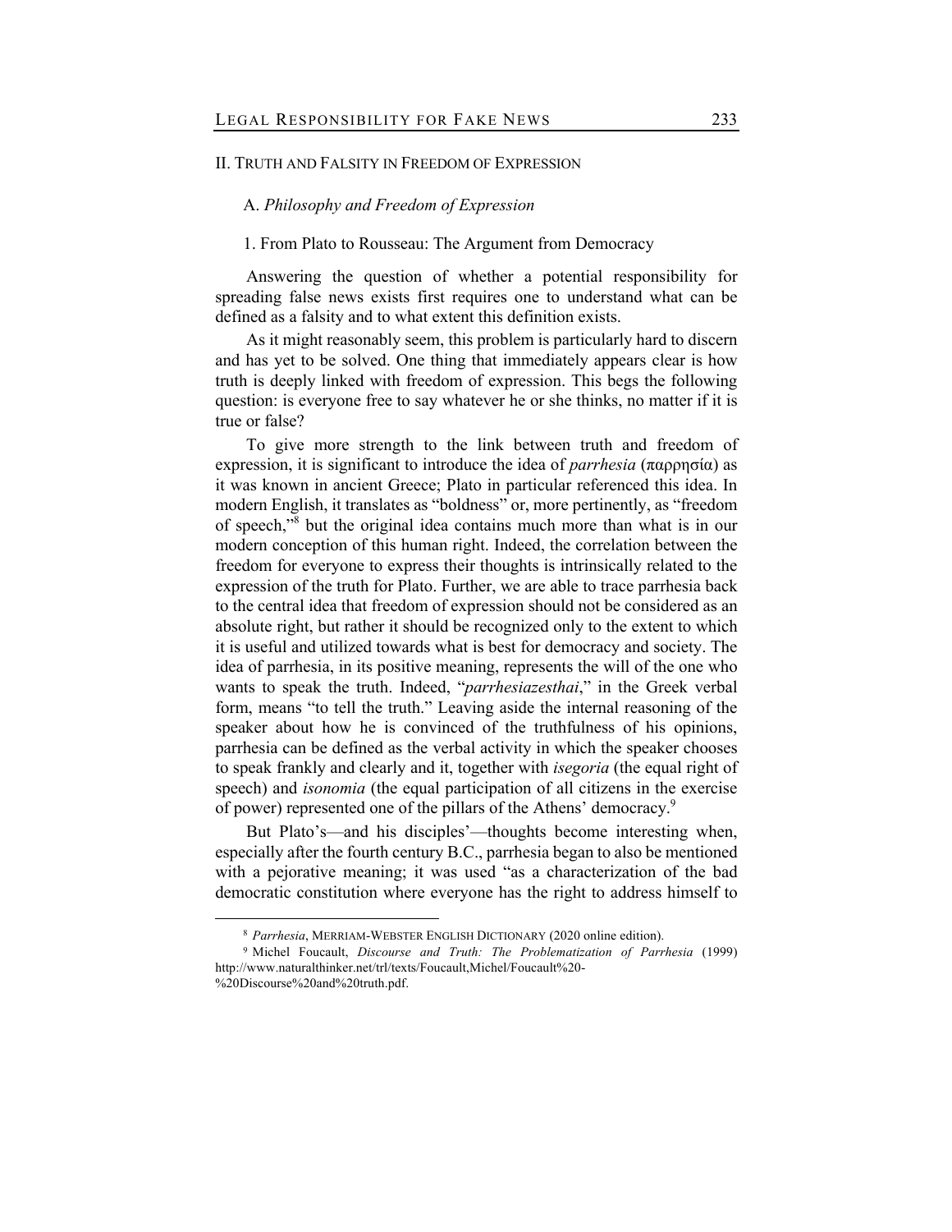## II. Truth and Falsity in Freedom of Expression

### A. *Philosophy and Freedom of Expression*

#### 1. From Plato to Rousseau: The Argument from Democracy

Answering the question of whether a potential responsibility for spreading false news exists first requires one to understand what can be defined as a falsity and to what extent this definition exists.

As it might reasonably seem, this problem is particularly hard to discern and has yet to be solved. One thing that immediately appears clear is how truth is deeply linked with freedom of expression. This begs the following question: is everyone free to say whatever he or she thinks, no matter if it is true or false?

To give more strength to the link between truth and freedom of expression, it is significant to introduce the idea of *parrhesia* (παρρησία) as it was known in ancient Greece; Plato in particular referenced this idea. In modern English, it translates as "boldness" or, more pertinently, as "freedom of speech,"[8] but the original idea contains much more than what is in our modern conception of this human right. Indeed, the correlation between the freedom for everyone to express their thoughts is intrinsically related to the expression of the truth for Plato. Further, we are able to trace parrhesia back to the central idea that freedom of expression should not be considered as an absolute right, but rather it should be recognized only to the extent to which it is useful and utilized towards what is best for democracy and society. The idea of parrhesia, in its positive meaning, represents the will of the one who wants to speak the truth. Indeed, "*parrhesiazesthai*," in the Greek verbal form, means "to tell the truth." Leaving aside the internal reasoning of the speaker about how he is convinced of the truthfulness of his opinions, parrhesia can be defined as the verbal activity in which the speaker chooses to speak frankly and clearly and it, together with *isegoria* (the equal right of speech) and *isonomia* (the equal participation of all citizens in the exercise of power) represented one of the pillars of the Athens' democracy.[9]

But Plato's—and his disciples'—thoughts become interesting when, especially after the fourth century B.C., parrhesia began to also be mentioned with a pejorative meaning; it was used "as a characterization of the bad democratic constitution where everyone has the right to address himself to

---

[8] *Parrhesia*, MERRIAM-WEBSTER ENGLISH DICTIONARY (2020 online edition).

[9] Michel Foucault, *Discourse and Truth: The Problematization of Parrhesia* (1999) http://www.naturalthinker.net/trl/texts/Foucault,Michel/Foucault%20-%20Discourse%20and%20truth.pdf.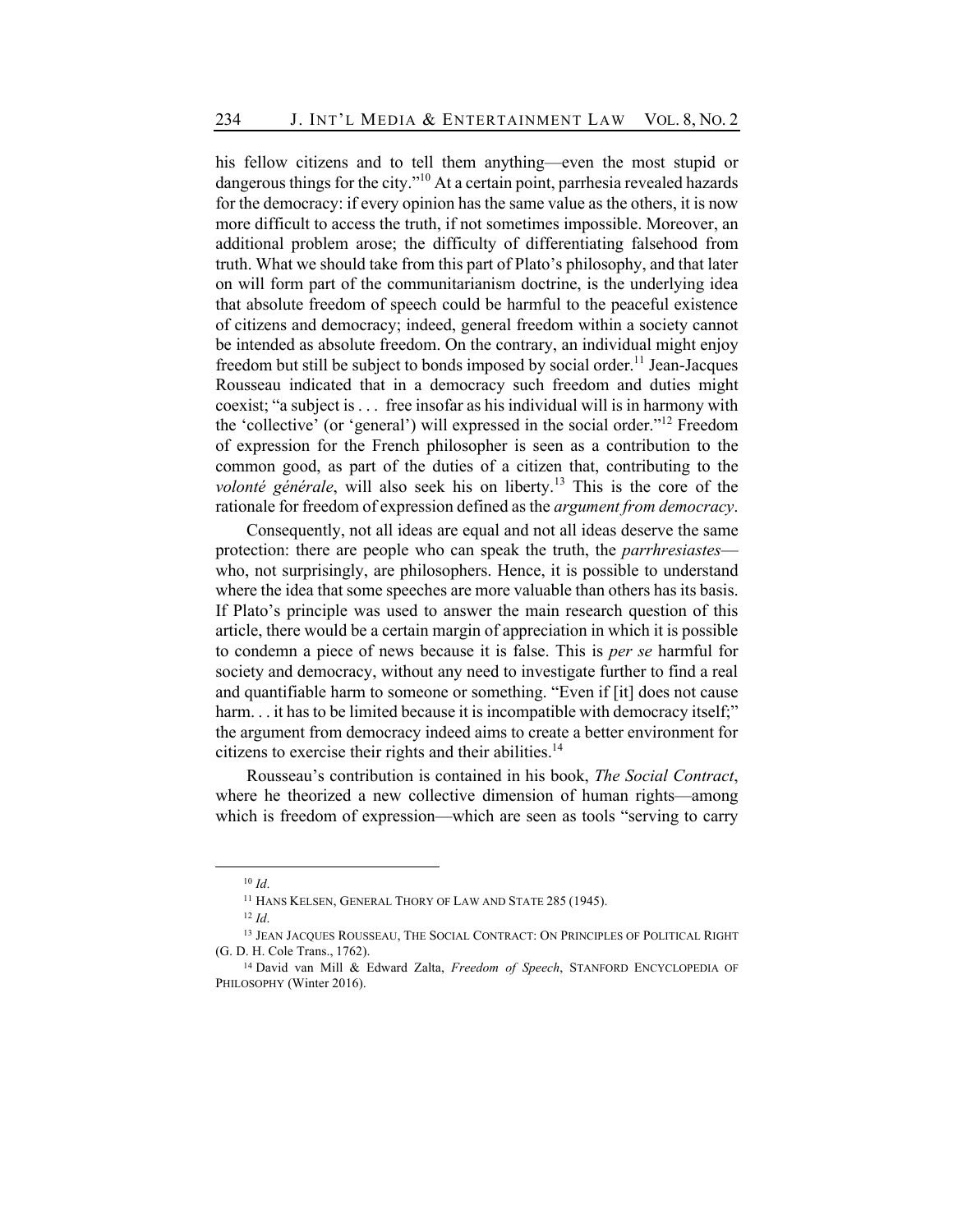his fellow citizens and to tell them anything—even the most stupid or dangerous things for the city."[10] At a certain point, parrhesia revealed hazards for the democracy: if every opinion has the same value as the others, it is now more difficult to access the truth, if not sometimes impossible. Moreover, an additional problem arose; the difficulty of differentiating falsehood from truth. What we should take from this part of Plato's philosophy, and that later on will form part of the communitarianism doctrine, is the underlying idea that absolute freedom of speech could be harmful to the peaceful existence of citizens and democracy; indeed, general freedom within a society cannot be intended as absolute freedom. On the contrary, an individual might enjoy freedom but still be subject to bonds imposed by social order.[11] Jean-Jacques Rousseau indicated that in a democracy such freedom and duties might coexist; "a subject is . . . free insofar as his individual will is in harmony with the 'collective' (or 'general') will expressed in the social order."[12] Freedom of expression for the French philosopher is seen as a contribution to the common good, as part of the duties of a citizen that, contributing to the *volonté générale*, will also seek his on liberty.[13] This is the core of the rationale for freedom of expression defined as the *argument from democracy*.

Consequently, not all ideas are equal and not all ideas deserve the same protection: there are people who can speak the truth, the *parrhresiastes*—who, not surprisingly, are philosophers. Hence, it is possible to understand where the idea that some speeches are more valuable than others has its basis. If Plato's principle was used to answer the main research question of this article, there would be a certain margin of appreciation in which it is possible to condemn a piece of news because it is false. This is *per se* harmful for society and democracy, without any need to investigate further to find a real and quantifiable harm to someone or something. "Even if [it] does not cause harm. . . it has to be limited because it is incompatible with democracy itself;" the argument from democracy indeed aims to create a better environment for citizens to exercise their rights and their abilities.[14]

Rousseau's contribution is contained in his book, *The Social Contract*, where he theorized a new collective dimension of human rights—among which is freedom of expression—which are seen as tools "serving to carry

---

[10] *Id*.

[11] HANS KELSEN, GENERAL THORY OF LAW AND STATE 285 (1945).

[12] *Id*.

[13] JEAN JACQUES ROUSSEAU, THE SOCIAL CONTRACT: ON PRINCIPLES OF POLITICAL RIGHT (G. D. H. Cole Trans., 1762).

[14] David van Mill & Edward Zalta, *Freedom of Speech*, STANFORD ENCYCLOPEDIA OF PHILOSOPHY (Winter 2016).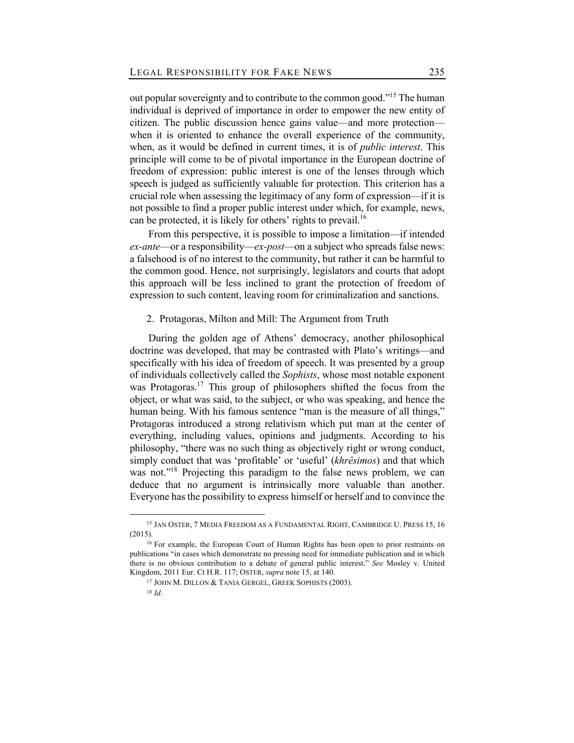out popular sovereignty and to contribute to the common good."[15] The human individual is deprived of importance in order to empower the new entity of citizen. The public discussion hence gains value—and more protection—when it is oriented to enhance the overall experience of the community, when, as it would be defined in current times, it is of *public interest*. This principle will come to be of pivotal importance in the European doctrine of freedom of expression: public interest is one of the lenses through which speech is judged as sufficiently valuable for protection. This criterion has a crucial role when assessing the legitimacy of any form of expression—if it is not possible to find a proper public interest under which, for example, news, can be protected, it is likely for others' rights to prevail.[16]

From this perspective, it is possible to impose a limitation—if intended *ex-ante*—or a responsibility—*ex-post*—on a subject who spreads false news: a falsehood is of no interest to the community, but rather it can be harmful to the common good. Hence, not surprisingly, legislators and courts that adopt this approach will be less inclined to grant the protection of freedom of expression to such content, leaving room for criminalization and sanctions.

### 2. Protagoras, Milton and Mill: The Argument from Truth

During the golden age of Athens' democracy, another philosophical doctrine was developed, that may be contrasted with Plato's writings—and specifically with his idea of freedom of speech. It was presented by a group of individuals collectively called the *Sophists*, whose most notable exponent was Protagoras.[17] This group of philosophers shifted the focus from the object, or what was said, to the subject, or who was speaking, and hence the human being. With his famous sentence "man is the measure of all things," Protagoras introduced a strong relativism which put man at the center of everything, including values, opinions and judgments. According to his philosophy, "there was no such thing as objectively right or wrong conduct, simply conduct that was 'profitable' or 'useful' (*khrêsimos*) and that which was not."[18] Projecting this paradigm to the false news problem, we can deduce that no argument is intrinsically more valuable than another. Everyone has the possibility to express himself or herself and to convince the

---

[15] JAN OSTER, 7 MEDIA FREEDOM AS A FUNDAMENTAL RIGHT, CAMBRIDGE U. PRESS 15, 16 (2015).

[16] For example, the European Court of Human Rights has been open to prior restraints on publications "in cases which demonstrate no pressing need for immediate publication and in which there is no obvious contribution to a debate of general public interest." *See* Mosley v. United Kingdom, 2011 Eur. Ct H.R. 117; OSTER, *supra* note 15, at 140.

[17] JOHN M. DILLON & TANIA GERGEL, GREEK SOPHISTS (2003).

[18] *Id.*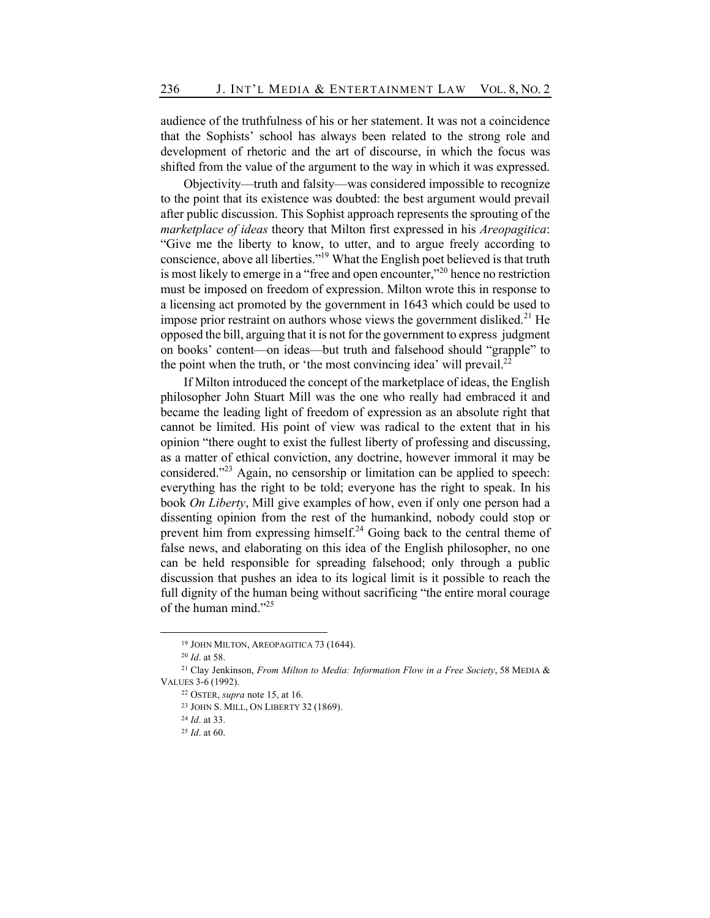audience of the truthfulness of his or her statement. It was not a coincidence that the Sophists' school has always been related to the strong role and development of rhetoric and the art of discourse, in which the focus was shifted from the value of the argument to the way in which it was expressed.

Objectivity—truth and falsity—was considered impossible to recognize to the point that its existence was doubted: the best argument would prevail after public discussion. This Sophist approach represents the sprouting of the *marketplace of ideas* theory that Milton first expressed in his *Areopagitica*: "Give me the liberty to know, to utter, and to argue freely according to conscience, above all liberties."[19] What the English poet believed is that truth is most likely to emerge in a "free and open encounter,"[20] hence no restriction must be imposed on freedom of expression. Milton wrote this in response to a licensing act promoted by the government in 1643 which could be used to impose prior restraint on authors whose views the government disliked.[21] He opposed the bill, arguing that it is not for the government to express judgment on books' content—on ideas—but truth and falsehood should "grapple" to the point when the truth, or 'the most convincing idea' will prevail.[22]

If Milton introduced the concept of the marketplace of ideas, the English philosopher John Stuart Mill was the one who really had embraced it and became the leading light of freedom of expression as an absolute right that cannot be limited. His point of view was radical to the extent that in his opinion "there ought to exist the fullest liberty of professing and discussing, as a matter of ethical conviction, any doctrine, however immoral it may be considered."[23] Again, no censorship or limitation can be applied to speech: everything has the right to be told; everyone has the right to speak. In his book *On Liberty*, Mill give examples of how, even if only one person had a dissenting opinion from the rest of the humankind, nobody could stop or prevent him from expressing himself.[24] Going back to the central theme of false news, and elaborating on this idea of the English philosopher, no one can be held responsible for spreading falsehood; only through a public discussion that pushes an idea to its logical limit is it possible to reach the full dignity of the human being without sacrificing "the entire moral courage of the human mind."[25]

---

[19] JOHN MILTON, AREOPAGITICA 73 (1644).

[20] *Id*. at 58.

[21] Clay Jenkinson, *From Milton to Media: Information Flow in a Free Society*, 58 MEDIA & VALUES 3-6 (1992).

[22] OSTER, *supra* note 15, at 16.

[23] JOHN S. MILL, ON LIBERTY 32 (1869).

[24] *Id*. at 33.

[25] *Id*. at 60.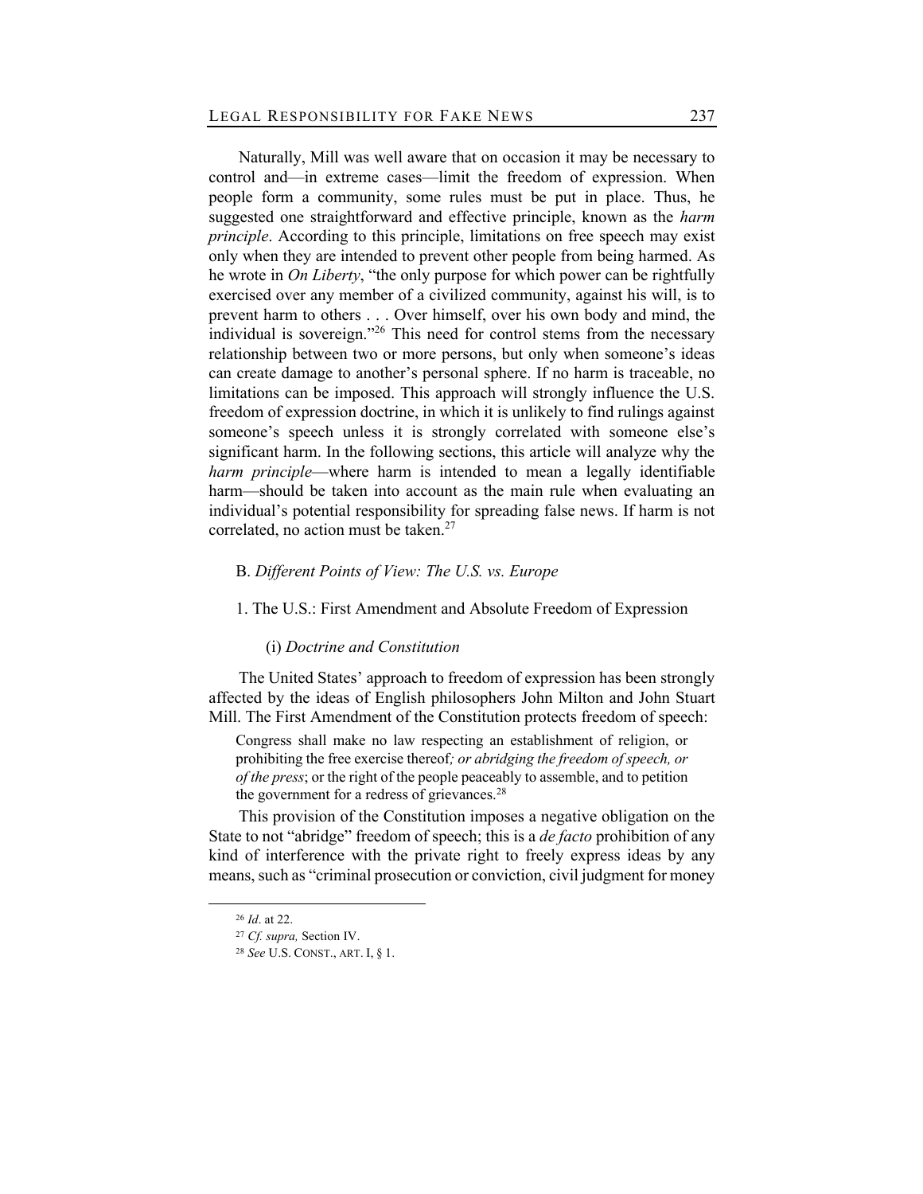Naturally, Mill was well aware that on occasion it may be necessary to control and—in extreme cases—limit the freedom of expression. When people form a community, some rules must be put in place. Thus, he suggested one straightforward and effective principle, known as the *harm principle*. According to this principle, limitations on free speech may exist only when they are intended to prevent other people from being harmed. As he wrote in *On Liberty*, "the only purpose for which power can be rightfully exercised over any member of a civilized community, against his will, is to prevent harm to others . . . Over himself, over his own body and mind, the individual is sovereign."[26] This need for control stems from the necessary relationship between two or more persons, but only when someone's ideas can create damage to another's personal sphere. If no harm is traceable, no limitations can be imposed. This approach will strongly influence the U.S. freedom of expression doctrine, in which it is unlikely to find rulings against someone's speech unless it is strongly correlated with someone else's significant harm. In the following sections, this article will analyze why the *harm principle*—where harm is intended to mean a legally identifiable harm—should be taken into account as the main rule when evaluating an individual's potential responsibility for spreading false news. If harm is not correlated, no action must be taken.[27]

## B. *Different Points of View: The U.S. vs. Europe*

### 1. The U.S.: First Amendment and Absolute Freedom of Expression

#### (i) *Doctrine and Constitution*

The United States' approach to freedom of expression has been strongly affected by the ideas of English philosophers John Milton and John Stuart Mill. The First Amendment of the Constitution protects freedom of speech:

> Congress shall make no law respecting an establishment of religion, or prohibiting the free exercise thereof*; or abridging the freedom of speech, or of the press*; or the right of the people peaceably to assemble, and to petition the government for a redress of grievances.[28]

This provision of the Constitution imposes a negative obligation on the State to not "abridge" freedom of speech; this is a *de facto* prohibition of any kind of interference with the private right to freely express ideas by any means, such as "criminal prosecution or conviction, civil judgment for money

---

[26] *Id*. at 22.

[27] *Cf. supra,* Section IV.

[28] *See* U.S. CONST., ART. I, § 1.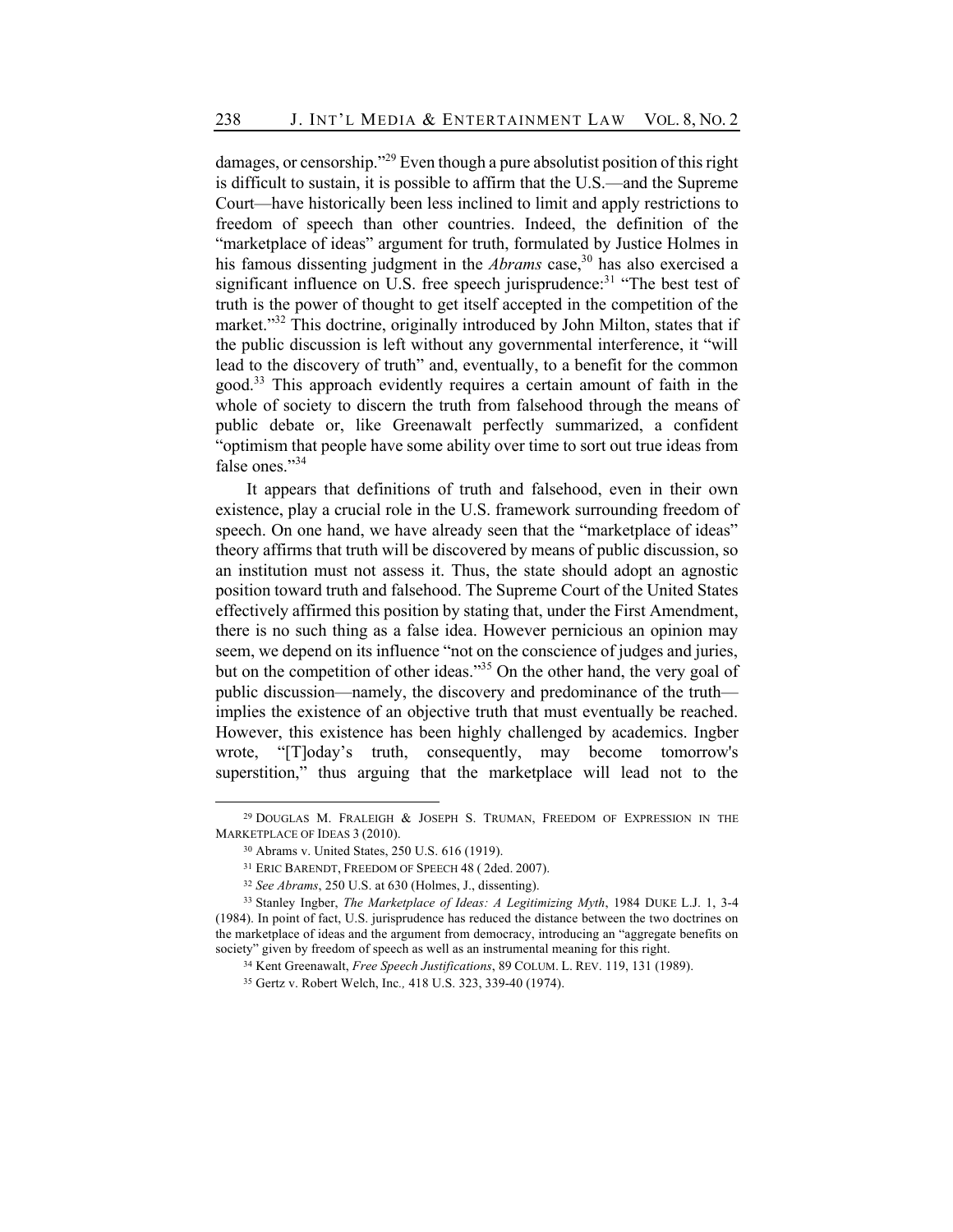damages, or censorship."[29] Even though a pure absolutist position of this right is difficult to sustain, it is possible to affirm that the U.S.—and the Supreme Court—have historically been less inclined to limit and apply restrictions to freedom of speech than other countries. Indeed, the definition of the "marketplace of ideas" argument for truth, formulated by Justice Holmes in his famous dissenting judgment in the *Abrams* case,[30] has also exercised a significant influence on U.S. free speech jurisprudence:[31] "The best test of truth is the power of thought to get itself accepted in the competition of the market."[32] This doctrine, originally introduced by John Milton, states that if the public discussion is left without any governmental interference, it "will lead to the discovery of truth" and, eventually, to a benefit for the common good.[33] This approach evidently requires a certain amount of faith in the whole of society to discern the truth from falsehood through the means of public debate or, like Greenawalt perfectly summarized, a confident "optimism that people have some ability over time to sort out true ideas from false ones."[34]

It appears that definitions of truth and falsehood, even in their own existence, play a crucial role in the U.S. framework surrounding freedom of speech. On one hand, we have already seen that the "marketplace of ideas" theory affirms that truth will be discovered by means of public discussion, so an institution must not assess it. Thus, the state should adopt an agnostic position toward truth and falsehood. The Supreme Court of the United States effectively affirmed this position by stating that, under the First Amendment, there is no such thing as a false idea. However pernicious an opinion may seem, we depend on its influence "not on the conscience of judges and juries, but on the competition of other ideas."[35] On the other hand, the very goal of public discussion—namely, the discovery and predominance of the truth—implies the existence of an objective truth that must eventually be reached. However, this existence has been highly challenged by academics. Ingber wrote, "[T]oday's truth, consequently, may become tomorrow's superstition," thus arguing that the marketplace will lead not to the

---

[29] DOUGLAS M. FRALEIGH & JOSEPH S. TRUMAN, FREEDOM OF EXPRESSION IN THE MARKETPLACE OF IDEAS 3 (2010).

[30] Abrams v. United States, 250 U.S. 616 (1919).

[31] ERIC BARENDT, FREEDOM OF SPEECH 48 ( 2ded. 2007).

[32] *See Abrams*, 250 U.S. at 630 (Holmes, J., dissenting).

[33] Stanley Ingber, *The Marketplace of Ideas: A Legitimizing Myth*, 1984 DUKE L.J. 1, 3-4 (1984). In point of fact, U.S. jurisprudence has reduced the distance between the two doctrines on the marketplace of ideas and the argument from democracy, introducing an "aggregate benefits on society" given by freedom of speech as well as an instrumental meaning for this right.

[34] Kent Greenawalt, *Free Speech Justifications*, 89 COLUM. L. REV. 119, 131 (1989).

[35] Gertz v. Robert Welch, Inc*.,* 418 U.S. 323, 339-40 (1974).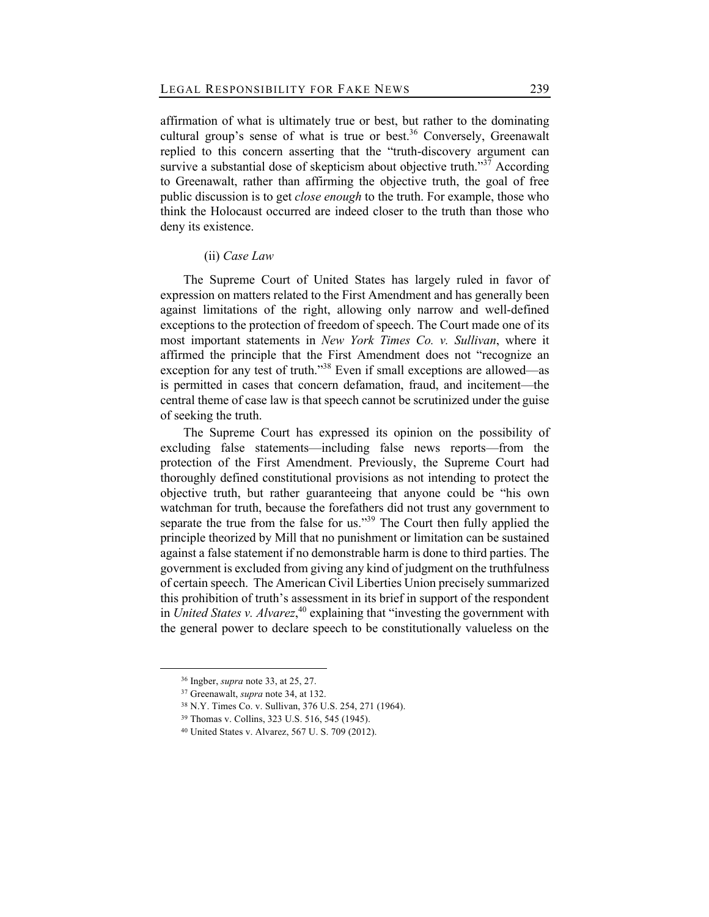affirmation of what is ultimately true or best, but rather to the dominating cultural group's sense of what is true or best.[36] Conversely, Greenawalt replied to this concern asserting that the "truth-discovery argument can survive a substantial dose of skepticism about objective truth."[37] According to Greenawalt, rather than affirming the objective truth, the goal of free public discussion is to get *close enough* to the truth. For example, those who think the Holocaust occurred are indeed closer to the truth than those who deny its existence.

(ii) *Case Law*

The Supreme Court of United States has largely ruled in favor of expression on matters related to the First Amendment and has generally been against limitations of the right, allowing only narrow and well-defined exceptions to the protection of freedom of speech. The Court made one of its most important statements in *New York Times Co. v. Sullivan*, where it affirmed the principle that the First Amendment does not "recognize an exception for any test of truth."[38] Even if small exceptions are allowed—as is permitted in cases that concern defamation, fraud, and incitement—the central theme of case law is that speech cannot be scrutinized under the guise of seeking the truth.

The Supreme Court has expressed its opinion on the possibility of excluding false statements—including false news reports—from the protection of the First Amendment. Previously, the Supreme Court had thoroughly defined constitutional provisions as not intending to protect the objective truth, but rather guaranteeing that anyone could be "his own watchman for truth, because the forefathers did not trust any government to separate the true from the false for us."[39] The Court then fully applied the principle theorized by Mill that no punishment or limitation can be sustained against a false statement if no demonstrable harm is done to third parties. The government is excluded from giving any kind of judgment on the truthfulness of certain speech. The American Civil Liberties Union precisely summarized this prohibition of truth's assessment in its brief in support of the respondent in *United States v. Alvarez*,[40] explaining that "investing the government with the general power to declare speech to be constitutionally valueless on the

---

[36] Ingber, *supra* note 33, at 25, 27.

[37] Greenawalt, *supra* note 34, at 132.

[38] N.Y. Times Co. v. Sullivan, 376 U.S. 254, 271 (1964).

[39] Thomas v. Collins, 323 U.S. 516, 545 (1945).

[40] United States v. Alvarez, 567 U. S. 709 (2012).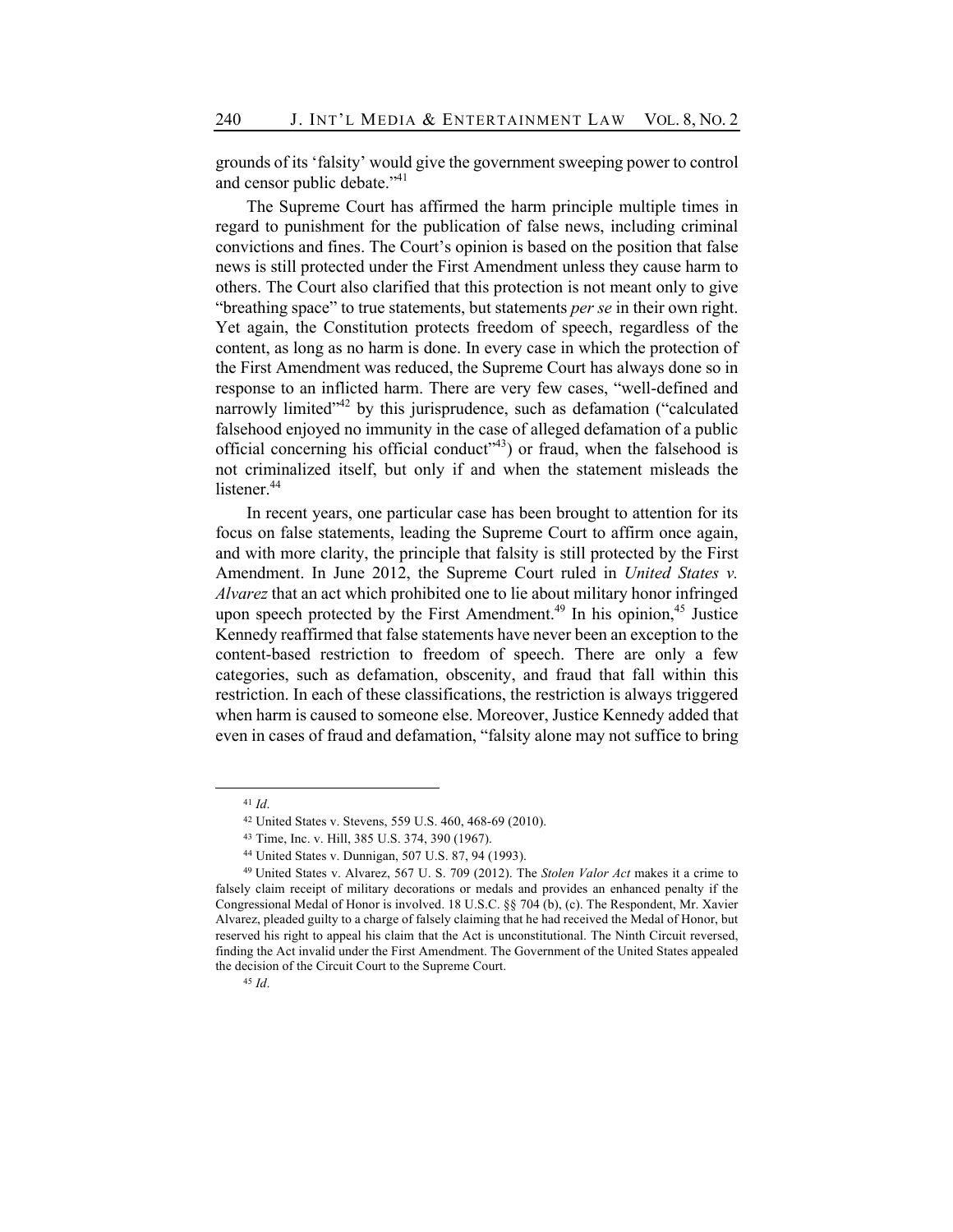grounds of its 'falsity' would give the government sweeping power to control and censor public debate."[41]

The Supreme Court has affirmed the harm principle multiple times in regard to punishment for the publication of false news, including criminal convictions and fines. The Court's opinion is based on the position that false news is still protected under the First Amendment unless they cause harm to others. The Court also clarified that this protection is not meant only to give "breathing space" to true statements, but statements *per se* in their own right. Yet again, the Constitution protects freedom of speech, regardless of the content, as long as no harm is done. In every case in which the protection of the First Amendment was reduced, the Supreme Court has always done so in response to an inflicted harm. There are very few cases, "well-defined and narrowly limited"[42] by this jurisprudence, such as defamation ("calculated falsehood enjoyed no immunity in the case of alleged defamation of a public official concerning his official conduct"[43]) or fraud, when the falsehood is not criminalized itself, but only if and when the statement misleads the listener.[44]

In recent years, one particular case has been brought to attention for its focus on false statements, leading the Supreme Court to affirm once again, and with more clarity, the principle that falsity is still protected by the First Amendment. In June 2012, the Supreme Court ruled in *United States v. Alvarez* that an act which prohibited one to lie about military honor infringed upon speech protected by the First Amendment.[49] In his opinion,[45] Justice Kennedy reaffirmed that false statements have never been an exception to the content-based restriction to freedom of speech. There are only a few categories, such as defamation, obscenity, and fraud that fall within this restriction. In each of these classifications, the restriction is always triggered when harm is caused to someone else. Moreover, Justice Kennedy added that even in cases of fraud and defamation, "falsity alone may not suffice to bring

---

[41] *Id*.

[42] United States v. Stevens, 559 U.S. 460, 468-69 (2010).

[43] Time, Inc. v. Hill, 385 U.S. 374, 390 (1967).

[44] United States v. Dunnigan, 507 U.S. 87, 94 (1993).

[49] United States v. Alvarez, 567 U. S. 709 (2012). The *Stolen Valor Act* makes it a crime to falsely claim receipt of military decorations or medals and provides an enhanced penalty if the Congressional Medal of Honor is involved. 18 U.S.C. §§ 704 (b), (c). The Respondent, Mr. Xavier Alvarez, pleaded guilty to a charge of falsely claiming that he had received the Medal of Honor, but reserved his right to appeal his claim that the Act is unconstitutional. The Ninth Circuit reversed, finding the Act invalid under the First Amendment. The Government of the United States appealed the decision of the Circuit Court to the Supreme Court.

[45] *Id*.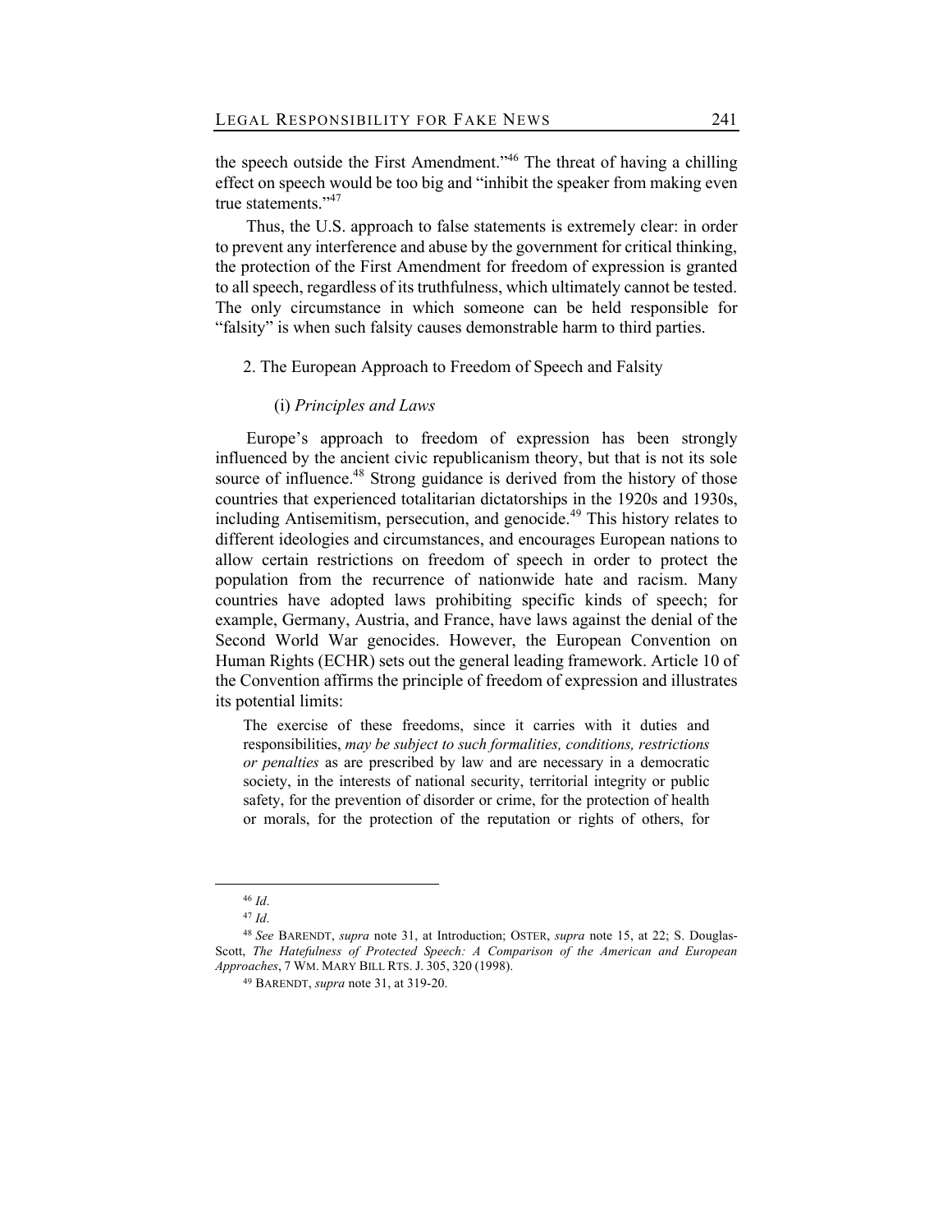the speech outside the First Amendment."[46] The threat of having a chilling effect on speech would be too big and "inhibit the speaker from making even true statements."[47]

Thus, the U.S. approach to false statements is extremely clear: in order to prevent any interference and abuse by the government for critical thinking, the protection of the First Amendment for freedom of expression is granted to all speech, regardless of its truthfulness, which ultimately cannot be tested. The only circumstance in which someone can be held responsible for "falsity" is when such falsity causes demonstrable harm to third parties.

### 2. The European Approach to Freedom of Speech and Falsity

#### (i) *Principles and Laws*

Europe's approach to freedom of expression has been strongly influenced by the ancient civic republicanism theory, but that is not its sole source of influence.[48] Strong guidance is derived from the history of those countries that experienced totalitarian dictatorships in the 1920s and 1930s, including Antisemitism, persecution, and genocide.[49] This history relates to different ideologies and circumstances, and encourages European nations to allow certain restrictions on freedom of speech in order to protect the population from the recurrence of nationwide hate and racism. Many countries have adopted laws prohibiting specific kinds of speech; for example, Germany, Austria, and France, have laws against the denial of the Second World War genocides. However, the European Convention on Human Rights (ECHR) sets out the general leading framework. Article 10 of the Convention affirms the principle of freedom of expression and illustrates its potential limits:

> The exercise of these freedoms, since it carries with it duties and responsibilities, *may be subject to such formalities, conditions, restrictions or penalties* as are prescribed by law and are necessary in a democratic society, in the interests of national security, territorial integrity or public safety, for the prevention of disorder or crime, for the protection of health or morals, for the protection of the reputation or rights of others, for

---

[46] *Id.*

[47] *Id.*

[48] *See* BARENDT, *supra* note 31, at Introduction; OSTER, *supra* note 15, at 22; S. Douglas-Scott, *The Hatefulness of Protected Speech: A Comparison of the American and European Approaches*, 7 WM. MARY BILL RTS. J. 305, 320 (1998).

[49] BARENDT, *supra* note 31, at 319-20.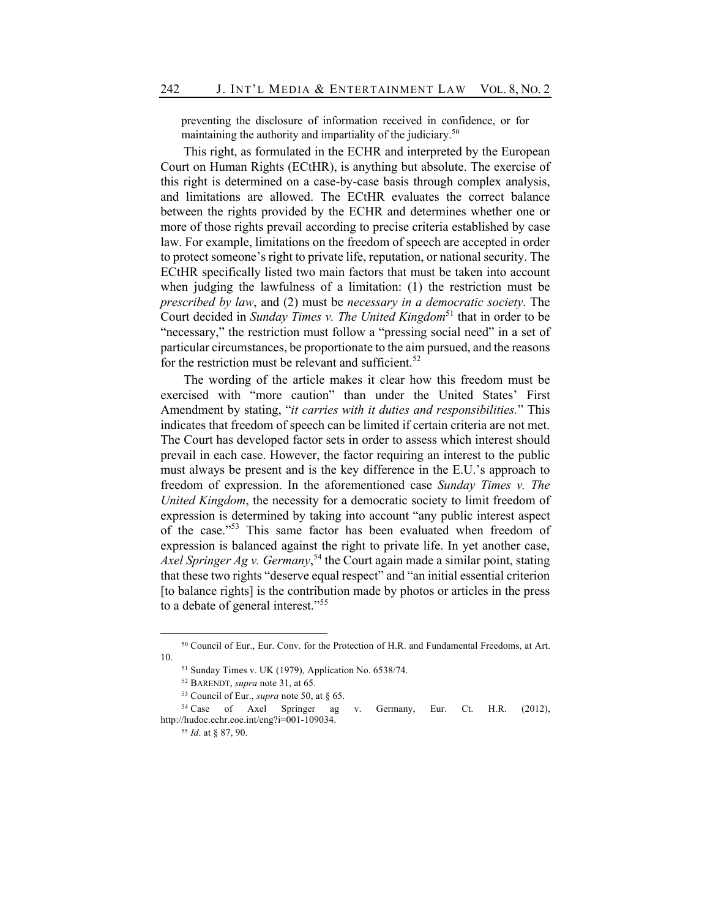preventing the disclosure of information received in confidence, or for maintaining the authority and impartiality of the judiciary.[50]

This right, as formulated in the ECHR and interpreted by the European Court on Human Rights (ECtHR), is anything but absolute. The exercise of this right is determined on a case-by-case basis through complex analysis, and limitations are allowed. The ECtHR evaluates the correct balance between the rights provided by the ECHR and determines whether one or more of those rights prevail according to precise criteria established by case law. For example, limitations on the freedom of speech are accepted in order to protect someone's right to private life, reputation, or national security. The ECtHR specifically listed two main factors that must be taken into account when judging the lawfulness of a limitation: (1) the restriction must be *prescribed by law*, and (2) must be *necessary in a democratic society*. The Court decided in *Sunday Times v. The United Kingdom*[51] that in order to be "necessary," the restriction must follow a "pressing social need" in a set of particular circumstances, be proportionate to the aim pursued, and the reasons for the restriction must be relevant and sufficient.[52]

The wording of the article makes it clear how this freedom must be exercised with "more caution" than under the United States' First Amendment by stating, "*it carries with it duties and responsibilities.*" This indicates that freedom of speech can be limited if certain criteria are not met. The Court has developed factor sets in order to assess which interest should prevail in each case. However, the factor requiring an interest to the public must always be present and is the key difference in the E.U.'s approach to freedom of expression. In the aforementioned case *Sunday Times v. The United Kingdom*, the necessity for a democratic society to limit freedom of expression is determined by taking into account "any public interest aspect of the case."[53] This same factor has been evaluated when freedom of expression is balanced against the right to private life. In yet another case, *Axel Springer Ag v. Germany*,[54] the Court again made a similar point, stating that these two rights "deserve equal respect" and "an initial essential criterion [to balance rights] is the contribution made by photos or articles in the press to a debate of general interest."[55]

---

[50] Council of Eur., Eur. Conv. for the Protection of H.R. and Fundamental Freedoms, at Art. 10.

[51] Sunday Times v. UK (1979)*,* Application No. 6538/74.

[52] BARENDT, *supra* note 31, at 65.

[53] Council of Eur., *supra* note 50, at § 65.

[54] Case of Axel Springer ag v. Germany, Eur. Ct. H.R. (2012), http://hudoc.echr.coe.int/eng?i=001-109034.

[55] *Id*. at § 87, 90.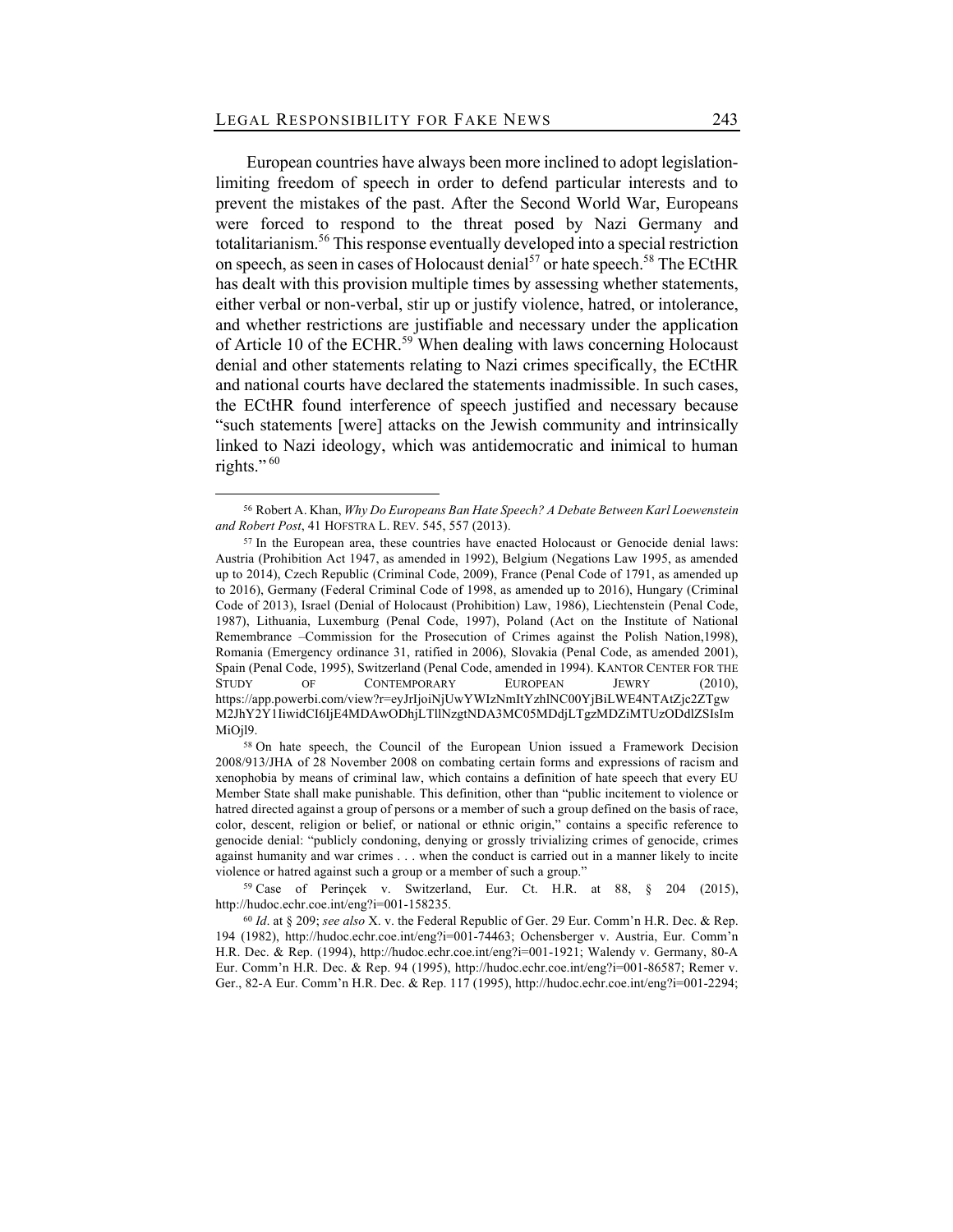European countries have always been more inclined to adopt legislation-limiting freedom of speech in order to defend particular interests and to prevent the mistakes of the past. After the Second World War, Europeans were forced to respond to the threat posed by Nazi Germany and totalitarianism.[56] This response eventually developed into a special restriction on speech, as seen in cases of Holocaust denial[57] or hate speech.[58] The ECtHR has dealt with this provision multiple times by assessing whether statements, either verbal or non-verbal, stir up or justify violence, hatred, or intolerance, and whether restrictions are justifiable and necessary under the application of Article 10 of the ECHR.[59] When dealing with laws concerning Holocaust denial and other statements relating to Nazi crimes specifically, the ECtHR and national courts have declared the statements inadmissible. In such cases, the ECtHR found interference of speech justified and necessary because "such statements [were] attacks on the Jewish community and intrinsically linked to Nazi ideology, which was antidemocratic and inimical to human rights."[60]

---

[56] Robert A. Khan, *Why Do Europeans Ban Hate Speech? A Debate Between Karl Loewenstein and Robert Post*, 41 HOFSTRA L. REV. 545, 557 (2013).

[57] In the European area, these countries have enacted Holocaust or Genocide denial laws: Austria (Prohibition Act 1947, as amended in 1992), Belgium (Negations Law 1995, as amended up to 2014), Czech Republic (Criminal Code, 2009), France (Penal Code of 1791, as amended up to 2016), Germany (Federal Criminal Code of 1998, as amended up to 2016), Hungary (Criminal Code of 2013), Israel (Denial of Holocaust (Prohibition) Law, 1986), Liechtenstein (Penal Code, 1987), Lithuania, Luxemburg (Penal Code, 1997), Poland (Act on the Institute of National Remembrance –Commission for the Prosecution of Crimes against the Polish Nation,1998), Romania (Emergency ordinance 31, ratified in 2006), Slovakia (Penal Code, as amended 2001), Spain (Penal Code, 1995), Switzerland (Penal Code, amended in 1994). KANTOR CENTER FOR THE STUDY OF CONTEMPORARY EUROPEAN JEWRY (2010), https://app.powerbi.com/view?r=eyJrIjoiNjUwYWIzNmItYzhlNC00YjBiLWE4NTAtZjc2ZTgw M2JhY2Y1IiwidCI6IjE4MDAwODhjLTllNzgtNDA3MC05MDdjLTgzMDZiMTUzODdlZSIsIm MiOjl9.

[58] On hate speech, the Council of the European Union issued a Framework Decision 2008/913/JHA of 28 November 2008 on combating certain forms and expressions of racism and xenophobia by means of criminal law, which contains a definition of hate speech that every EU Member State shall make punishable. This definition, other than "public incitement to violence or hatred directed against a group of persons or a member of such a group defined on the basis of race, color, descent, religion or belief, or national or ethnic origin," contains a specific reference to genocide denial: "publicly condoning, denying or grossly trivializing crimes of genocide, crimes against humanity and war crimes . . . when the conduct is carried out in a manner likely to incite violence or hatred against such a group or a member of such a group."

[59] Case of Perinçek v. Switzerland, Eur. Ct. H.R. at 88, § 204 (2015), http://hudoc.echr.coe.int/eng?i=001-158235.

[60] *Id*. at § 209; *see also* X. v. the Federal Republic of Ger. 29 Eur. Comm'n H.R. Dec. & Rep. 194 (1982), http://hudoc.echr.coe.int/eng?i=001-74463; Ochensberger v. Austria, Eur. Comm'n H.R. Dec. & Rep. (1994), http://hudoc.echr.coe.int/eng?i=001-1921; Walendy v. Germany, 80-A Eur. Comm'n H.R. Dec. & Rep. 94 (1995), http://hudoc.echr.coe.int/eng?i=001-86587; Remer v. Ger., 82-A Eur. Comm'n H.R. Dec. & Rep. 117 (1995), http://hudoc.echr.coe.int/eng?i=001-2294;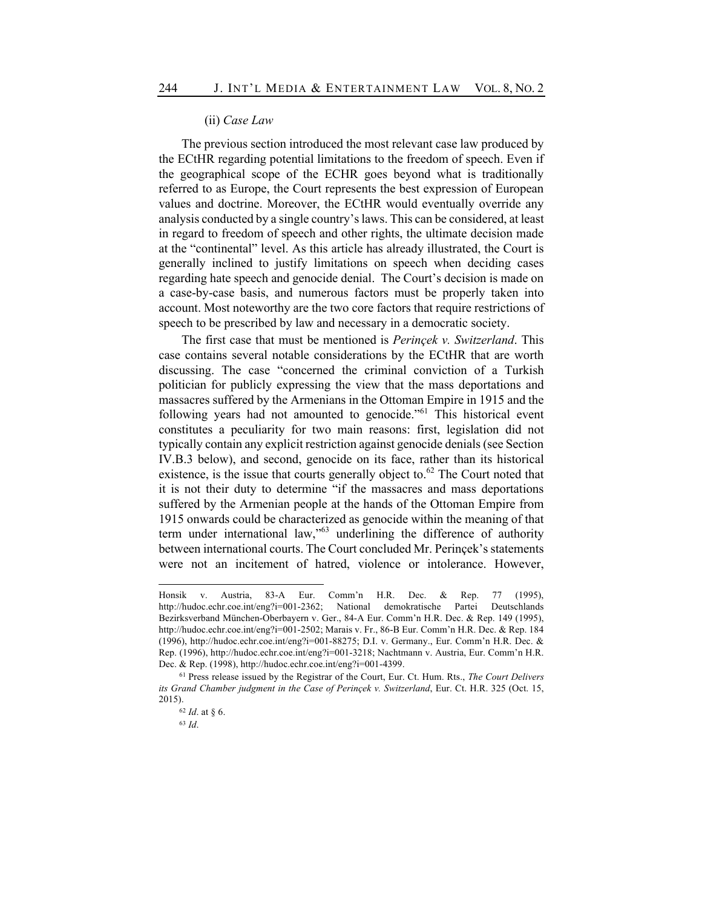(ii) *Case Law*

The previous section introduced the most relevant case law produced by the ECtHR regarding potential limitations to the freedom of speech. Even if the geographical scope of the ECHR goes beyond what is traditionally referred to as Europe, the Court represents the best expression of European values and doctrine. Moreover, the ECtHR would eventually override any analysis conducted by a single country's laws. This can be considered, at least in regard to freedom of speech and other rights, the ultimate decision made at the "continental" level. As this article has already illustrated, the Court is generally inclined to justify limitations on speech when deciding cases regarding hate speech and genocide denial. The Court's decision is made on a case-by-case basis, and numerous factors must be properly taken into account. Most noteworthy are the two core factors that require restrictions of speech to be prescribed by law and necessary in a democratic society.

The first case that must be mentioned is *Perinçek v. Switzerland*. This case contains several notable considerations by the ECtHR that are worth discussing. The case "concerned the criminal conviction of a Turkish politician for publicly expressing the view that the mass deportations and massacres suffered by the Armenians in the Ottoman Empire in 1915 and the following years had not amounted to genocide."[61] This historical event constitutes a peculiarity for two main reasons: first, legislation did not typically contain any explicit restriction against genocide denials (see Section IV.B.3 below), and second, genocide on its face, rather than its historical existence, is the issue that courts generally object to.[62] The Court noted that it is not their duty to determine "if the massacres and mass deportations suffered by the Armenian people at the hands of the Ottoman Empire from 1915 onwards could be characterized as genocide within the meaning of that term under international law,"[63] underlining the difference of authority between international courts. The Court concluded Mr. Perinçek's statements were not an incitement of hatred, violence or intolerance. However,

---

Honsik v. Austria, 83-A Eur. Comm'n H.R. Dec. & Rep. 77 (1995), http://hudoc.echr.coe.int/eng?i=001-2362; National demokratische Partei Deutschlands Bezirksverband München-Oberbayern v. Ger., 84-A Eur. Comm'n H.R. Dec. & Rep. 149 (1995), http://hudoc.echr.coe.int/eng?i=001-2502; Marais v. Fr., 86-B Eur. Comm'n H.R. Dec. & Rep. 184 (1996), http://hudoc.echr.coe.int/eng?i=001-88275; D.I. v. Germany., Eur. Comm'n H.R. Dec. & Rep. (1996), http://hudoc.echr.coe.int/eng?i=001-3218; Nachtmann v. Austria, Eur. Comm'n H.R. Dec. & Rep. (1998), http://hudoc.echr.coe.int/eng?i=001-4399.

[61] Press release issued by the Registrar of the Court, Eur. Ct. Hum. Rts., *The Court Delivers its Grand Chamber judgment in the Case of Perinçek v. Switzerland*, Eur. Ct. H.R. 325 (Oct. 15, 2015).

[62] *Id*. at § 6.

[63] *Id*.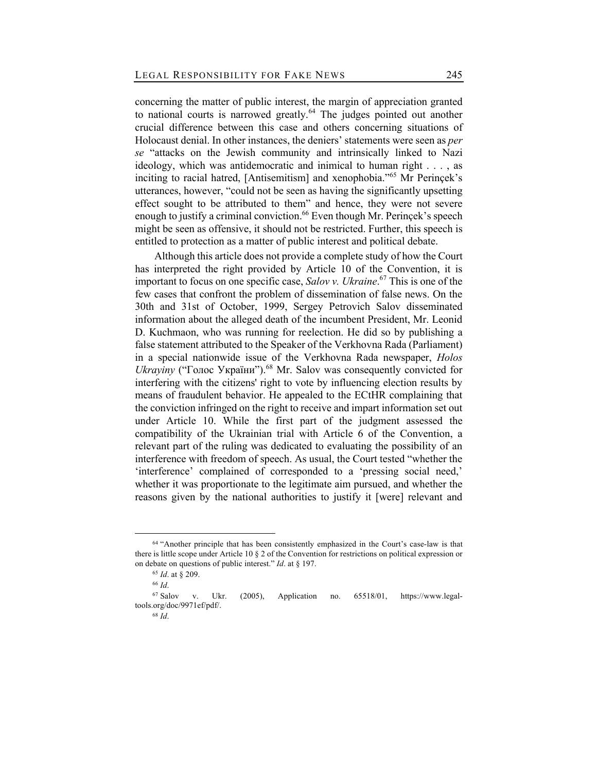concerning the matter of public interest, the margin of appreciation granted to national courts is narrowed greatly.[64] The judges pointed out another crucial difference between this case and others concerning situations of Holocaust denial. In other instances, the deniers' statements were seen as *per se* "attacks on the Jewish community and intrinsically linked to Nazi ideology, which was antidemocratic and inimical to human right . . . , as inciting to racial hatred, [Antisemitism] and xenophobia."[65] Mr Perinçek's utterances, however, "could not be seen as having the significantly upsetting effect sought to be attributed to them" and hence, they were not severe enough to justify a criminal conviction.[66] Even though Mr. Perinçek's speech might be seen as offensive, it should not be restricted. Further, this speech is entitled to protection as a matter of public interest and political debate.

Although this article does not provide a complete study of how the Court has interpreted the right provided by Article 10 of the Convention, it is important to focus on one specific case, *Salov v. Ukraine*.[67] This is one of the few cases that confront the problem of dissemination of false news. On the 30th and 31st of October, 1999, Sergey Petrovich Salov disseminated information about the alleged death of the incumbent President, Mr. Leonid D. Kuchmaon, who was running for reelection. He did so by publishing a false statement attributed to the Speaker of the Verkhovna Rada (Parliament) in a special nationwide issue of the Verkhovna Rada newspaper, *Holos Ukrayiny* ("Голос України").[68] Mr. Salov was consequently convicted for interfering with the citizens' right to vote by influencing election results by means of fraudulent behavior. He appealed to the ECtHR complaining that the conviction infringed on the right to receive and impart information set out under Article 10. While the first part of the judgment assessed the compatibility of the Ukrainian trial with Article 6 of the Convention, a relevant part of the ruling was dedicated to evaluating the possibility of an interference with freedom of speech. As usual, the Court tested "whether the 'interference' complained of corresponded to a 'pressing social need,' whether it was proportionate to the legitimate aim pursued, and whether the reasons given by the national authorities to justify it [were] relevant and

---

[64] "Another principle that has been consistently emphasized in the Court's case-law is that there is little scope under Article 10 § 2 of the Convention for restrictions on political expression or on debate on questions of public interest." *Id*. at § 197.

[65] *Id*. at § 209.

[66] *Id*.

[67] Salov v. Ukr. (2005), Application no. 65518/01, https://www.legal-tools.org/doc/9971ef/pdf/.

[68] *Id*.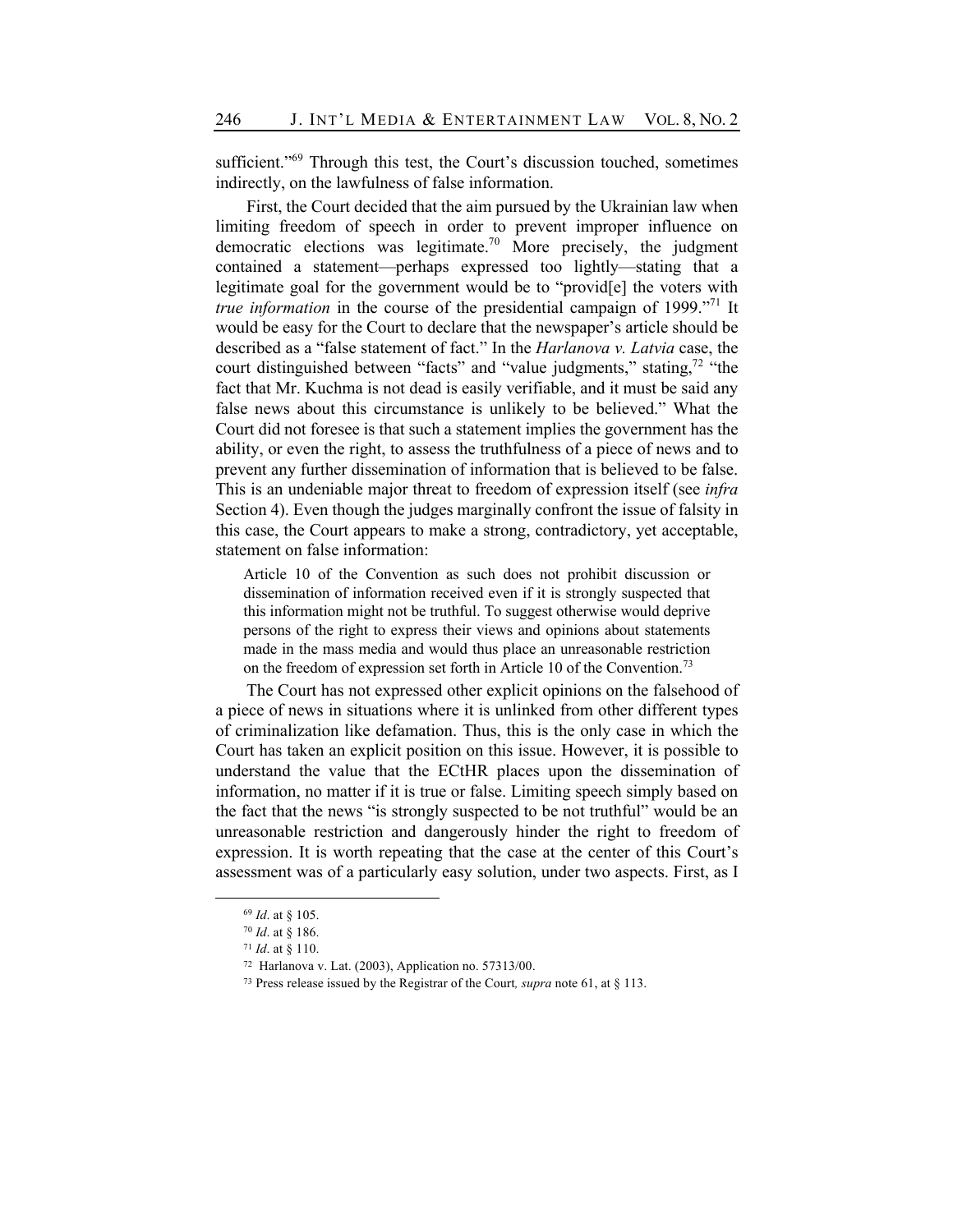sufficient."[69] Through this test, the Court's discussion touched, sometimes indirectly, on the lawfulness of false information.

First, the Court decided that the aim pursued by the Ukrainian law when limiting freedom of speech in order to prevent improper influence on democratic elections was legitimate.[70] More precisely, the judgment contained a statement—perhaps expressed too lightly—stating that a legitimate goal for the government would be to "provid[e] the voters with *true information* in the course of the presidential campaign of 1999."[71] It would be easy for the Court to declare that the newspaper's article should be described as a "false statement of fact." In the *Harlanova v. Latvia* case, the court distinguished between "facts" and "value judgments," stating,[72] "the fact that Mr. Kuchma is not dead is easily verifiable, and it must be said any false news about this circumstance is unlikely to be believed." What the Court did not foresee is that such a statement implies the government has the ability, or even the right, to assess the truthfulness of a piece of news and to prevent any further dissemination of information that is believed to be false. This is an undeniable major threat to freedom of expression itself (see *infra* Section 4). Even though the judges marginally confront the issue of falsity in this case, the Court appears to make a strong, contradictory, yet acceptable, statement on false information:

> Article 10 of the Convention as such does not prohibit discussion or dissemination of information received even if it is strongly suspected that this information might not be truthful. To suggest otherwise would deprive persons of the right to express their views and opinions about statements made in the mass media and would thus place an unreasonable restriction on the freedom of expression set forth in Article 10 of the Convention.[73]

The Court has not expressed other explicit opinions on the falsehood of a piece of news in situations where it is unlinked from other different types of criminalization like defamation. Thus, this is the only case in which the Court has taken an explicit position on this issue. However, it is possible to understand the value that the ECtHR places upon the dissemination of information, no matter if it is true or false. Limiting speech simply based on the fact that the news "is strongly suspected to be not truthful" would be an unreasonable restriction and dangerously hinder the right to freedom of expression. It is worth repeating that the case at the center of this Court's assessment was of a particularly easy solution, under two aspects. First, as I

---

[69] *Id*. at § 105.

[70] *Id*. at § 186.

[71] *Id*. at § 110.

[72] Harlanova v. Lat. (2003), Application no. 57313/00.

[73] Press release issued by the Registrar of the Court, *supra* note 61, at § 113.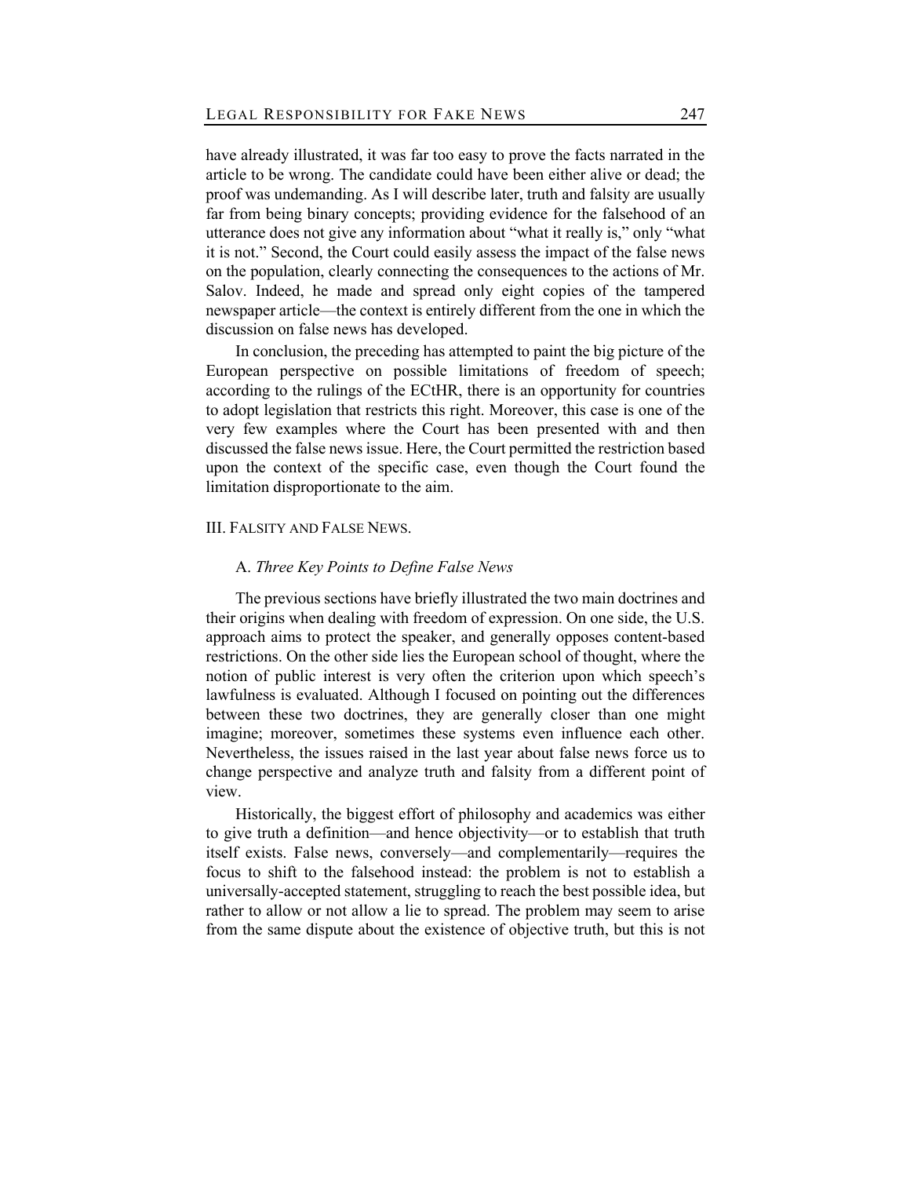have already illustrated, it was far too easy to prove the facts narrated in the article to be wrong. The candidate could have been either alive or dead; the proof was undemanding. As I will describe later, truth and falsity are usually far from being binary concepts; providing evidence for the falsehood of an utterance does not give any information about "what it really is," only "what it is not." Second, the Court could easily assess the impact of the false news on the population, clearly connecting the consequences to the actions of Mr. Salov. Indeed, he made and spread only eight copies of the tampered newspaper article—the context is entirely different from the one in which the discussion on false news has developed.

In conclusion, the preceding has attempted to paint the big picture of the European perspective on possible limitations of freedom of speech; according to the rulings of the ECtHR, there is an opportunity for countries to adopt legislation that restricts this right. Moreover, this case is one of the very few examples where the Court has been presented with and then discussed the false news issue. Here, the Court permitted the restriction based upon the context of the specific case, even though the Court found the limitation disproportionate to the aim.

## III. Falsity and False News.

### A. *Three Key Points to Define False News*

The previous sections have briefly illustrated the two main doctrines and their origins when dealing with freedom of expression. On one side, the U.S. approach aims to protect the speaker, and generally opposes content-based restrictions. On the other side lies the European school of thought, where the notion of public interest is very often the criterion upon which speech's lawfulness is evaluated. Although I focused on pointing out the differences between these two doctrines, they are generally closer than one might imagine; moreover, sometimes these systems even influence each other. Nevertheless, the issues raised in the last year about false news force us to change perspective and analyze truth and falsity from a different point of view.

Historically, the biggest effort of philosophy and academics was either to give truth a definition—and hence objectivity—or to establish that truth itself exists. False news, conversely—and complementarily—requires the focus to shift to the falsehood instead: the problem is not to establish a universally-accepted statement, struggling to reach the best possible idea, but rather to allow or not allow a lie to spread. The problem may seem to arise from the same dispute about the existence of objective truth, but this is not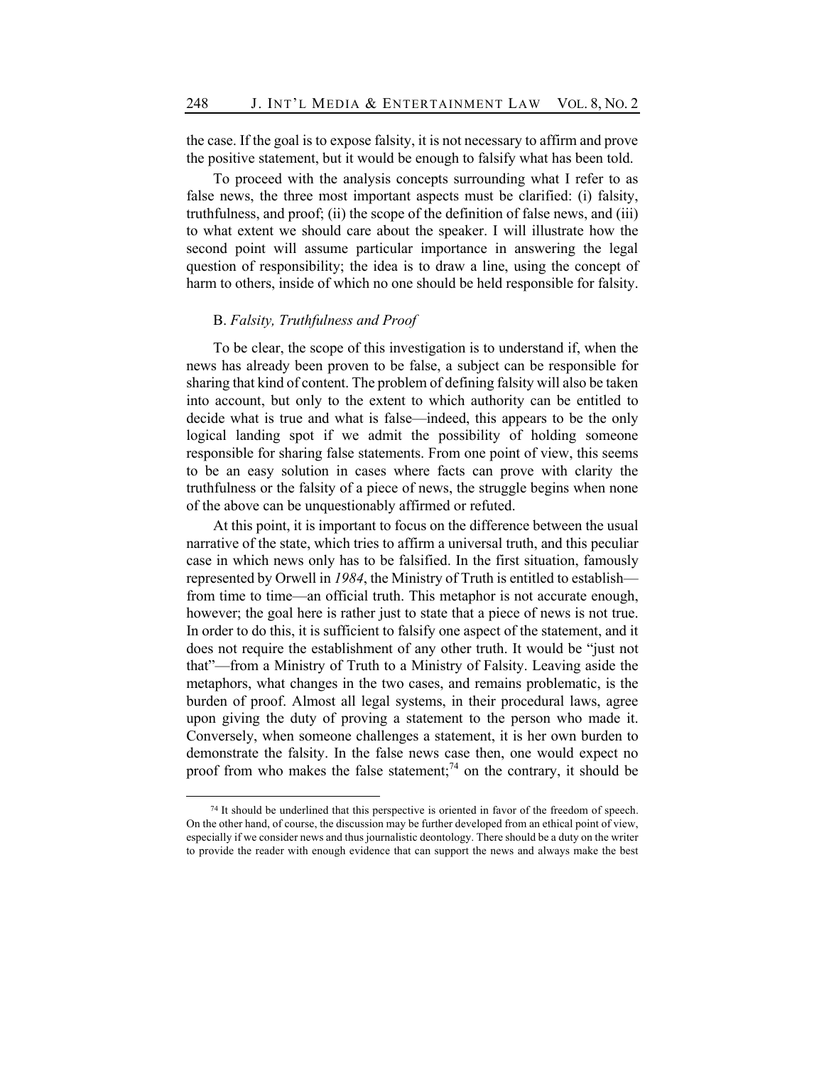the case. If the goal is to expose falsity, it is not necessary to affirm and prove the positive statement, but it would be enough to falsify what has been told.

To proceed with the analysis concepts surrounding what I refer to as false news, the three most important aspects must be clarified: (i) falsity, truthfulness, and proof; (ii) the scope of the definition of false news, and (iii) to what extent we should care about the speaker. I will illustrate how the second point will assume particular importance in answering the legal question of responsibility; the idea is to draw a line, using the concept of harm to others, inside of which no one should be held responsible for falsity.

### B. *Falsity, Truthfulness and Proof*

To be clear, the scope of this investigation is to understand if, when the news has already been proven to be false, a subject can be responsible for sharing that kind of content. The problem of defining falsity will also be taken into account, but only to the extent to which authority can be entitled to decide what is true and what is false—indeed, this appears to be the only logical landing spot if we admit the possibility of holding someone responsible for sharing false statements. From one point of view, this seems to be an easy solution in cases where facts can prove with clarity the truthfulness or the falsity of a piece of news, the struggle begins when none of the above can be unquestionably affirmed or refuted.

At this point, it is important to focus on the difference between the usual narrative of the state, which tries to affirm a universal truth, and this peculiar case in which news only has to be falsified. In the first situation, famously represented by Orwell in *1984*, the Ministry of Truth is entitled to establish—from time to time—an official truth. This metaphor is not accurate enough, however; the goal here is rather just to state that a piece of news is not true. In order to do this, it is sufficient to falsify one aspect of the statement, and it does not require the establishment of any other truth. It would be "just not that"—from a Ministry of Truth to a Ministry of Falsity. Leaving aside the metaphors, what changes in the two cases, and remains problematic, is the burden of proof. Almost all legal systems, in their procedural laws, agree upon giving the duty of proving a statement to the person who made it. Conversely, when someone challenges a statement, it is her own burden to demonstrate the falsity. In the false news case then, one would expect no proof from who makes the false statement;[74] on the contrary, it should be

[74] It should be underlined that this perspective is oriented in favor of the freedom of speech. On the other hand, of course, the discussion may be further developed from an ethical point of view, especially if we consider news and thus journalistic deontology. There should be a duty on the writer to provide the reader with enough evidence that can support the news and always make the best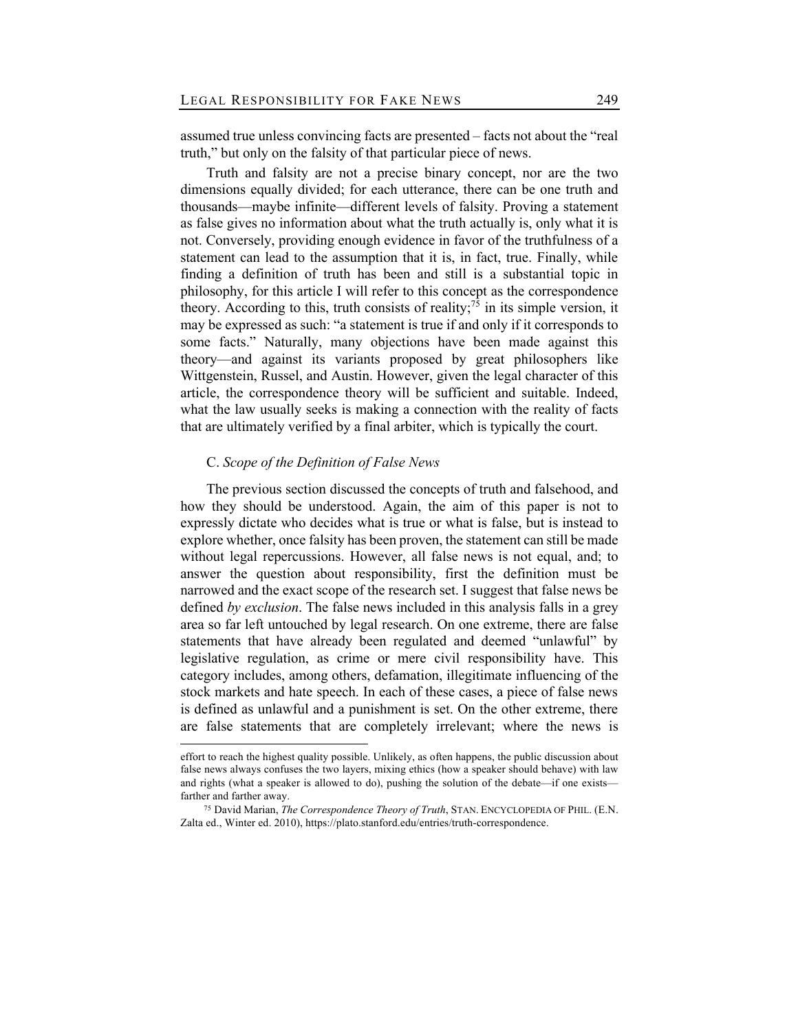assumed true unless convincing facts are presented – facts not about the "real truth," but only on the falsity of that particular piece of news.

Truth and falsity are not a precise binary concept, nor are the two dimensions equally divided; for each utterance, there can be one truth and thousands—maybe infinite—different levels of falsity. Proving a statement as false gives no information about what the truth actually is, only what it is not. Conversely, providing enough evidence in favor of the truthfulness of a statement can lead to the assumption that it is, in fact, true. Finally, while finding a definition of truth has been and still is a substantial topic in philosophy, for this article I will refer to this concept as the correspondence theory. According to this, truth consists of reality;[75] in its simple version, it may be expressed as such: "a statement is true if and only if it corresponds to some facts." Naturally, many objections have been made against this theory—and against its variants proposed by great philosophers like Wittgenstein, Russel, and Austin. However, given the legal character of this article, the correspondence theory will be sufficient and suitable. Indeed, what the law usually seeks is making a connection with the reality of facts that are ultimately verified by a final arbiter, which is typically the court.

### C. *Scope of the Definition of False News*

The previous section discussed the concepts of truth and falsehood, and how they should be understood. Again, the aim of this paper is not to expressly dictate who decides what is true or what is false, but is instead to explore whether, once falsity has been proven, the statement can still be made without legal repercussions. However, all false news is not equal, and; to answer the question about responsibility, first the definition must be narrowed and the exact scope of the research set. I suggest that false news be defined *by exclusion*. The false news included in this analysis falls in a grey area so far left untouched by legal research. On one extreme, there are false statements that have already been regulated and deemed "unlawful" by legislative regulation, as crime or mere civil responsibility have. This category includes, among others, defamation, illegitimate influencing of the stock markets and hate speech. In each of these cases, a piece of false news is defined as unlawful and a punishment is set. On the other extreme, there are false statements that are completely irrelevant; where the news is

---

effort to reach the highest quality possible. Unlikely, as often happens, the public discussion about false news always confuses the two layers, mixing ethics (how a speaker should behave) with law and rights (what a speaker is allowed to do), pushing the solution of the debate—if one exists—farther and farther away.

[75] David Marian, *The Correspondence Theory of Truth*, STAN. ENCYCLOPEDIA OF PHIL. (E.N. Zalta ed., Winter ed. 2010), https://plato.stanford.edu/entries/truth-correspondence.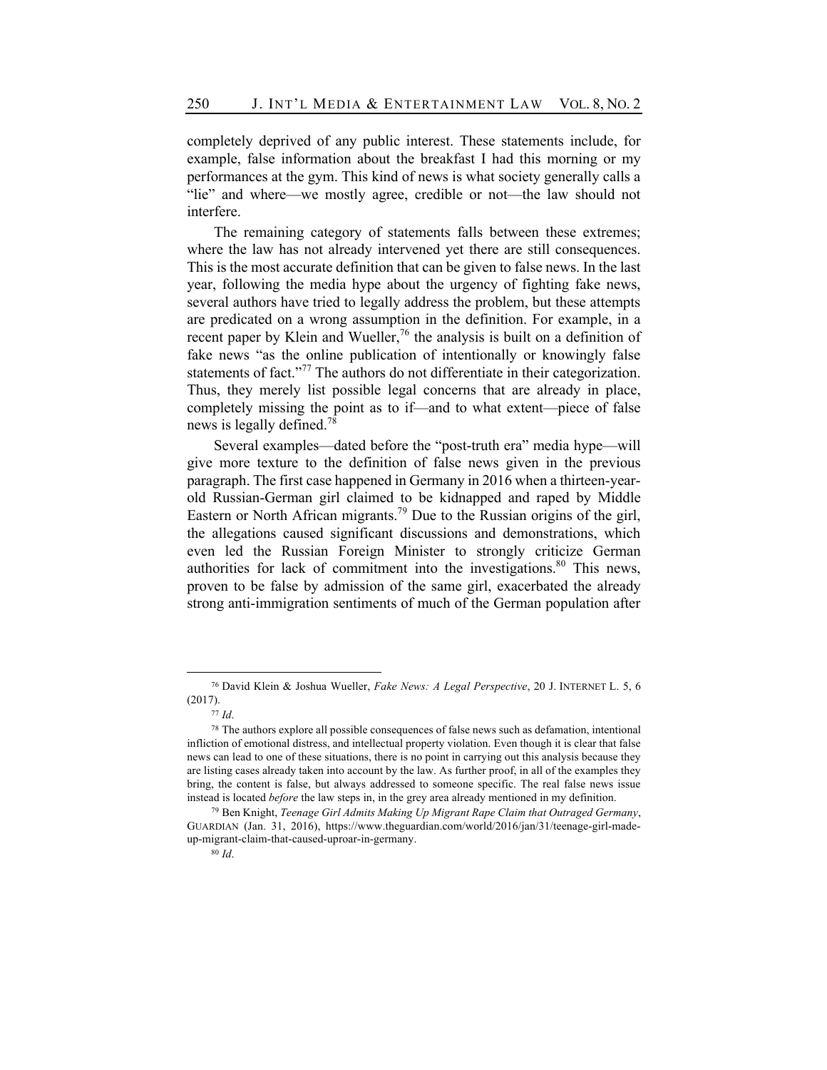completely deprived of any public interest. These statements include, for example, false information about the breakfast I had this morning or my performances at the gym. This kind of news is what society generally calls a "lie" and where—we mostly agree, credible or not—the law should not interfere.

The remaining category of statements falls between these extremes; where the law has not already intervened yet there are still consequences. This is the most accurate definition that can be given to false news. In the last year, following the media hype about the urgency of fighting fake news, several authors have tried to legally address the problem, but these attempts are predicated on a wrong assumption in the definition. For example, in a recent paper by Klein and Wueller,[76] the analysis is built on a definition of fake news "as the online publication of intentionally or knowingly false statements of fact."[77] The authors do not differentiate in their categorization. Thus, they merely list possible legal concerns that are already in place, completely missing the point as to if—and to what extent—piece of false news is legally defined.[78]

Several examples—dated before the "post-truth era" media hype—will give more texture to the definition of false news given in the previous paragraph. The first case happened in Germany in 2016 when a thirteen-year-old Russian-German girl claimed to be kidnapped and raped by Middle Eastern or North African migrants.[79] Due to the Russian origins of the girl, the allegations caused significant discussions and demonstrations, which even led the Russian Foreign Minister to strongly criticize German authorities for lack of commitment into the investigations.[80] This news, proven to be false by admission of the same girl, exacerbated the already strong anti-immigration sentiments of much of the German population after

---

[76] David Klein & Joshua Wueller, *Fake News: A Legal Perspective*, 20 J. INTERNET L. 5, 6 (2017).

[77] *Id*.

[78] The authors explore all possible consequences of false news such as defamation, intentional infliction of emotional distress, and intellectual property violation. Even though it is clear that false news can lead to one of these situations, there is no point in carrying out this analysis because they are listing cases already taken into account by the law. As further proof, in all of the examples they bring, the content is false, but always addressed to someone specific. The real false news issue instead is located *before* the law steps in, in the grey area already mentioned in my definition.

[79] Ben Knight, *Teenage Girl Admits Making Up Migrant Rape Claim that Outraged Germany*, GUARDIAN (Jan. 31, 2016), https://www.theguardian.com/world/2016/jan/31/teenage-girl-made-up-migrant-claim-that-caused-uproar-in-germany.

[80] *Id*.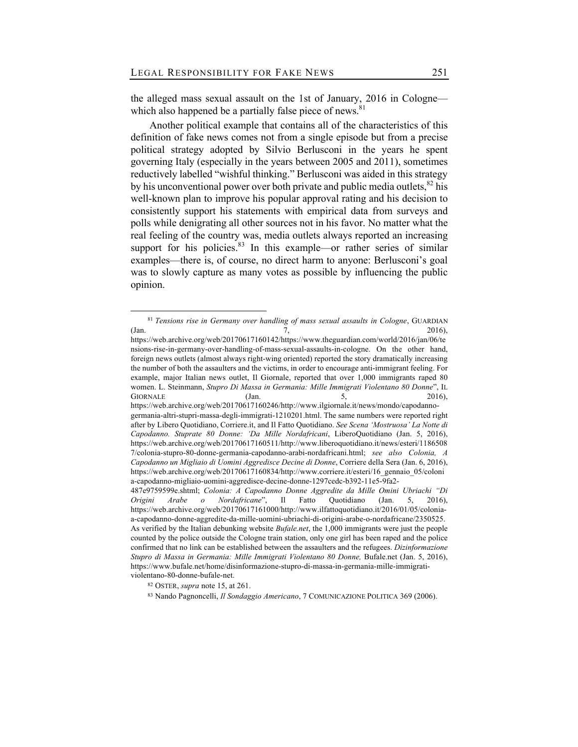the alleged mass sexual assault on the 1st of January, 2016 in Cologne—which also happened be a partially false piece of news.[81]

Another political example that contains all of the characteristics of this definition of fake news comes not from a single episode but from a precise political strategy adopted by Silvio Berlusconi in the years he spent governing Italy (especially in the years between 2005 and 2011), sometimes reductively labelled "wishful thinking." Berlusconi was aided in this strategy by his unconventional power over both private and public media outlets,[82] his well-known plan to improve his popular approval rating and his decision to consistently support his statements with empirical data from surveys and polls while denigrating all other sources not in his favor. No matter what the real feeling of the country was, media outlets always reported an increasing support for his policies.[83] In this example—or rather series of similar examples—there is, of course, no direct harm to anyone: Berlusconi's goal was to slowly capture as many votes as possible by influencing the public opinion.

---

[81] *Tensions rise in Germany over handling of mass sexual assaults in Cologne*, GUARDIAN (Jan. 7, 2016), https://web.archive.org/web/20170617160142/https://www.theguardian.com/world/2016/jan/06/tensions-rise-in-germany-over-handling-of-mass-sexual-assaults-in-cologne. On the other hand, foreign news outlets (almost always right-wing oriented) reported the story dramatically increasing the number of both the assaulters and the victims, in order to encourage anti-immigrant feeling. For example, major Italian news outlet, Il Giornale, reported that over 1,000 immigrants raped 80 women. L. Steinmann, *Stupro Di Massa in Germania: Mille Immigrati Violentano 80 Donne*", IL GIORNALE (Jan. 5, 2016), https://web.archive.org/web/20170617160246/http://www.ilgiornale.it/news/mondo/capodanno-germania-altri-stupri-massa-degli-immigrati-1210201.html. The same numbers were reported right after by Libero Quotidiano, Corriere.it, and Il Fatto Quotidiano. *See Scena 'Mostruosa' La Notte di Capodanno. Stuprate 80 Donne: 'Da Mille Nordafricani*, LiberoQuotidiano (Jan. 5, 2016), https://web.archive.org/web/20170617160511/http://www.liberoquotidiano.it/news/esteri/11865087/colonia-stupro-80-donne-germania-capodanno-arabi-nordafricani.html; *see also Colonia, A Capodanno un Migliaio di Uomini Aggredisce Decine di Donne*, Corriere della Sera (Jan. 6, 2016), https://web.archive.org/web/20170617160834/http://www.corriere.it/esteri/16_gennaio_05/colonia-capodanno-migliaio-uomini-aggredisce-decine-donne-1297cedc-b392-11e5-9fa2-487e9759599e.shtml; *Colonia: A Capodanno Donne Aggredite da Mille Omini Ubriachi "Di Origini Arabe o Nordafricane"*, Il Fatto Quotidiano (Jan. 5, 2016), https://web.archive.org/web/20170617161000/http://www.ilfattoquotidiano.it/2016/01/05/colonia-a-capodanno-donne-aggredite-da-mille-uomini-ubriachi-di-origini-arabe-o-nordafricane/2350525. As verified by the Italian debunking website *Bufale.net*, the 1,000 immigrants were just the people counted by the police outside the Cologne train station, only one girl has been raped and the police confirmed that no link can be established between the assaulters and the refugees. *Dizinformazione Stupro di Massa in Germania: Mille Immigrati Violentano 80 Donne,* Bufale.net (Jan. 5, 2016), https://www.bufale.net/home/disinformazione-stupro-di-massa-in-germania-mille-immigrati-violentano-80-donne-bufale-net.

[82] OSTER, *supra* note 15, at 261.

[83] Nando Pagnoncelli, *Il Sondaggio Americano*, 7 COMUNICAZIONE POLITICA 369 (2006).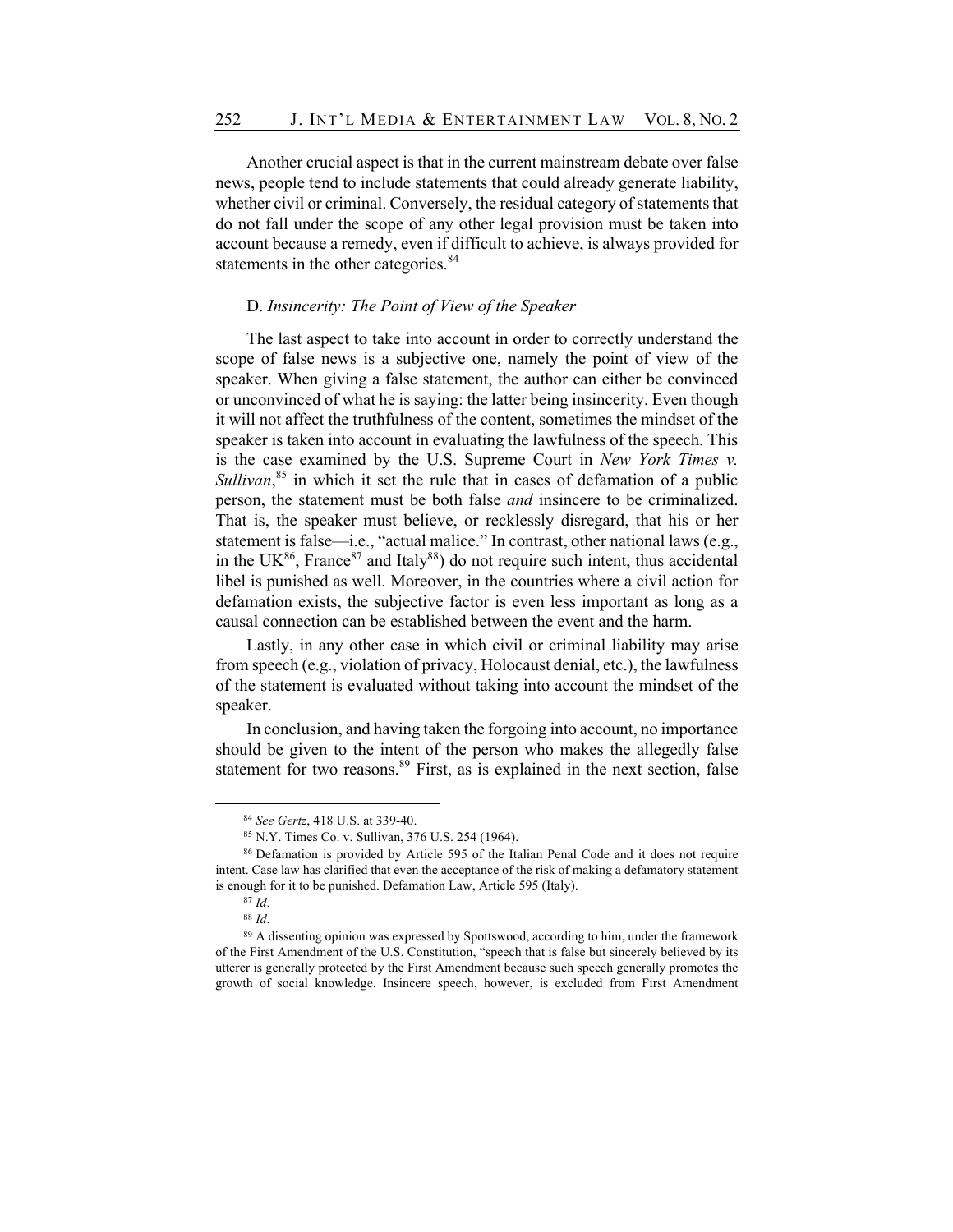Another crucial aspect is that in the current mainstream debate over false news, people tend to include statements that could already generate liability, whether civil or criminal. Conversely, the residual category of statements that do not fall under the scope of any other legal provision must be taken into account because a remedy, even if difficult to achieve, is always provided for statements in the other categories.[84]

### D. *Insincerity: The Point of View of the Speaker*

The last aspect to take into account in order to correctly understand the scope of false news is a subjective one, namely the point of view of the speaker. When giving a false statement, the author can either be convinced or unconvinced of what he is saying: the latter being insincerity. Even though it will not affect the truthfulness of the content, sometimes the mindset of the speaker is taken into account in evaluating the lawfulness of the speech. This is the case examined by the U.S. Supreme Court in *New York Times v. Sullivan*,[85] in which it set the rule that in cases of defamation of a public person, the statement must be both false *and* insincere to be criminalized. That is, the speaker must believe, or recklessly disregard, that his or her statement is false—i.e., "actual malice." In contrast, other national laws (e.g., in the UK[86], France[87] and Italy[88]) do not require such intent, thus accidental libel is punished as well. Moreover, in the countries where a civil action for defamation exists, the subjective factor is even less important as long as a causal connection can be established between the event and the harm.

Lastly, in any other case in which civil or criminal liability may arise from speech (e.g., violation of privacy, Holocaust denial, etc.), the lawfulness of the statement is evaluated without taking into account the mindset of the speaker.

In conclusion, and having taken the forgoing into account, no importance should be given to the intent of the person who makes the allegedly false statement for two reasons.[89] First, as is explained in the next section, false

---

[84] *See Gertz*, 418 U.S. at 339-40.

[85] N.Y. Times Co. v. Sullivan, 376 U.S. 254 (1964).

[86] Defamation is provided by Article 595 of the Italian Penal Code and it does not require intent. Case law has clarified that even the acceptance of the risk of making a defamatory statement is enough for it to be punished. Defamation Law, Article 595 (Italy).

[87] *Id*.

[88] *Id*.

[89] A dissenting opinion was expressed by Spottswood, according to him, under the framework of the First Amendment of the U.S. Constitution, "speech that is false but sincerely believed by its utterer is generally protected by the First Amendment because such speech generally promotes the growth of social knowledge. Insincere speech, however, is excluded from First Amendment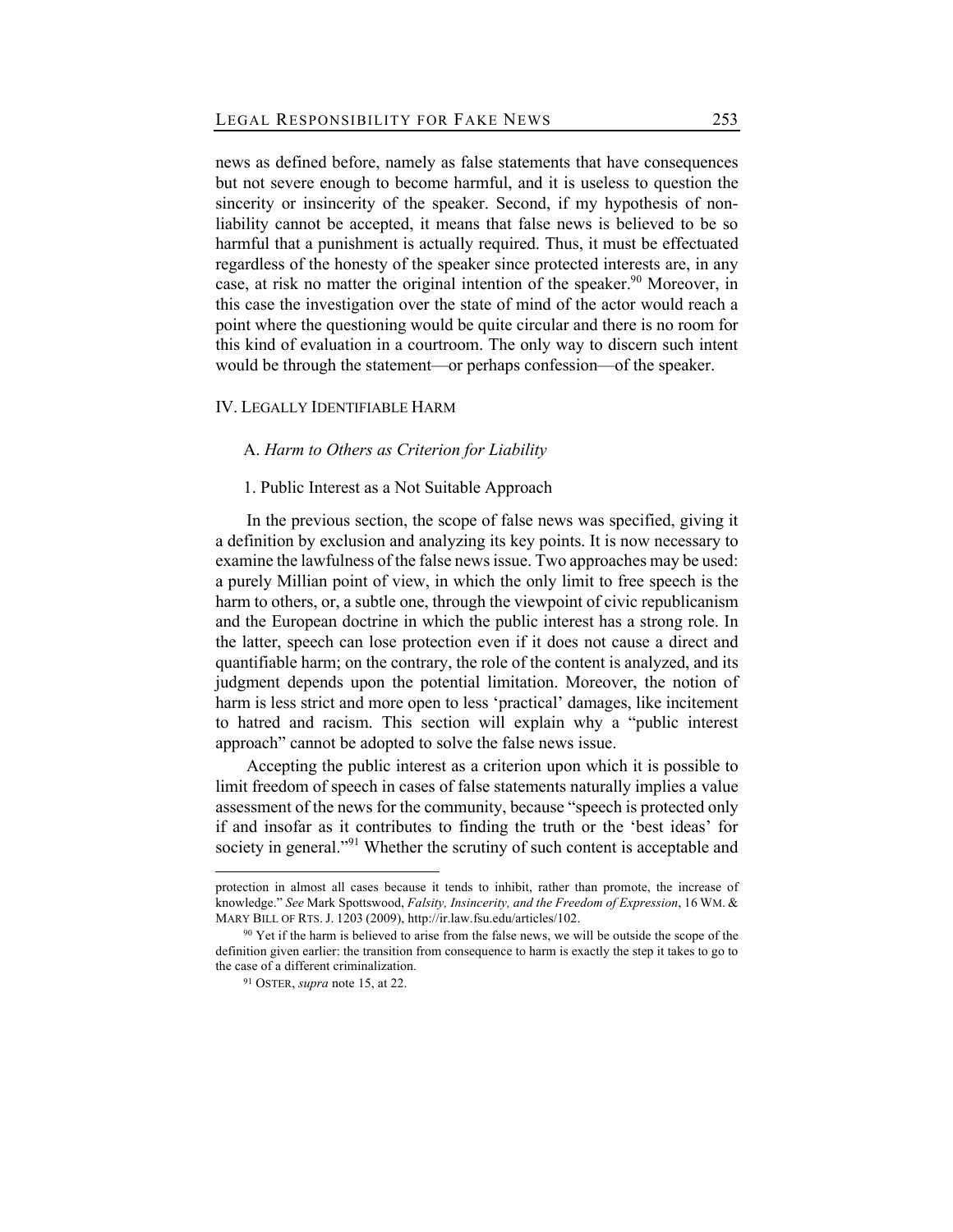news as defined before, namely as false statements that have consequences but not severe enough to become harmful, and it is useless to question the sincerity or insincerity of the speaker. Second, if my hypothesis of non-liability cannot be accepted, it means that false news is believed to be so harmful that a punishment is actually required. Thus, it must be effectuated regardless of the honesty of the speaker since protected interests are, in any case, at risk no matter the original intention of the speaker.[90] Moreover, in this case the investigation over the state of mind of the actor would reach a point where the questioning would be quite circular and there is no room for this kind of evaluation in a courtroom. The only way to discern such intent would be through the statement—or perhaps confession—of the speaker.

## IV. Legally Identifiable Harm

### A. *Harm to Others as Criterion for Liability*

#### 1. Public Interest as a Not Suitable Approach

In the previous section, the scope of false news was specified, giving it a definition by exclusion and analyzing its key points. It is now necessary to examine the lawfulness of the false news issue. Two approaches may be used: a purely Millian point of view, in which the only limit to free speech is the harm to others, or, a subtle one, through the viewpoint of civic republicanism and the European doctrine in which the public interest has a strong role. In the latter, speech can lose protection even if it does not cause a direct and quantifiable harm; on the contrary, the role of the content is analyzed, and its judgment depends upon the potential limitation. Moreover, the notion of harm is less strict and more open to less 'practical' damages, like incitement to hatred and racism. This section will explain why a "public interest approach" cannot be adopted to solve the false news issue.

Accepting the public interest as a criterion upon which it is possible to limit freedom of speech in cases of false statements naturally implies a value assessment of the news for the community, because "speech is protected only if and insofar as it contributes to finding the truth or the 'best ideas' for society in general."[91] Whether the scrutiny of such content is acceptable and

---

protection in almost all cases because it tends to inhibit, rather than promote, the increase of knowledge." *See* Mark Spottswood, *Falsity, Insincerity, and the Freedom of Expression*, 16 WM. & MARY BILL OF RTS. J. 1203 (2009), http://ir.law.fsu.edu/articles/102.

[90] Yet if the harm is believed to arise from the false news, we will be outside the scope of the definition given earlier: the transition from consequence to harm is exactly the step it takes to go to the case of a different criminalization.

[91] OSTER, *supra* note 15, at 22.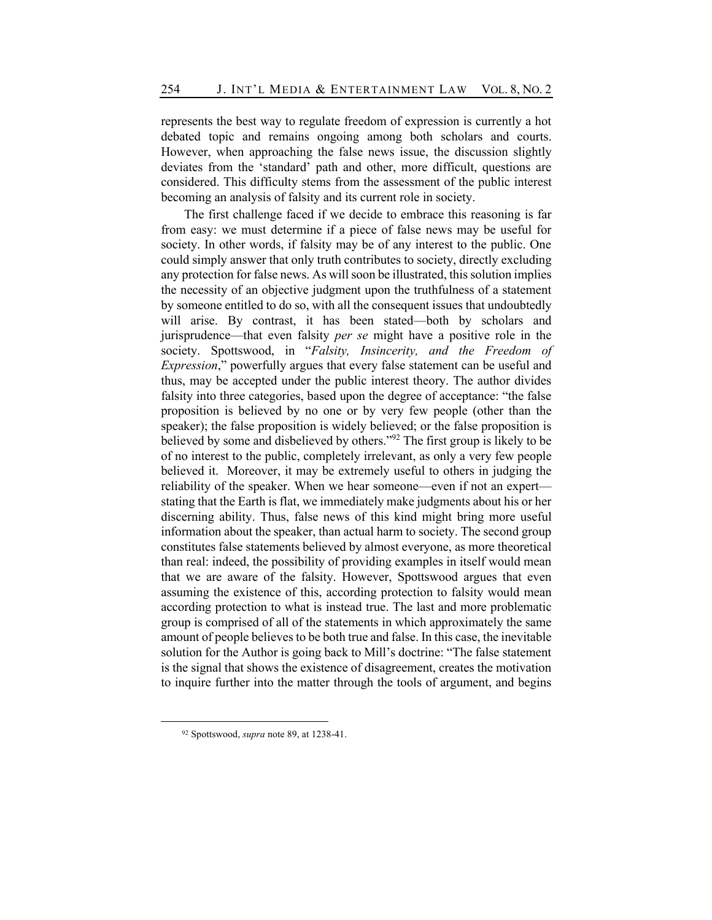represents the best way to regulate freedom of expression is currently a hot debated topic and remains ongoing among both scholars and courts. However, when approaching the false news issue, the discussion slightly deviates from the 'standard' path and other, more difficult, questions are considered. This difficulty stems from the assessment of the public interest becoming an analysis of falsity and its current role in society.

The first challenge faced if we decide to embrace this reasoning is far from easy: we must determine if a piece of false news may be useful for society. In other words, if falsity may be of any interest to the public. One could simply answer that only truth contributes to society, directly excluding any protection for false news. As will soon be illustrated, this solution implies the necessity of an objective judgment upon the truthfulness of a statement by someone entitled to do so, with all the consequent issues that undoubtedly will arise. By contrast, it has been stated—both by scholars and jurisprudence—that even falsity *per se* might have a positive role in the society. Spottswood, in "*Falsity, Insincerity, and the Freedom of Expression*," powerfully argues that every false statement can be useful and thus, may be accepted under the public interest theory. The author divides falsity into three categories, based upon the degree of acceptance: "the false proposition is believed by no one or by very few people (other than the speaker); the false proposition is widely believed; or the false proposition is believed by some and disbelieved by others."[92] The first group is likely to be of no interest to the public, completely irrelevant, as only a very few people believed it. Moreover, it may be extremely useful to others in judging the reliability of the speaker. When we hear someone—even if not an expert—stating that the Earth is flat, we immediately make judgments about his or her discerning ability. Thus, false news of this kind might bring more useful information about the speaker, than actual harm to society. The second group constitutes false statements believed by almost everyone, as more theoretical than real: indeed, the possibility of providing examples in itself would mean that we are aware of the falsity. However, Spottswood argues that even assuming the existence of this, according protection to falsity would mean according protection to what is instead true. The last and more problematic group is comprised of all of the statements in which approximately the same amount of people believes to be both true and false. In this case, the inevitable solution for the Author is going back to Mill's doctrine: "The false statement is the signal that shows the existence of disagreement, creates the motivation to inquire further into the matter through the tools of argument, and begins

[92] Spottswood, *supra* note 89, at 1238-41.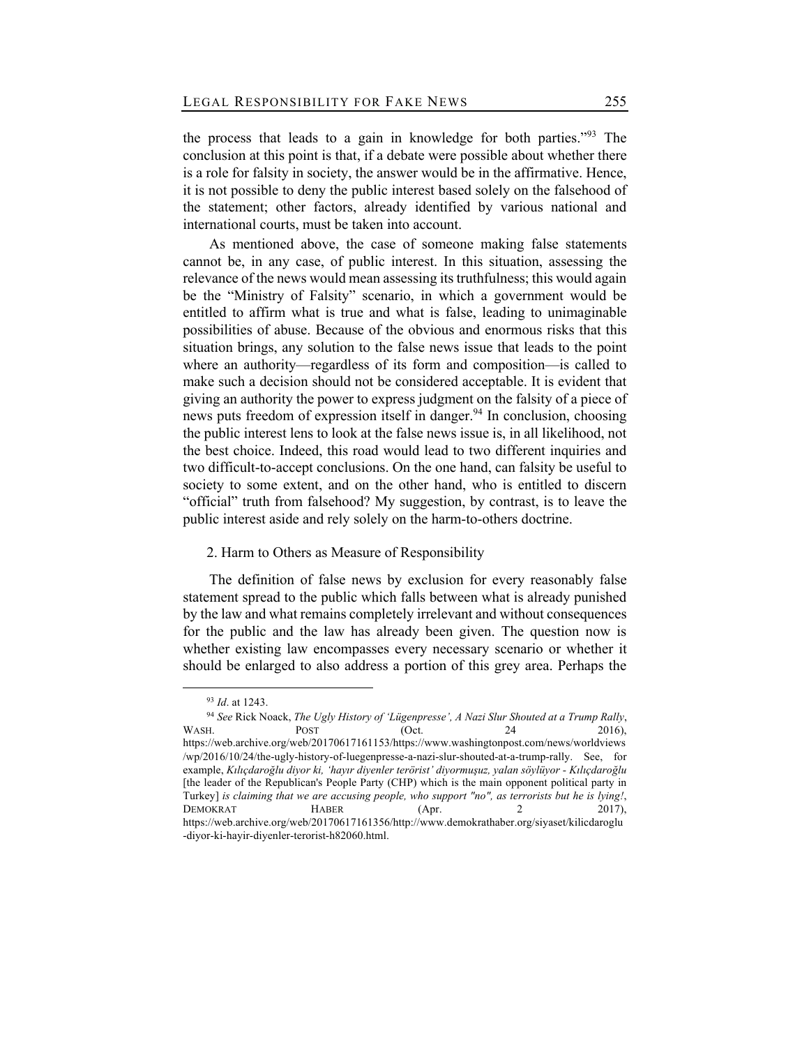the process that leads to a gain in knowledge for both parties."[93] The conclusion at this point is that, if a debate were possible about whether there is a role for falsity in society, the answer would be in the affirmative. Hence, it is not possible to deny the public interest based solely on the falsehood of the statement; other factors, already identified by various national and international courts, must be taken into account.

As mentioned above, the case of someone making false statements cannot be, in any case, of public interest. In this situation, assessing the relevance of the news would mean assessing its truthfulness; this would again be the "Ministry of Falsity" scenario, in which a government would be entitled to affirm what is true and what is false, leading to unimaginable possibilities of abuse. Because of the obvious and enormous risks that this situation brings, any solution to the false news issue that leads to the point where an authority—regardless of its form and composition—is called to make such a decision should not be considered acceptable. It is evident that giving an authority the power to express judgment on the falsity of a piece of news puts freedom of expression itself in danger.[94] In conclusion, choosing the public interest lens to look at the false news issue is, in all likelihood, not the best choice. Indeed, this road would lead to two different inquiries and two difficult-to-accept conclusions. On the one hand, can falsity be useful to society to some extent, and on the other hand, who is entitled to discern "official" truth from falsehood? My suggestion, by contrast, is to leave the public interest aside and rely solely on the harm-to-others doctrine.

### 2. Harm to Others as Measure of Responsibility

The definition of false news by exclusion for every reasonably false statement spread to the public which falls between what is already punished by the law and what remains completely irrelevant and without consequences for the public and the law has already been given. The question now is whether existing law encompasses every necessary scenario or whether it should be enlarged to also address a portion of this grey area. Perhaps the

---

[93] *Id*. at 1243.

[94] *See* Rick Noack, *The Ugly History of 'Lügenpresse', A Nazi Slur Shouted at a Trump Rally*, WASH. POST (Oct. 24 2016), https://web.archive.org/web/20170617161153/https://www.washingtonpost.com/news/worldviews/wp/2016/10/24/the-ugly-history-of-luegenpresse-a-nazi-slur-shouted-at-a-trump-rally. See, for example, *Kılıçdaroğlu diyor ki, 'hayır diyenler terörist' diyormuşuz, yalan söylüyor - Kılıçdaroğlu* [the leader of the Republican's People Party (CHP) which is the main opponent political party in Turkey] *is claiming that we are accusing people, who support "no", as terrorists but he is lying!*, DEMOKRAT HABER (Apr. 2 2017), https://web.archive.org/web/20170617161356/http://www.demokrathaber.org/siyaset/kilicdaroglu-diyor-ki-hayir-diyenler-terorist-h82060.html.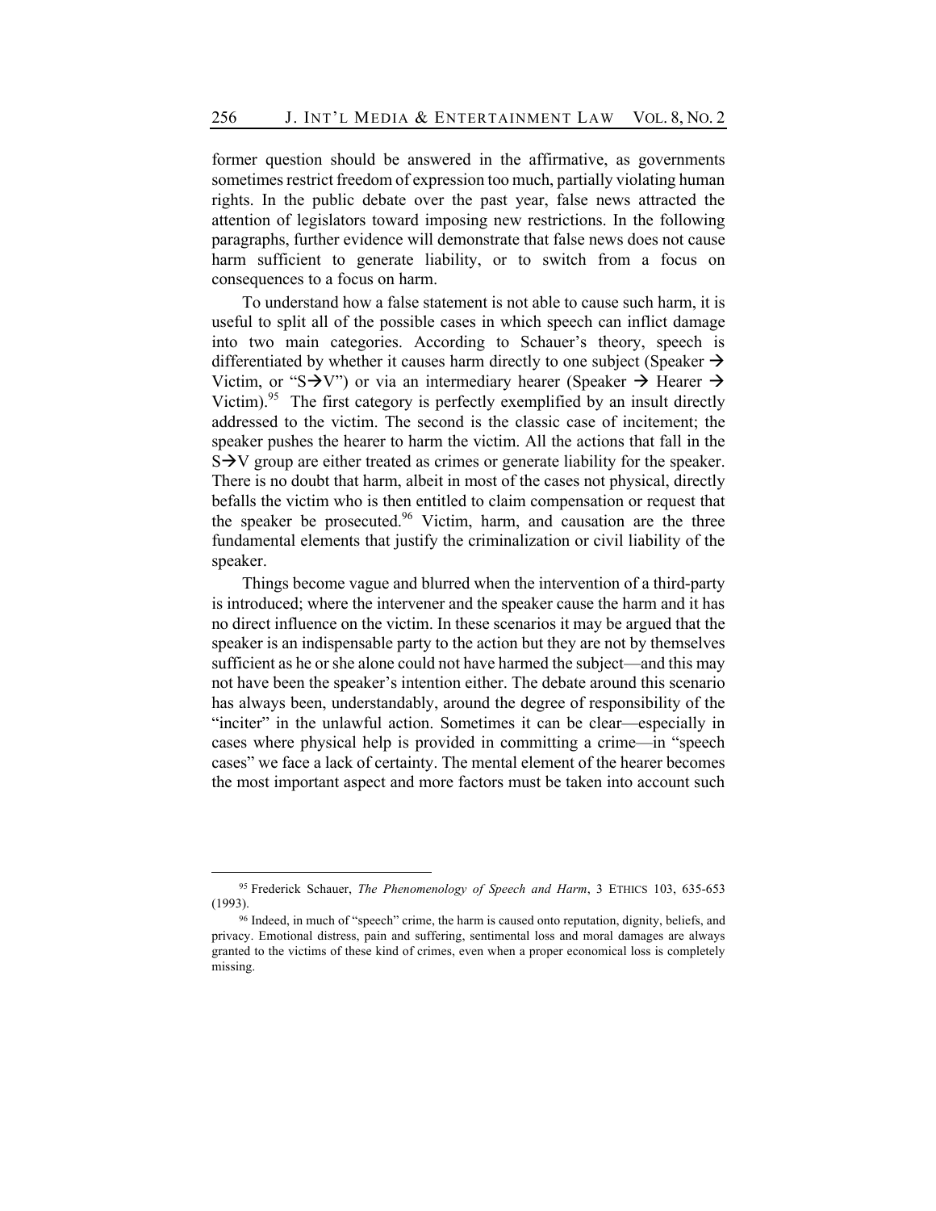former question should be answered in the affirmative, as governments sometimes restrict freedom of expression too much, partially violating human rights. In the public debate over the past year, false news attracted the attention of legislators toward imposing new restrictions. In the following paragraphs, further evidence will demonstrate that false news does not cause harm sufficient to generate liability, or to switch from a focus on consequences to a focus on harm.

To understand how a false statement is not able to cause such harm, it is useful to split all of the possible cases in which speech can inflict damage into two main categories. According to Schauer's theory, speech is differentiated by whether it causes harm directly to one subject (Speaker → Victim, or "S→V") or via an intermediary hearer (Speaker → Hearer → Victim).[95] The first category is perfectly exemplified by an insult directly addressed to the victim. The second is the classic case of incitement; the speaker pushes the hearer to harm the victim. All the actions that fall in the S→V group are either treated as crimes or generate liability for the speaker. There is no doubt that harm, albeit in most of the cases not physical, directly befalls the victim who is then entitled to claim compensation or request that the speaker be prosecuted.[96] Victim, harm, and causation are the three fundamental elements that justify the criminalization or civil liability of the speaker.

Things become vague and blurred when the intervention of a third-party is introduced; where the intervener and the speaker cause the harm and it has no direct influence on the victim. In these scenarios it may be argued that the speaker is an indispensable party to the action but they are not by themselves sufficient as he or she alone could not have harmed the subject—and this may not have been the speaker's intention either. The debate around this scenario has always been, understandably, around the degree of responsibility of the "inciter" in the unlawful action. Sometimes it can be clear—especially in cases where physical help is provided in committing a crime—in "speech cases" we face a lack of certainty. The mental element of the hearer becomes the most important aspect and more factors must be taken into account such

---

[95] Frederick Schauer, *The Phenomenology of Speech and Harm*, 3 ETHICS 103, 635-653 (1993).

[96] Indeed, in much of "speech" crime, the harm is caused onto reputation, dignity, beliefs, and privacy. Emotional distress, pain and suffering, sentimental loss and moral damages are always granted to the victims of these kind of crimes, even when a proper economical loss is completely missing.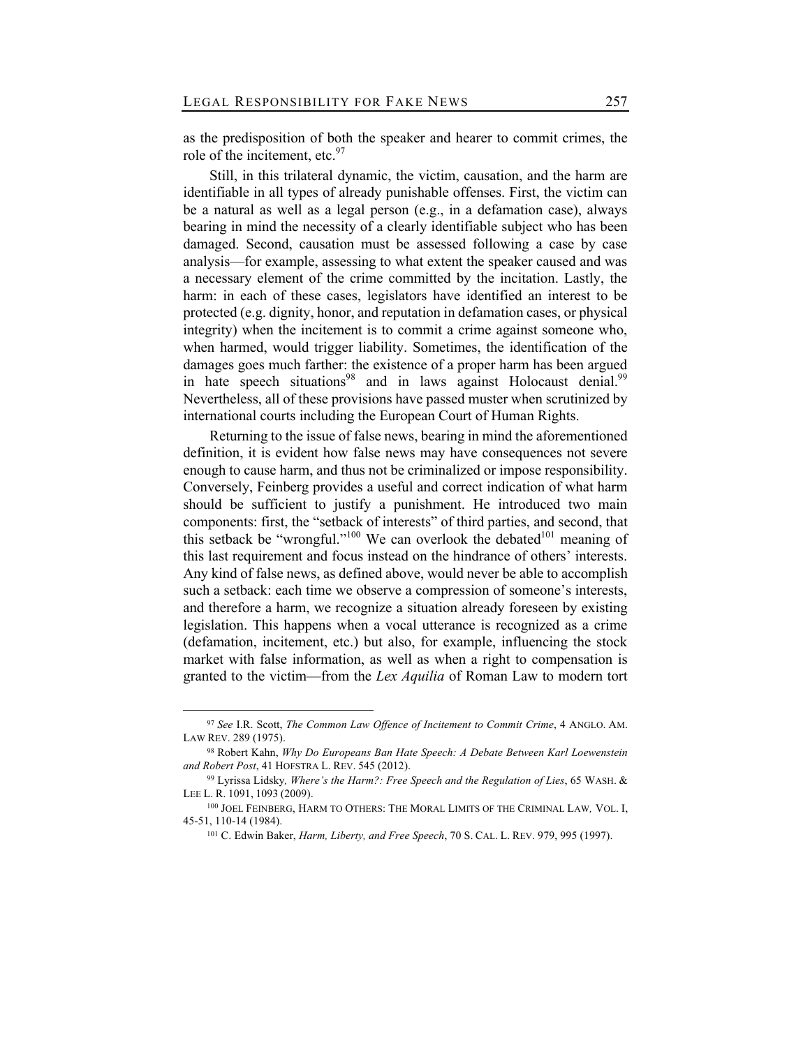as the predisposition of both the speaker and hearer to commit crimes, the role of the incitement, etc.[97]

Still, in this trilateral dynamic, the victim, causation, and the harm are identifiable in all types of already punishable offenses. First, the victim can be a natural as well as a legal person (e.g., in a defamation case), always bearing in mind the necessity of a clearly identifiable subject who has been damaged. Second, causation must be assessed following a case by case analysis—for example, assessing to what extent the speaker caused and was a necessary element of the crime committed by the incitation. Lastly, the harm: in each of these cases, legislators have identified an interest to be protected (e.g. dignity, honor, and reputation in defamation cases, or physical integrity) when the incitement is to commit a crime against someone who, when harmed, would trigger liability. Sometimes, the identification of the damages goes much farther: the existence of a proper harm has been argued in hate speech situations[98] and in laws against Holocaust denial.[99] Nevertheless, all of these provisions have passed muster when scrutinized by international courts including the European Court of Human Rights.

Returning to the issue of false news, bearing in mind the aforementioned definition, it is evident how false news may have consequences not severe enough to cause harm, and thus not be criminalized or impose responsibility. Conversely, Feinberg provides a useful and correct indication of what harm should be sufficient to justify a punishment. He introduced two main components: first, the "setback of interests" of third parties, and second, that this setback be "wrongful."[100] We can overlook the debated[101] meaning of this last requirement and focus instead on the hindrance of others' interests. Any kind of false news, as defined above, would never be able to accomplish such a setback: each time we observe a compression of someone's interests, and therefore a harm, we recognize a situation already foreseen by existing legislation. This happens when a vocal utterance is recognized as a crime (defamation, incitement, etc.) but also, for example, influencing the stock market with false information, as well as when a right to compensation is granted to the victim—from the *Lex Aquilia* of Roman Law to modern tort

---

[97] *See* I.R. Scott, *The Common Law Offence of Incitement to Commit Crime*, 4 ANGLO. AM. LAW REV. 289 (1975).

[98] Robert Kahn, *Why Do Europeans Ban Hate Speech: A Debate Between Karl Loewenstein and Robert Post*, 41 HOFSTRA L. REV. 545 (2012).

[99] Lyrissa Lidsky*, Where's the Harm?: Free Speech and the Regulation of Lies*, 65 WASH. & LEE L. R. 1091, 1093 (2009).

[100] JOEL FEINBERG, HARM TO OTHERS: THE MORAL LIMITS OF THE CRIMINAL LAW*,* VOL. I, 45-51, 110-14 (1984).

[101] C. Edwin Baker, *Harm, Liberty, and Free Speech*, 70 S. CAL. L. REV. 979, 995 (1997).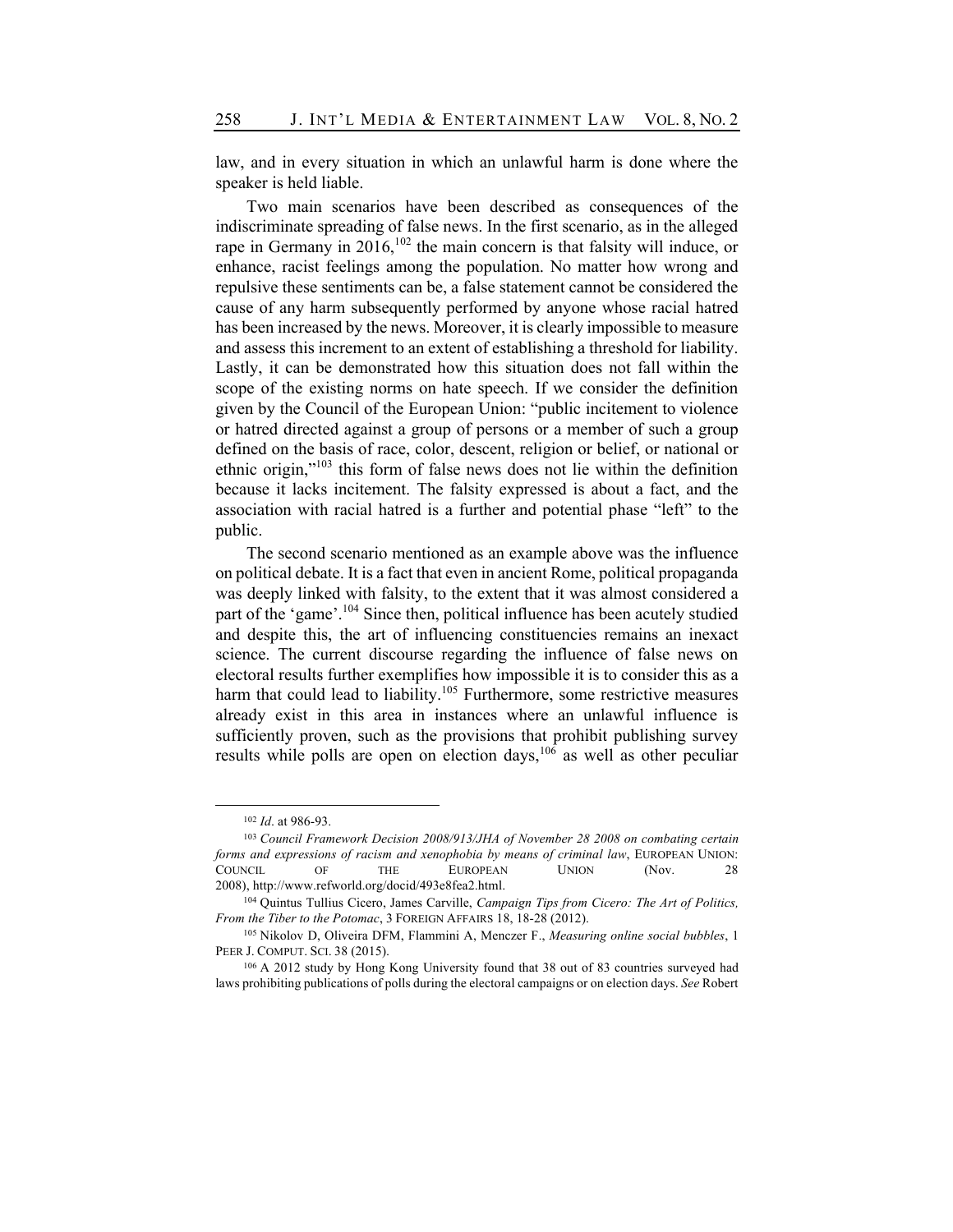law, and in every situation in which an unlawful harm is done where the speaker is held liable.

Two main scenarios have been described as consequences of the indiscriminate spreading of false news. In the first scenario, as in the alleged rape in Germany in 2016,[102] the main concern is that falsity will induce, or enhance, racist feelings among the population. No matter how wrong and repulsive these sentiments can be, a false statement cannot be considered the cause of any harm subsequently performed by anyone whose racial hatred has been increased by the news. Moreover, it is clearly impossible to measure and assess this increment to an extent of establishing a threshold for liability. Lastly, it can be demonstrated how this situation does not fall within the scope of the existing norms on hate speech. If we consider the definition given by the Council of the European Union: "public incitement to violence or hatred directed against a group of persons or a member of such a group defined on the basis of race, color, descent, religion or belief, or national or ethnic origin,"[103] this form of false news does not lie within the definition because it lacks incitement. The falsity expressed is about a fact, and the association with racial hatred is a further and potential phase "left" to the public.

The second scenario mentioned as an example above was the influence on political debate. It is a fact that even in ancient Rome, political propaganda was deeply linked with falsity, to the extent that it was almost considered a part of the 'game'.[104] Since then, political influence has been acutely studied and despite this, the art of influencing constituencies remains an inexact science. The current discourse regarding the influence of false news on electoral results further exemplifies how impossible it is to consider this as a harm that could lead to liability.[105] Furthermore, some restrictive measures already exist in this area in instances where an unlawful influence is sufficiently proven, such as the provisions that prohibit publishing survey results while polls are open on election days,[106] as well as other peculiar

---

[102] *Id*. at 986-93.

[103] *Council Framework Decision 2008/913/JHA of November 28 2008 on combating certain forms and expressions of racism and xenophobia by means of criminal law*, EUROPEAN UNION: COUNCIL OF THE EUROPEAN UNION (Nov. 28 2008), http://www.refworld.org/docid/493e8fea2.html.

[104] Quintus Tullius Cicero, James Carville, *Campaign Tips from Cicero: The Art of Politics, From the Tiber to the Potomac*, 3 FOREIGN AFFAIRS 18, 18-28 (2012).

[105] Nikolov D, Oliveira DFM, Flammini A, Menczer F., *Measuring online social bubbles*, 1 PEER J. COMPUT. SCI. 38 (2015).

[106] A 2012 study by Hong Kong University found that 38 out of 83 countries surveyed had laws prohibiting publications of polls during the electoral campaigns or on election days. *See* Robert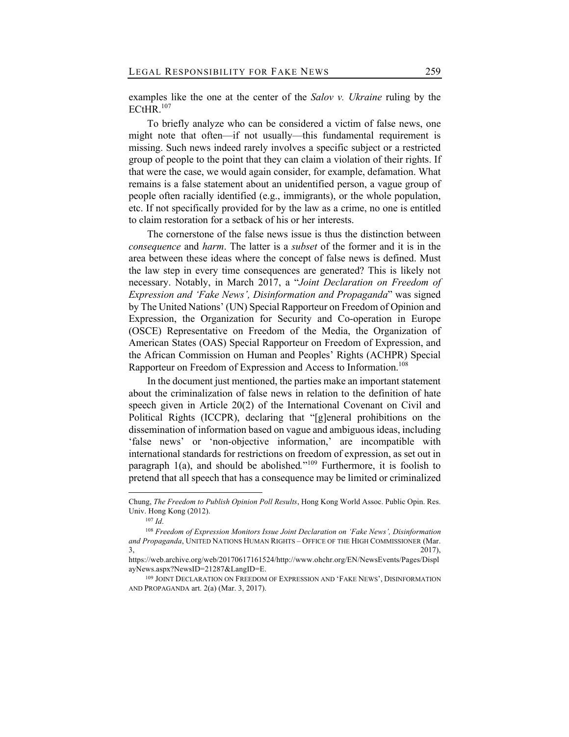examples like the one at the center of the *Salov v. Ukraine* ruling by the ECtHR.[107]

To briefly analyze who can be considered a victim of false news, one might note that often—if not usually—this fundamental requirement is missing. Such news indeed rarely involves a specific subject or a restricted group of people to the point that they can claim a violation of their rights. If that were the case, we would again consider, for example, defamation. What remains is a false statement about an unidentified person, a vague group of people often racially identified (e.g., immigrants), or the whole population, etc. If not specifically provided for by the law as a crime, no one is entitled to claim restoration for a setback of his or her interests.

The cornerstone of the false news issue is thus the distinction between *consequence* and *harm*. The latter is a *subset* of the former and it is in the area between these ideas where the concept of false news is defined. Must the law step in every time consequences are generated? This is likely not necessary. Notably, in March 2017, a "*Joint Declaration on Freedom of Expression and 'Fake News', Disinformation and Propaganda*" was signed by The United Nations' (UN) Special Rapporteur on Freedom of Opinion and Expression, the Organization for Security and Co-operation in Europe (OSCE) Representative on Freedom of the Media, the Organization of American States (OAS) Special Rapporteur on Freedom of Expression, and the African Commission on Human and Peoples' Rights (ACHPR) Special Rapporteur on Freedom of Expression and Access to Information.[108]

In the document just mentioned, the parties make an important statement about the criminalization of false news in relation to the definition of hate speech given in Article 20(2) of the International Covenant on Civil and Political Rights (ICCPR), declaring that "[g]eneral prohibitions on the dissemination of information based on vague and ambiguous ideas, including 'false news' or 'non-objective information,' are incompatible with international standards for restrictions on freedom of expression, as set out in paragraph 1(a), and should be abolished."[109] Furthermore, it is foolish to pretend that all speech that has a consequence may be limited or criminalized

---

Chung, *The Freedom to Publish Opinion Poll Results*, Hong Kong World Assoc. Public Opin. Res. Univ. Hong Kong (2012).

[107] *Id*.

[108] *Freedom of Expression Monitors Issue Joint Declaration on 'Fake News', Disinformation and Propaganda*, UNITED NATIONS HUMAN RIGHTS – OFFICE OF THE HIGH COMMISSIONER (Mar. 3, 2017), https://web.archive.org/web/20170617161524/http://www.ohchr.org/EN/NewsEvents/Pages/DisplayNews.aspx?NewsID=21287&LangID=E.

[109] JOINT DECLARATION ON FREEDOM OF EXPRESSION AND 'FAKE NEWS', DISINFORMATION AND PROPAGANDA art. 2(a) (Mar. 3, 2017).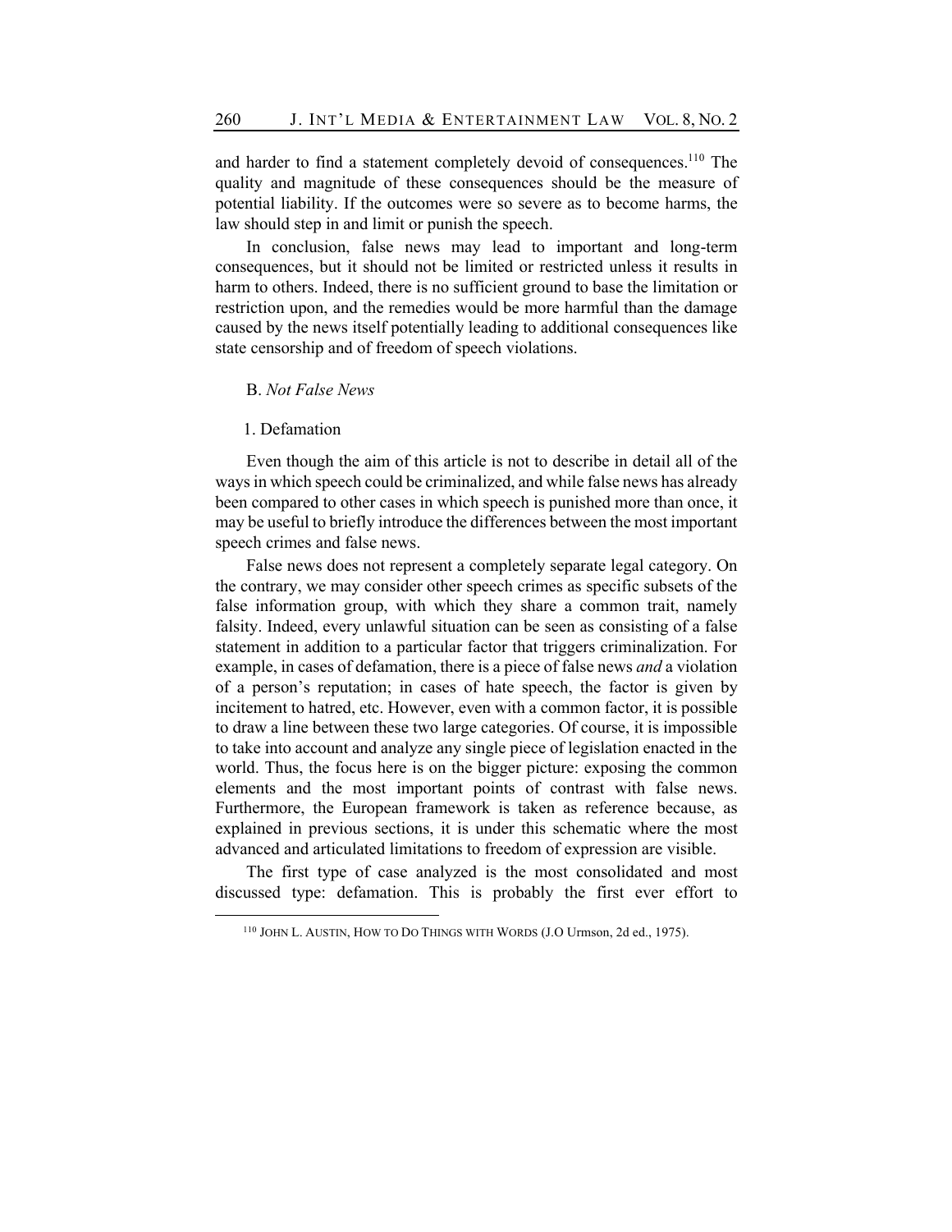and harder to find a statement completely devoid of consequences.[110] The quality and magnitude of these consequences should be the measure of potential liability. If the outcomes were so severe as to become harms, the law should step in and limit or punish the speech.

In conclusion, false news may lead to important and long-term consequences, but it should not be limited or restricted unless it results in harm to others. Indeed, there is no sufficient ground to base the limitation or restriction upon, and the remedies would be more harmful than the damage caused by the news itself potentially leading to additional consequences like state censorship and of freedom of speech violations.

### B. *Not False News*

#### 1. Defamation

Even though the aim of this article is not to describe in detail all of the ways in which speech could be criminalized, and while false news has already been compared to other cases in which speech is punished more than once, it may be useful to briefly introduce the differences between the most important speech crimes and false news.

False news does not represent a completely separate legal category. On the contrary, we may consider other speech crimes as specific subsets of the false information group, with which they share a common trait, namely falsity. Indeed, every unlawful situation can be seen as consisting of a false statement in addition to a particular factor that triggers criminalization. For example, in cases of defamation, there is a piece of false news *and* a violation of a person's reputation; in cases of hate speech, the factor is given by incitement to hatred, etc. However, even with a common factor, it is possible to draw a line between these two large categories. Of course, it is impossible to take into account and analyze any single piece of legislation enacted in the world. Thus, the focus here is on the bigger picture: exposing the common elements and the most important points of contrast with false news. Furthermore, the European framework is taken as reference because, as explained in previous sections, it is under this schematic where the most advanced and articulated limitations to freedom of expression are visible.

The first type of case analyzed is the most consolidated and most discussed type: defamation. This is probably the first ever effort to

[110] JOHN L. AUSTIN, HOW TO DO THINGS WITH WORDS (J.O Urmson, 2d ed., 1975).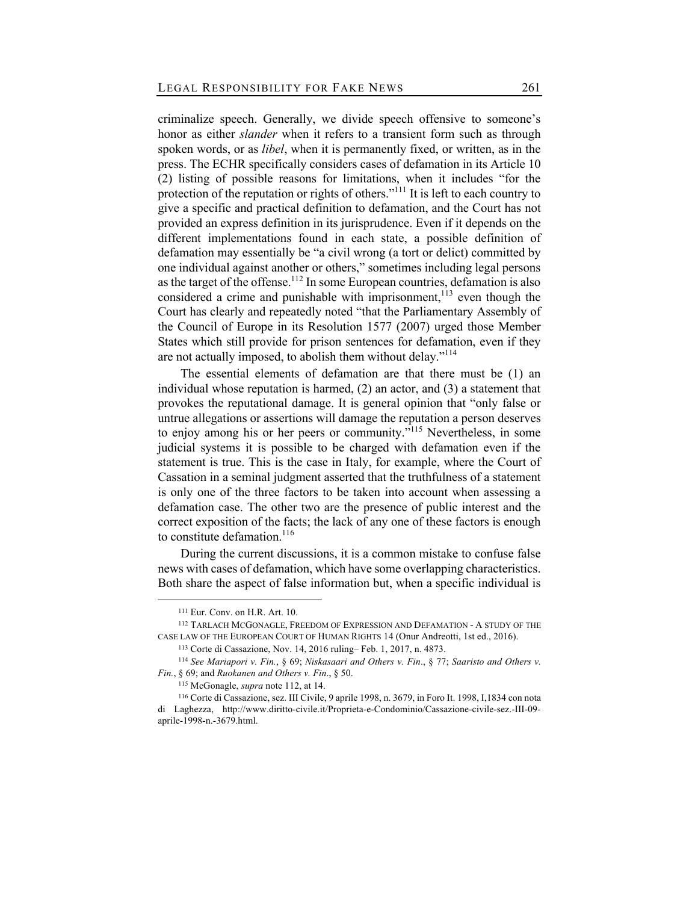criminalize speech. Generally, we divide speech offensive to someone's honor as either *slander* when it refers to a transient form such as through spoken words, or as *libel*, when it is permanently fixed, or written, as in the press. The ECHR specifically considers cases of defamation in its Article 10 (2) listing of possible reasons for limitations, when it includes "for the protection of the reputation or rights of others."[111] It is left to each country to give a specific and practical definition to defamation, and the Court has not provided an express definition in its jurisprudence. Even if it depends on the different implementations found in each state, a possible definition of defamation may essentially be "a civil wrong (a tort or delict) committed by one individual against another or others," sometimes including legal persons as the target of the offense.[112] In some European countries, defamation is also considered a crime and punishable with imprisonment,[113] even though the Court has clearly and repeatedly noted "that the Parliamentary Assembly of the Council of Europe in its Resolution 1577 (2007) urged those Member States which still provide for prison sentences for defamation, even if they are not actually imposed, to abolish them without delay."[114]

The essential elements of defamation are that there must be (1) an individual whose reputation is harmed, (2) an actor, and (3) a statement that provokes the reputational damage. It is general opinion that "only false or untrue allegations or assertions will damage the reputation a person deserves to enjoy among his or her peers or community."[115] Nevertheless, in some judicial systems it is possible to be charged with defamation even if the statement is true. This is the case in Italy, for example, where the Court of Cassation in a seminal judgment asserted that the truthfulness of a statement is only one of the three factors to be taken into account when assessing a defamation case. The other two are the presence of public interest and the correct exposition of the facts; the lack of any one of these factors is enough to constitute defamation.[116]

During the current discussions, it is a common mistake to confuse false news with cases of defamation, which have some overlapping characteristics. Both share the aspect of false information but, when a specific individual is

---

[111] Eur. Conv. on H.R. Art. 10.

[112] TARLACH MCGONAGLE, FREEDOM OF EXPRESSION AND DEFAMATION - A STUDY OF THE CASE LAW OF THE EUROPEAN COURT OF HUMAN RIGHTS 14 (Onur Andreotti, 1st ed., 2016).

[113] Corte di Cassazione, Nov. 14, 2016 ruling– Feb. 1, 2017, n. 4873.

[114] *See Mariapori v. Fin.*, § 69; *Niskasaari and Others v. Fin*., § 77; *Saaristo and Others v. Fin.*, § 69; and *Ruokanen and Others v. Fin*., § 50.

[115] McGonagle, *supra* note 112, at 14.

[116] Corte di Cassazione, sez. III Civile, 9 aprile 1998, n. 3679, in Foro It. 1998, I,1834 con nota di Laghezza, http://www.diritto-civile.it/Proprieta-e-Condominio/Cassazione-civile-sez.-III-09-aprile-1998-n.-3679.html.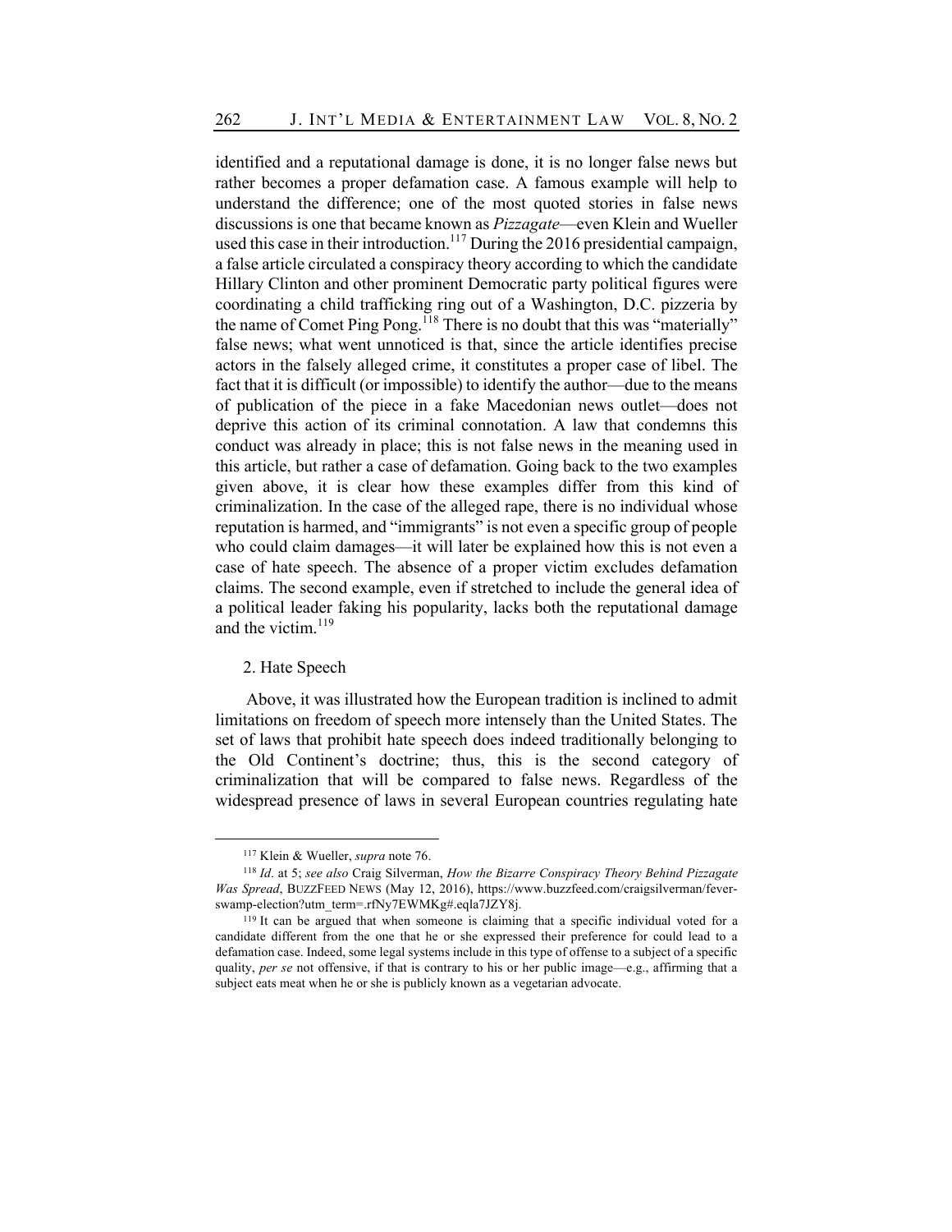identified and a reputational damage is done, it is no longer false news but rather becomes a proper defamation case. A famous example will help to understand the difference; one of the most quoted stories in false news discussions is one that became known as *Pizzagate*—even Klein and Wueller used this case in their introduction.[117] During the 2016 presidential campaign, a false article circulated a conspiracy theory according to which the candidate Hillary Clinton and other prominent Democratic party political figures were coordinating a child trafficking ring out of a Washington, D.C. pizzeria by the name of Comet Ping Pong.[118] There is no doubt that this was "materially" false news; what went unnoticed is that, since the article identifies precise actors in the falsely alleged crime, it constitutes a proper case of libel. The fact that it is difficult (or impossible) to identify the author—due to the means of publication of the piece in a fake Macedonian news outlet—does not deprive this action of its criminal connotation. A law that condemns this conduct was already in place; this is not false news in the meaning used in this article, but rather a case of defamation. Going back to the two examples given above, it is clear how these examples differ from this kind of criminalization. In the case of the alleged rape, there is no individual whose reputation is harmed, and "immigrants" is not even a specific group of people who could claim damages—it will later be explained how this is not even a case of hate speech. The absence of a proper victim excludes defamation claims. The second example, even if stretched to include the general idea of a political leader faking his popularity, lacks both the reputational damage and the victim.[119]

2. Hate Speech

Above, it was illustrated how the European tradition is inclined to admit limitations on freedom of speech more intensely than the United States. The set of laws that prohibit hate speech does indeed traditionally belonging to the Old Continent's doctrine; thus, this is the second category of criminalization that will be compared to false news. Regardless of the widespread presence of laws in several European countries regulating hate

---

[117] Klein & Wueller, *supra* note 76.

[118] *Id*. at 5; *see also* Craig Silverman, *How the Bizarre Conspiracy Theory Behind Pizzagate Was Spread*, BUZZFEED NEWS (May 12, 2016), https://www.buzzfeed.com/craigsilverman/fever-swamp-election?utm_term=.rfNy7EWMKg#.eqla7JZY8j.

[119] It can be argued that when someone is claiming that a specific individual voted for a candidate different from the one that he or she expressed their preference for could lead to a defamation case. Indeed, some legal systems include in this type of offense to a subject of a specific quality, *per se* not offensive, if that is contrary to his or her public image—e.g., affirming that a subject eats meat when he or she is publicly known as a vegetarian advocate.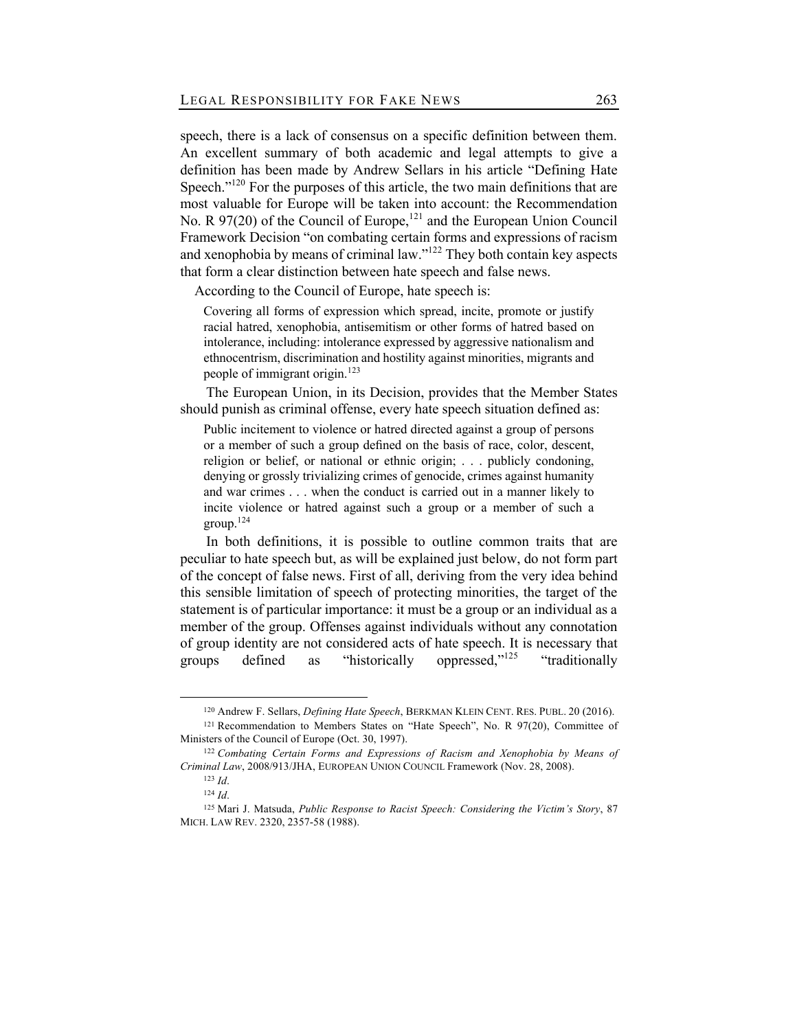speech, there is a lack of consensus on a specific definition between them. An excellent summary of both academic and legal attempts to give a definition has been made by Andrew Sellars in his article "Defining Hate Speech."[120] For the purposes of this article, the two main definitions that are most valuable for Europe will be taken into account: the Recommendation No. R 97(20) of the Council of Europe,[121] and the European Union Council Framework Decision "on combating certain forms and expressions of racism and xenophobia by means of criminal law."[122] They both contain key aspects that form a clear distinction between hate speech and false news.

According to the Council of Europe, hate speech is:

> Covering all forms of expression which spread, incite, promote or justify racial hatred, xenophobia, antisemitism or other forms of hatred based on intolerance, including: intolerance expressed by aggressive nationalism and ethnocentrism, discrimination and hostility against minorities, migrants and people of immigrant origin.[123]

The European Union, in its Decision, provides that the Member States should punish as criminal offense, every hate speech situation defined as:

> Public incitement to violence or hatred directed against a group of persons or a member of such a group defined on the basis of race, color, descent, religion or belief, or national or ethnic origin; . . . publicly condoning, denying or grossly trivializing crimes of genocide, crimes against humanity and war crimes . . . when the conduct is carried out in a manner likely to incite violence or hatred against such a group or a member of such a group.[124]

In both definitions, it is possible to outline common traits that are peculiar to hate speech but, as will be explained just below, do not form part of the concept of false news. First of all, deriving from the very idea behind this sensible limitation of speech of protecting minorities, the target of the statement is of particular importance: it must be a group or an individual as a member of the group. Offenses against individuals without any connotation of group identity are not considered acts of hate speech. It is necessary that groups defined as "historically oppressed,"[125] "traditionally

---

[120] Andrew F. Sellars, *Defining Hate Speech*, BERKMAN KLEIN CENT. RES. PUBL. 20 (2016).

[121] Recommendation to Members States on "Hate Speech", No. R 97(20), Committee of Ministers of the Council of Europe (Oct. 30, 1997).

[122] *Combating Certain Forms and Expressions of Racism and Xenophobia by Means of Criminal Law*, 2008/913/JHA, EUROPEAN UNION COUNCIL Framework (Nov. 28, 2008).

[123] *Id*.

[124] *Id*.

[125] Mari J. Matsuda, *Public Response to Racist Speech: Considering the Victim's Story*, 87 MICH. LAW REV. 2320, 2357-58 (1988).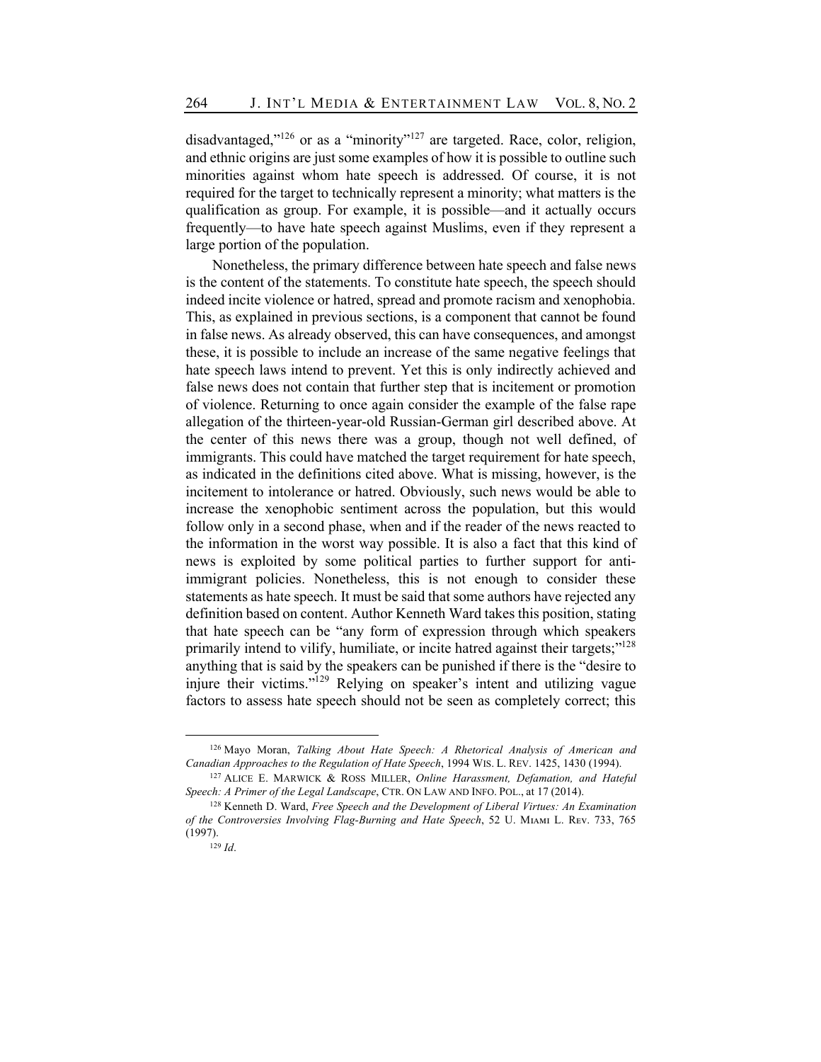disadvantaged,"[126] or as a "minority"[127] are targeted. Race, color, religion, and ethnic origins are just some examples of how it is possible to outline such minorities against whom hate speech is addressed. Of course, it is not required for the target to technically represent a minority; what matters is the qualification as group. For example, it is possible—and it actually occurs frequently—to have hate speech against Muslims, even if they represent a large portion of the population.

Nonetheless, the primary difference between hate speech and false news is the content of the statements. To constitute hate speech, the speech should indeed incite violence or hatred, spread and promote racism and xenophobia. This, as explained in previous sections, is a component that cannot be found in false news. As already observed, this can have consequences, and amongst these, it is possible to include an increase of the same negative feelings that hate speech laws intend to prevent. Yet this is only indirectly achieved and false news does not contain that further step that is incitement or promotion of violence. Returning to once again consider the example of the false rape allegation of the thirteen-year-old Russian-German girl described above. At the center of this news there was a group, though not well defined, of immigrants. This could have matched the target requirement for hate speech, as indicated in the definitions cited above. What is missing, however, is the incitement to intolerance or hatred. Obviously, such news would be able to increase the xenophobic sentiment across the population, but this would follow only in a second phase, when and if the reader of the news reacted to the information in the worst way possible. It is also a fact that this kind of news is exploited by some political parties to further support for anti-immigrant policies. Nonetheless, this is not enough to consider these statements as hate speech. It must be said that some authors have rejected any definition based on content. Author Kenneth Ward takes this position, stating that hate speech can be "any form of expression through which speakers primarily intend to vilify, humiliate, or incite hatred against their targets;"[128] anything that is said by the speakers can be punished if there is the "desire to injure their victims."[129] Relying on speaker's intent and utilizing vague factors to assess hate speech should not be seen as completely correct; this

---

[126] Mayo Moran, *Talking About Hate Speech: A Rhetorical Analysis of American and Canadian Approaches to the Regulation of Hate Speech*, 1994 WIS. L. REV. 1425, 1430 (1994).

[127] ALICE E. MARWICK & ROSS MILLER, *Online Harassment, Defamation, and Hateful Speech: A Primer of the Legal Landscape*, CTR. ON LAW AND INFO. POL., at 17 (2014).

[128] Kenneth D. Ward, *Free Speech and the Development of Liberal Virtues: An Examination of the Controversies Involving Flag-Burning and Hate Speech*, 52 U. MIAMI L. REV. 733, 765 (1997).

[129] *Id*.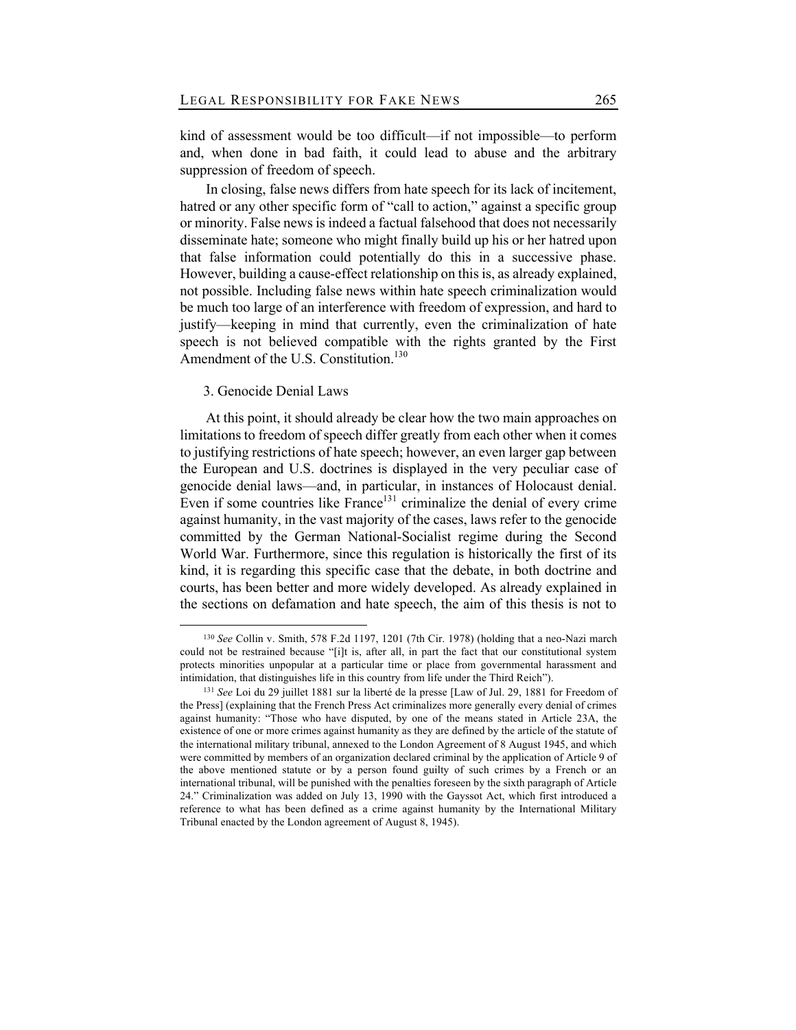kind of assessment would be too difficult—if not impossible—to perform and, when done in bad faith, it could lead to abuse and the arbitrary suppression of freedom of speech.

In closing, false news differs from hate speech for its lack of incitement, hatred or any other specific form of "call to action," against a specific group or minority. False news is indeed a factual falsehood that does not necessarily disseminate hate; someone who might finally build up his or her hatred upon that false information could potentially do this in a successive phase. However, building a cause-effect relationship on this is, as already explained, not possible. Including false news within hate speech criminalization would be much too large of an interference with freedom of expression, and hard to justify—keeping in mind that currently, even the criminalization of hate speech is not believed compatible with the rights granted by the First Amendment of the U.S. Constitution.[130]

### 3. Genocide Denial Laws

At this point, it should already be clear how the two main approaches on limitations to freedom of speech differ greatly from each other when it comes to justifying restrictions of hate speech; however, an even larger gap between the European and U.S. doctrines is displayed in the very peculiar case of genocide denial laws—and, in particular, in instances of Holocaust denial. Even if some countries like France[131] criminalize the denial of every crime against humanity, in the vast majority of the cases, laws refer to the genocide committed by the German National-Socialist regime during the Second World War. Furthermore, since this regulation is historically the first of its kind, it is regarding this specific case that the debate, in both doctrine and courts, has been better and more widely developed. As already explained in the sections on defamation and hate speech, the aim of this thesis is not to

---

[130] *See* Collin v. Smith, 578 F.2d 1197, 1201 (7th Cir. 1978) (holding that a neo-Nazi march could not be restrained because "[i]t is, after all, in part the fact that our constitutional system protects minorities unpopular at a particular time or place from governmental harassment and intimidation, that distinguishes life in this country from life under the Third Reich").

[131] *See* Loi du 29 juillet 1881 sur la liberté de la presse [Law of Jul. 29, 1881 for Freedom of the Press] (explaining that the French Press Act criminalizes more generally every denial of crimes against humanity: "Those who have disputed, by one of the means stated in Article 23A, the existence of one or more crimes against humanity as they are defined by the article of the statute of the international military tribunal, annexed to the London Agreement of 8 August 1945, and which were committed by members of an organization declared criminal by the application of Article 9 of the above mentioned statute or by a person found guilty of such crimes by a French or an international tribunal, will be punished with the penalties foreseen by the sixth paragraph of Article 24." Criminalization was added on July 13, 1990 with the Gayssot Act, which first introduced a reference to what has been defined as a crime against humanity by the International Military Tribunal enacted by the London agreement of August 8, 1945).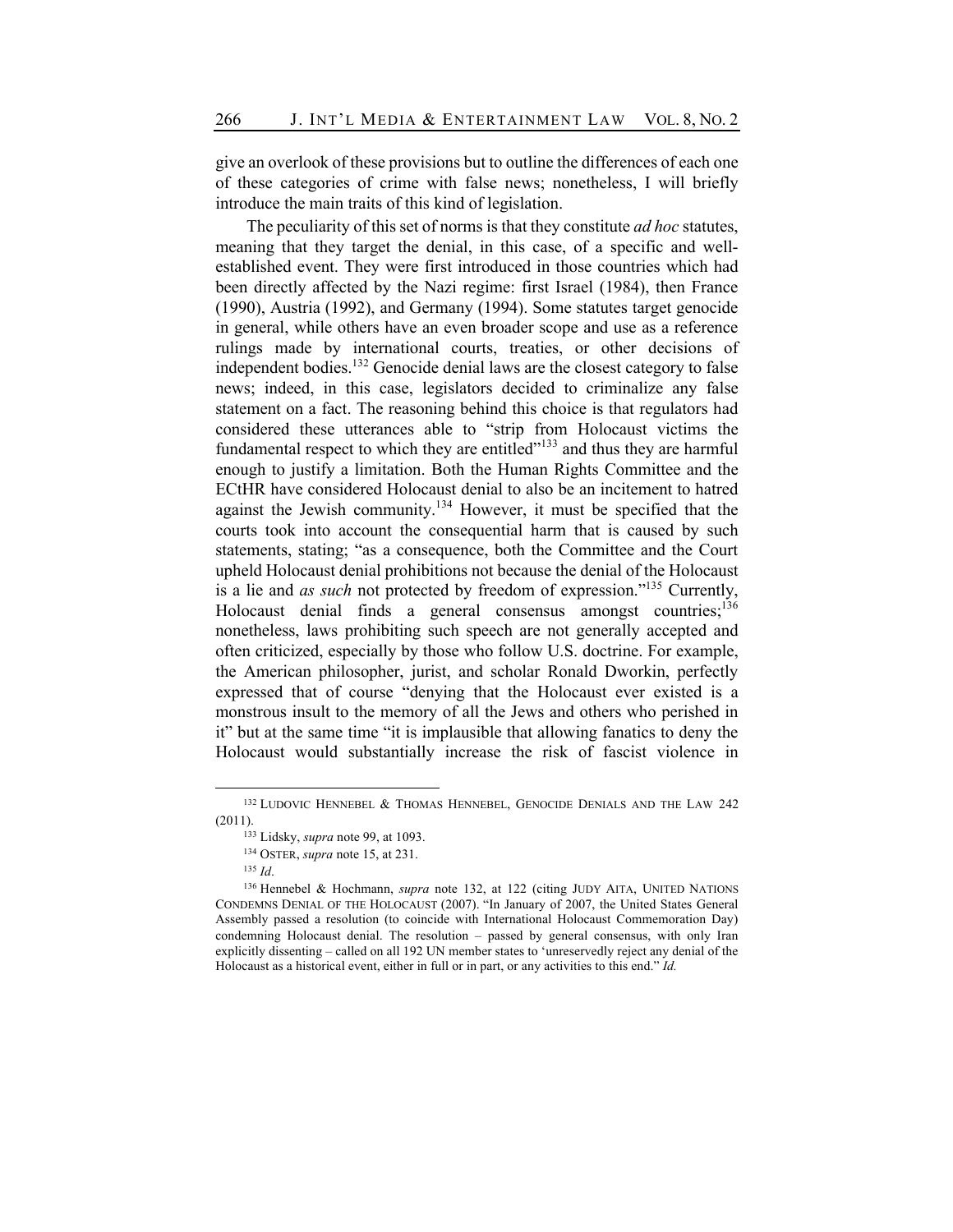give an overlook of these provisions but to outline the differences of each one of these categories of crime with false news; nonetheless, I will briefly introduce the main traits of this kind of legislation.

The peculiarity of this set of norms is that they constitute *ad hoc* statutes, meaning that they target the denial, in this case, of a specific and well-established event. They were first introduced in those countries which had been directly affected by the Nazi regime: first Israel (1984), then France (1990), Austria (1992), and Germany (1994). Some statutes target genocide in general, while others have an even broader scope and use as a reference rulings made by international courts, treaties, or other decisions of independent bodies.[132] Genocide denial laws are the closest category to false news; indeed, in this case, legislators decided to criminalize any false statement on a fact. The reasoning behind this choice is that regulators had considered these utterances able to "strip from Holocaust victims the fundamental respect to which they are entitled"[133] and thus they are harmful enough to justify a limitation. Both the Human Rights Committee and the ECtHR have considered Holocaust denial to also be an incitement to hatred against the Jewish community.[134] However, it must be specified that the courts took into account the consequential harm that is caused by such statements, stating; "as a consequence, both the Committee and the Court upheld Holocaust denial prohibitions not because the denial of the Holocaust is a lie and *as such* not protected by freedom of expression."[135] Currently, Holocaust denial finds a general consensus amongst countries;[136] nonetheless, laws prohibiting such speech are not generally accepted and often criticized, especially by those who follow U.S. doctrine. For example, the American philosopher, jurist, and scholar Ronald Dworkin, perfectly expressed that of course "denying that the Holocaust ever existed is a monstrous insult to the memory of all the Jews and others who perished in it" but at the same time "it is implausible that allowing fanatics to deny the Holocaust would substantially increase the risk of fascist violence in

---

[132] LUDOVIC HENNEBEL & THOMAS HENNEBEL, GENOCIDE DENIALS AND THE LAW 242 (2011).

[133] Lidsky, *supra* note 99, at 1093.

[134] OSTER, *supra* note 15, at 231.

[135] *Id*.

[136] Hennebel & Hochmann, *supra* note 132, at 122 (citing JUDY AITA, UNITED NATIONS CONDEMNS DENIAL OF THE HOLOCAUST (2007). "In January of 2007, the United States General Assembly passed a resolution (to coincide with International Holocaust Commemoration Day) condemning Holocaust denial. The resolution – passed by general consensus, with only Iran explicitly dissenting – called on all 192 UN member states to 'unreservedly reject any denial of the Holocaust as a historical event, either in full or in part, or any activities to this end." *Id.*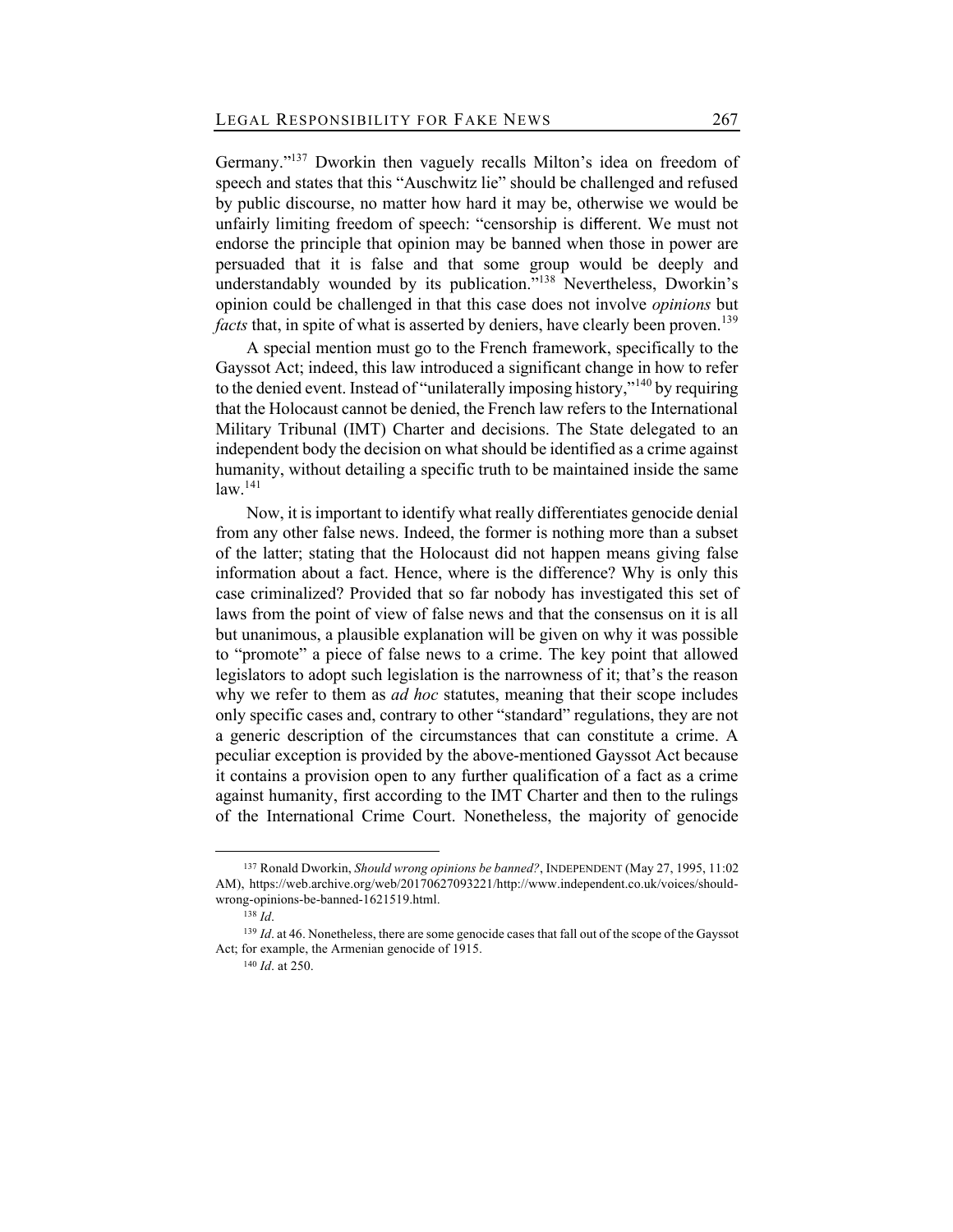Germany."[137] Dworkin then vaguely recalls Milton's idea on freedom of speech and states that this "Auschwitz lie" should be challenged and refused by public discourse, no matter how hard it may be, otherwise we would be unfairly limiting freedom of speech: "censorship is different. We must not endorse the principle that opinion may be banned when those in power are persuaded that it is false and that some group would be deeply and understandably wounded by its publication."[138] Nevertheless, Dworkin's opinion could be challenged in that this case does not involve *opinions* but *facts* that, in spite of what is asserted by deniers, have clearly been proven.[139]

A special mention must go to the French framework, specifically to the Gayssot Act; indeed, this law introduced a significant change in how to refer to the denied event. Instead of "unilaterally imposing history,"[140] by requiring that the Holocaust cannot be denied, the French law refers to the International Military Tribunal (IMT) Charter and decisions. The State delegated to an independent body the decision on what should be identified as a crime against humanity, without detailing a specific truth to be maintained inside the same law.[141]

Now, it is important to identify what really differentiates genocide denial from any other false news. Indeed, the former is nothing more than a subset of the latter; stating that the Holocaust did not happen means giving false information about a fact. Hence, where is the difference? Why is only this case criminalized? Provided that so far nobody has investigated this set of laws from the point of view of false news and that the consensus on it is all but unanimous, a plausible explanation will be given on why it was possible to "promote" a piece of false news to a crime. The key point that allowed legislators to adopt such legislation is the narrowness of it; that's the reason why we refer to them as *ad hoc* statutes, meaning that their scope includes only specific cases and, contrary to other "standard" regulations, they are not a generic description of the circumstances that can constitute a crime. A peculiar exception is provided by the above-mentioned Gayssot Act because it contains a provision open to any further qualification of a fact as a crime against humanity, first according to the IMT Charter and then to the rulings of the International Crime Court. Nonetheless, the majority of genocide

---

[137] Ronald Dworkin, *Should wrong opinions be banned?*, INDEPENDENT (May 27, 1995, 11:02 AM), https://web.archive.org/web/20170627093221/http://www.independent.co.uk/voices/should-wrong-opinions-be-banned-1621519.html.

[138] *Id*.

[139] *Id*. at 46. Nonetheless, there are some genocide cases that fall out of the scope of the Gayssot Act; for example, the Armenian genocide of 1915.

[140] *Id*. at 250.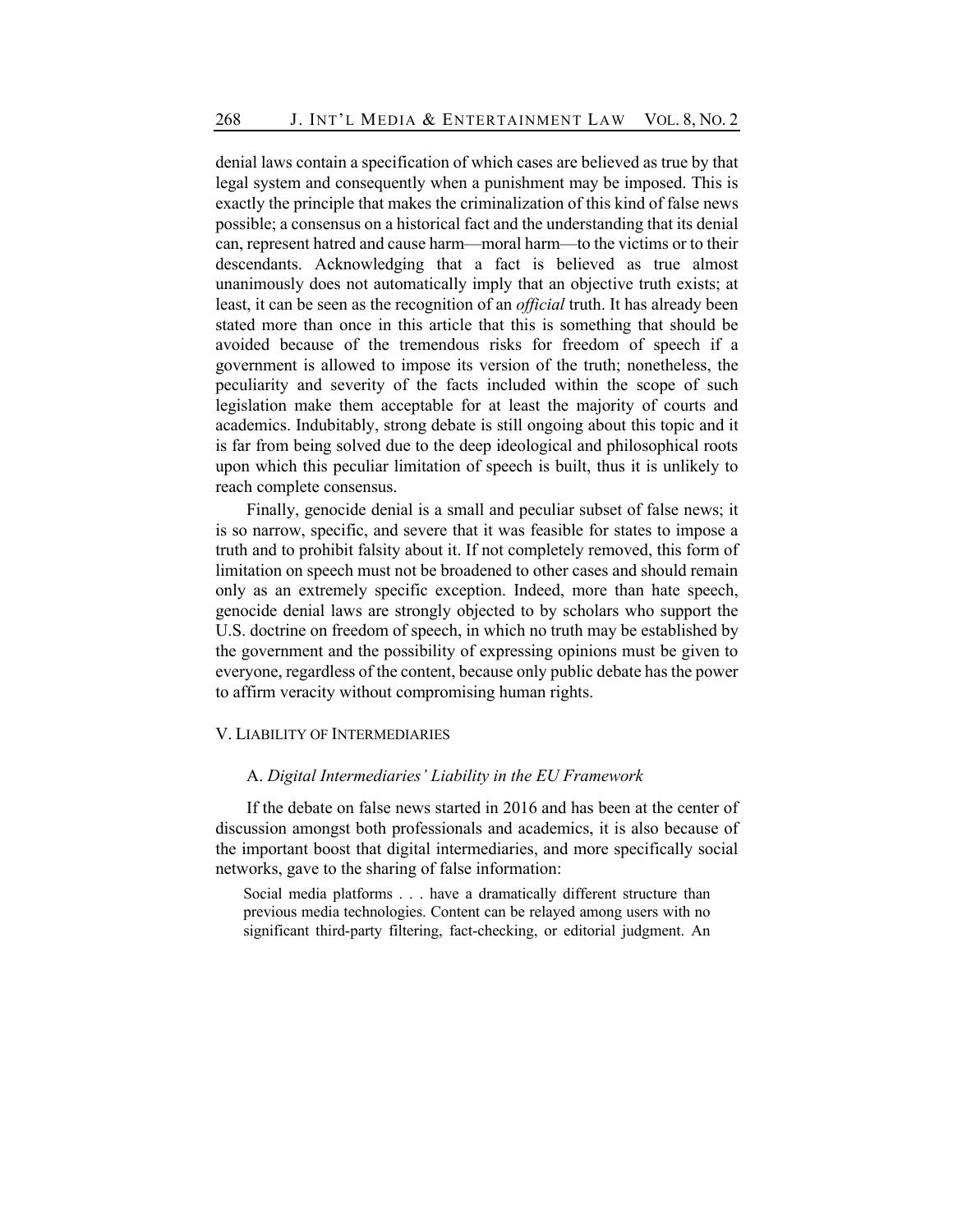denial laws contain a specification of which cases are believed as true by that legal system and consequently when a punishment may be imposed. This is exactly the principle that makes the criminalization of this kind of false news possible; a consensus on a historical fact and the understanding that its denial can, represent hatred and cause harm—moral harm—to the victims or to their descendants. Acknowledging that a fact is believed as true almost unanimously does not automatically imply that an objective truth exists; at least, it can be seen as the recognition of an *official* truth. It has already been stated more than once in this article that this is something that should be avoided because of the tremendous risks for freedom of speech if a government is allowed to impose its version of the truth; nonetheless, the peculiarity and severity of the facts included within the scope of such legislation make them acceptable for at least the majority of courts and academics. Indubitably, strong debate is still ongoing about this topic and it is far from being solved due to the deep ideological and philosophical roots upon which this peculiar limitation of speech is built, thus it is unlikely to reach complete consensus.

Finally, genocide denial is a small and peculiar subset of false news; it is so narrow, specific, and severe that it was feasible for states to impose a truth and to prohibit falsity about it. If not completely removed, this form of limitation on speech must not be broadened to other cases and should remain only as an extremely specific exception. Indeed, more than hate speech, genocide denial laws are strongly objected to by scholars who support the U.S. doctrine on freedom of speech, in which no truth may be established by the government and the possibility of expressing opinions must be given to everyone, regardless of the content, because only public debate has the power to affirm veracity without compromising human rights.

## V. Liability of Intermediaries

### A. *Digital Intermediaries' Liability in the EU Framework*

If the debate on false news started in 2016 and has been at the center of discussion amongst both professionals and academics, it is also because of the important boost that digital intermediaries, and more specifically social networks, gave to the sharing of false information:

> Social media platforms . . . have a dramatically different structure than previous media technologies. Content can be relayed among users with no significant third-party filtering, fact-checking, or editorial judgment. An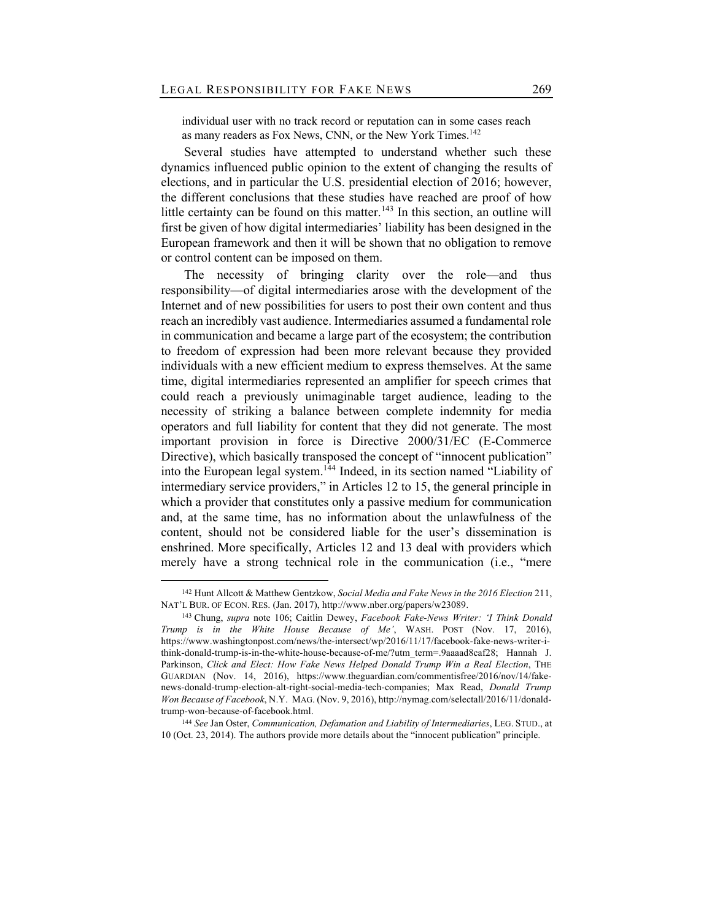individual user with no track record or reputation can in some cases reach as many readers as Fox News, CNN, or the New York Times.[142]

Several studies have attempted to understand whether such these dynamics influenced public opinion to the extent of changing the results of elections, and in particular the U.S. presidential election of 2016; however, the different conclusions that these studies have reached are proof of how little certainty can be found on this matter.[143] In this section, an outline will first be given of how digital intermediaries' liability has been designed in the European framework and then it will be shown that no obligation to remove or control content can be imposed on them.

The necessity of bringing clarity over the role—and thus responsibility—of digital intermediaries arose with the development of the Internet and of new possibilities for users to post their own content and thus reach an incredibly vast audience. Intermediaries assumed a fundamental role in communication and became a large part of the ecosystem; the contribution to freedom of expression had been more relevant because they provided individuals with a new efficient medium to express themselves. At the same time, digital intermediaries represented an amplifier for speech crimes that could reach a previously unimaginable target audience, leading to the necessity of striking a balance between complete indemnity for media operators and full liability for content that they did not generate. The most important provision in force is Directive 2000/31/EC (E-Commerce Directive), which basically transposed the concept of "innocent publication" into the European legal system.[144] Indeed, in its section named "Liability of intermediary service providers," in Articles 12 to 15, the general principle in which a provider that constitutes only a passive medium for communication and, at the same time, has no information about the unlawfulness of the content, should not be considered liable for the user's dissemination is enshrined. More specifically, Articles 12 and 13 deal with providers which merely have a strong technical role in the communication (i.e., "mere

---

[142] Hunt Allcott & Matthew Gentzkow, *Social Media and Fake News in the 2016 Election* 211, NAT'L BUR. OF ECON. RES. (Jan. 2017), http://www.nber.org/papers/w23089.

[143] Chung, *supra* note 106; Caitlin Dewey, *Facebook Fake-News Writer: 'I Think Donald Trump is in the White House Because of Me'*, WASH. POST (Nov. 17, 2016), https://www.washingtonpost.com/news/the-intersect/wp/2016/11/17/facebook-fake-news-writer-i-think-donald-trump-is-in-the-white-house-because-of-me/?utm_term=.9aaaad8caf28; Hannah J. Parkinson, *Click and Elect: How Fake News Helped Donald Trump Win a Real Election*, THE GUARDIAN (Nov. 14, 2016), https://www.theguardian.com/commentisfree/2016/nov/14/fake-news-donald-trump-election-alt-right-social-media-tech-companies; Max Read, *Donald Trump Won Because of Facebook*, N.Y. MAG. (Nov. 9, 2016), http://nymag.com/selectall/2016/11/donald-trump-won-because-of-facebook.html.

[144] *See* Jan Oster, *Communication, Defamation and Liability of Intermediaries*, LEG. STUD., at 10 (Oct. 23, 2014). The authors provide more details about the "innocent publication" principle.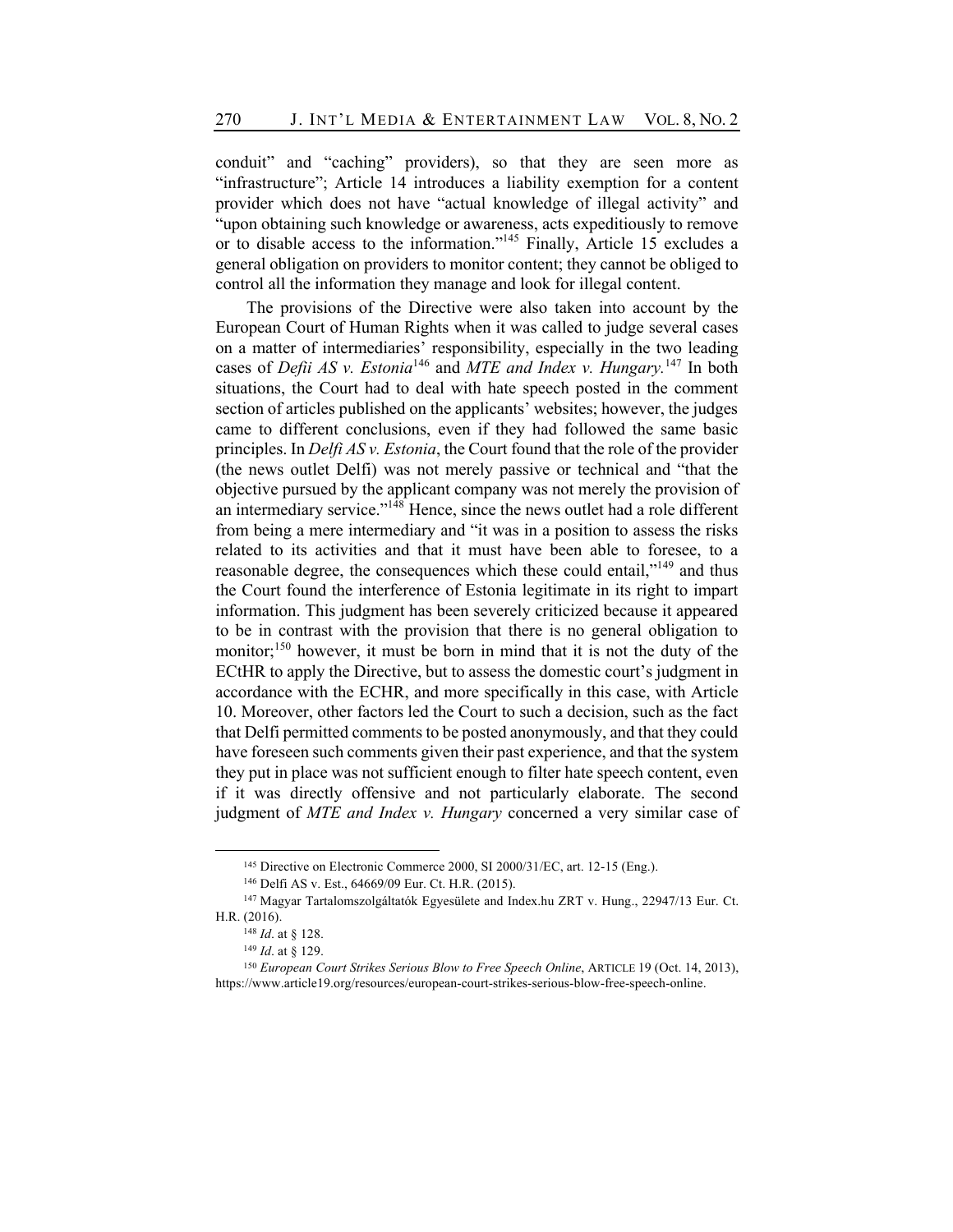conduit" and "caching" providers), so that they are seen more as "infrastructure"; Article 14 introduces a liability exemption for a content provider which does not have "actual knowledge of illegal activity" and "upon obtaining such knowledge or awareness, acts expeditiously to remove or to disable access to the information."[145] Finally, Article 15 excludes a general obligation on providers to monitor content; they cannot be obliged to control all the information they manage and look for illegal content.

The provisions of the Directive were also taken into account by the European Court of Human Rights when it was called to judge several cases on a matter of intermediaries' responsibility, especially in the two leading cases of *Defii AS v. Estonia*[146] and *MTE and Index v. Hungary.*[147] In both situations, the Court had to deal with hate speech posted in the comment section of articles published on the applicants' websites; however, the judges came to different conclusions, even if they had followed the same basic principles. In *Delfi AS v. Estonia*, the Court found that the role of the provider (the news outlet Delfi) was not merely passive or technical and "that the objective pursued by the applicant company was not merely the provision of an intermediary service."[148] Hence, since the news outlet had a role different from being a mere intermediary and "it was in a position to assess the risks related to its activities and that it must have been able to foresee, to a reasonable degree, the consequences which these could entail,"[149] and thus the Court found the interference of Estonia legitimate in its right to impart information. This judgment has been severely criticized because it appeared to be in contrast with the provision that there is no general obligation to monitor;[150] however, it must be born in mind that it is not the duty of the ECtHR to apply the Directive, but to assess the domestic court's judgment in accordance with the ECHR, and more specifically in this case, with Article 10. Moreover, other factors led the Court to such a decision, such as the fact that Delfi permitted comments to be posted anonymously, and that they could have foreseen such comments given their past experience, and that the system they put in place was not sufficient enough to filter hate speech content, even if it was directly offensive and not particularly elaborate. The second judgment of *MTE and Index v. Hungary* concerned a very similar case of

---

[145] Directive on Electronic Commerce 2000, SI 2000/31/EC, art. 12-15 (Eng.).

[146] Delfi AS v. Est., 64669/09 Eur. Ct. H.R. (2015).

[147] Magyar Tartalomszolgáltatók Egyesülete and Index.hu ZRT v. Hung., 22947/13 Eur. Ct. H.R. (2016).

[148] *Id*. at § 128.

[149] *Id*. at § 129.

[150] *European Court Strikes Serious Blow to Free Speech Online*, ARTICLE 19 (Oct. 14, 2013), https://www.article19.org/resources/european-court-strikes-serious-blow-free-speech-online.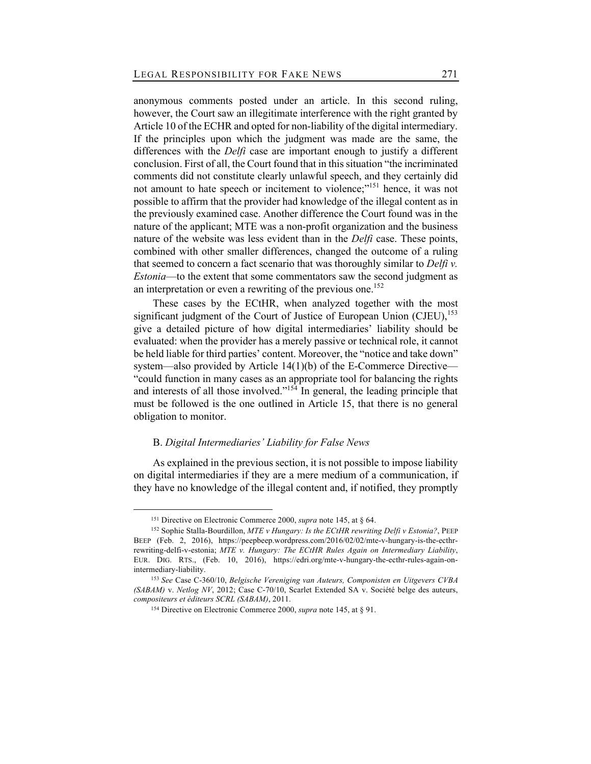anonymous comments posted under an article. In this second ruling, however, the Court saw an illegitimate interference with the right granted by Article 10 of the ECHR and opted for non-liability of the digital intermediary. If the principles upon which the judgment was made are the same, the differences with the *Delfi* case are important enough to justify a different conclusion. First of all, the Court found that in this situation "the incriminated comments did not constitute clearly unlawful speech, and they certainly did not amount to hate speech or incitement to violence;"[151] hence, it was not possible to affirm that the provider had knowledge of the illegal content as in the previously examined case. Another difference the Court found was in the nature of the applicant; MTE was a non-profit organization and the business nature of the website was less evident than in the *Delfi* case. These points, combined with other smaller differences, changed the outcome of a ruling that seemed to concern a fact scenario that was thoroughly similar to *Delfi v. Estonia*—to the extent that some commentators saw the second judgment as an interpretation or even a rewriting of the previous one.[152]

These cases by the ECtHR, when analyzed together with the most significant judgment of the Court of Justice of European Union (CJEU),[153] give a detailed picture of how digital intermediaries' liability should be evaluated: when the provider has a merely passive or technical role, it cannot be held liable for third parties' content. Moreover, the "notice and take down" system—also provided by Article 14(1)(b) of the E-Commerce Directive—"could function in many cases as an appropriate tool for balancing the rights and interests of all those involved."[154] In general, the leading principle that must be followed is the one outlined in Article 15, that there is no general obligation to monitor.

### B. *Digital Intermediaries' Liability for False News*

As explained in the previous section, it is not possible to impose liability on digital intermediaries if they are a mere medium of a communication, if they have no knowledge of the illegal content and, if notified, they promptly

---

[151] Directive on Electronic Commerce 2000, *supra* note 145, at § 64.

[152] Sophie Stalla-Bourdillon, *MTE v Hungary: Is the ECtHR rewriting Delfi v Estonia?*, PEEP BEEP (Feb. 2, 2016), https://peepbeep.wordpress.com/2016/02/02/mte-v-hungary-is-the-ecthr-rewriting-delfi-v-estonia; *MTE v. Hungary: The ECtHR Rules Again on Intermediary Liability*, EUR. DIG. RTS., (Feb. 10, 2016), https://edri.org/mte-v-hungary-the-ecthr-rules-again-on-intermediary-liability.

[153] *See* Case C-360/10, *Belgische Vereniging van Auteurs, Componisten en Uitgevers CVBA (SABAM)* v. *Netlog NV*, 2012; Case C-70/10, Scarlet Extended SA v. Société belge des auteurs, *compositeurs et éditeurs SCRL (SABAM)*, 2011.

[154] Directive on Electronic Commerce 2000, *supra* note 145, at § 91.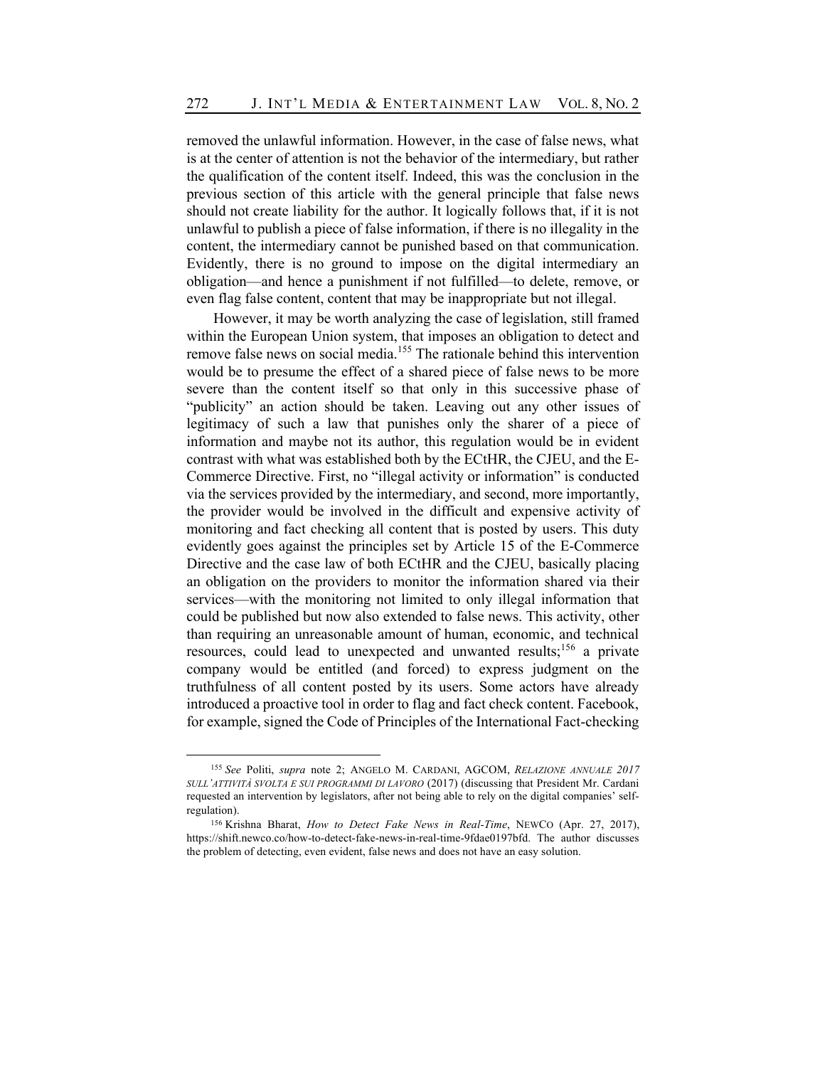removed the unlawful information. However, in the case of false news, what is at the center of attention is not the behavior of the intermediary, but rather the qualification of the content itself. Indeed, this was the conclusion in the previous section of this article with the general principle that false news should not create liability for the author. It logically follows that, if it is not unlawful to publish a piece of false information, if there is no illegality in the content, the intermediary cannot be punished based on that communication. Evidently, there is no ground to impose on the digital intermediary an obligation—and hence a punishment if not fulfilled—to delete, remove, or even flag false content, content that may be inappropriate but not illegal.

However, it may be worth analyzing the case of legislation, still framed within the European Union system, that imposes an obligation to detect and remove false news on social media.[155] The rationale behind this intervention would be to presume the effect of a shared piece of false news to be more severe than the content itself so that only in this successive phase of "publicity" an action should be taken. Leaving out any other issues of legitimacy of such a law that punishes only the sharer of a piece of information and maybe not its author, this regulation would be in evident contrast with what was established both by the ECtHR, the CJEU, and the E-Commerce Directive. First, no "illegal activity or information" is conducted via the services provided by the intermediary, and second, more importantly, the provider would be involved in the difficult and expensive activity of monitoring and fact checking all content that is posted by users. This duty evidently goes against the principles set by Article 15 of the E-Commerce Directive and the case law of both ECtHR and the CJEU, basically placing an obligation on the providers to monitor the information shared via their services—with the monitoring not limited to only illegal information that could be published but now also extended to false news. This activity, other than requiring an unreasonable amount of human, economic, and technical resources, could lead to unexpected and unwanted results;[156] a private company would be entitled (and forced) to express judgment on the truthfulness of all content posted by its users. Some actors have already introduced a proactive tool in order to flag and fact check content. Facebook, for example, signed the Code of Principles of the International Fact-checking

---

[155] *See* Politi, *supra* note 2; ANGELO M. CARDANI, AGCOM, *RELAZIONE ANNUALE 2017 SULL'ATTIVITÀ SVOLTA E SUI PROGRAMMI DI LAVORO* (2017) (discussing that President Mr. Cardani requested an intervention by legislators, after not being able to rely on the digital companies' self-regulation).

[156] Krishna Bharat, *How to Detect Fake News in Real-Time*, NEWCO (Apr. 27, 2017), https://shift.newco.co/how-to-detect-fake-news-in-real-time-9fdae0197bfd. The author discusses the problem of detecting, even evident, false news and does not have an easy solution.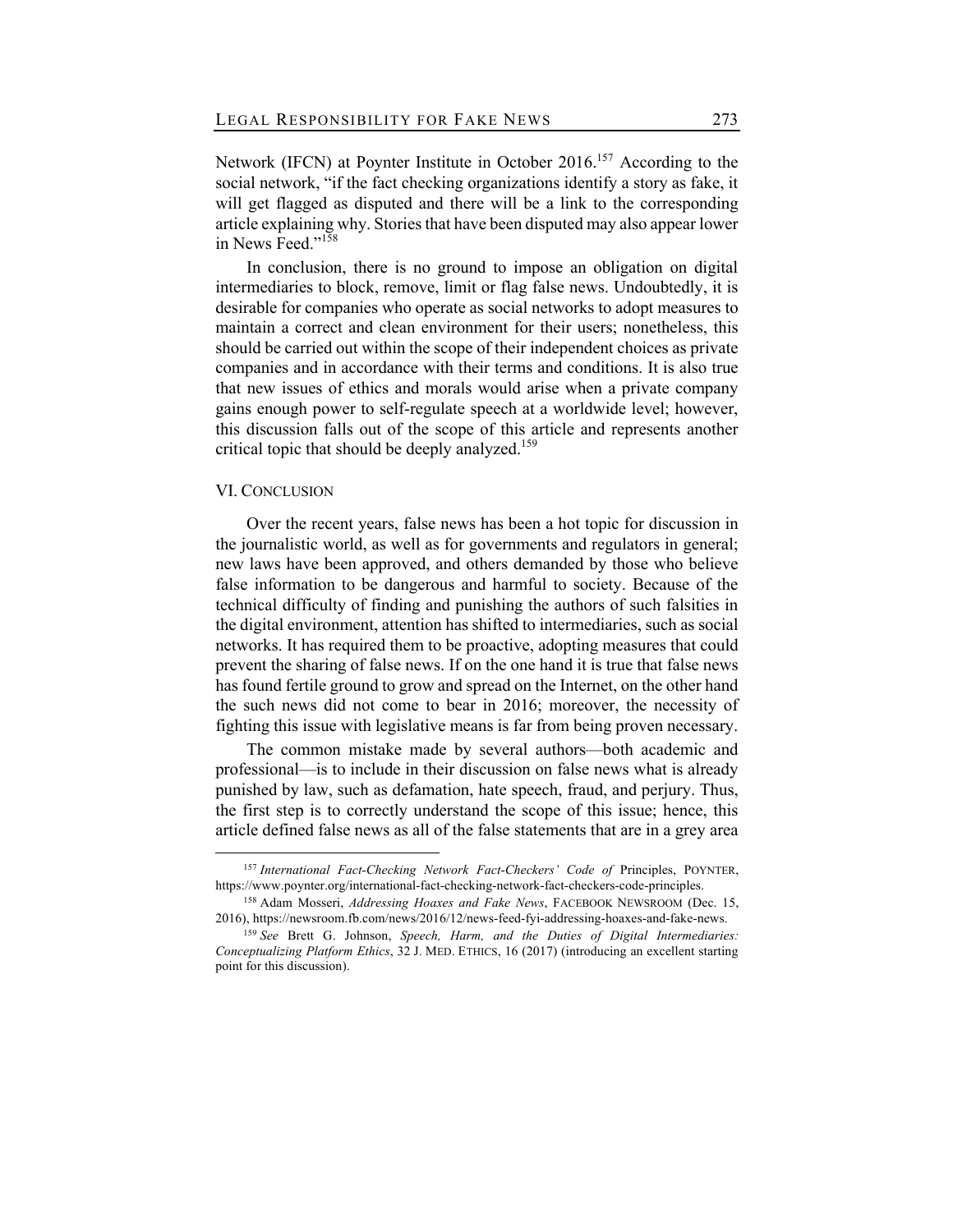Network (IFCN) at Poynter Institute in October 2016.[157] According to the social network, "if the fact checking organizations identify a story as fake, it will get flagged as disputed and there will be a link to the corresponding article explaining why. Stories that have been disputed may also appear lower in News Feed."[158]

In conclusion, there is no ground to impose an obligation on digital intermediaries to block, remove, limit or flag false news. Undoubtedly, it is desirable for companies who operate as social networks to adopt measures to maintain a correct and clean environment for their users; nonetheless, this should be carried out within the scope of their independent choices as private companies and in accordance with their terms and conditions. It is also true that new issues of ethics and morals would arise when a private company gains enough power to self-regulate speech at a worldwide level; however, this discussion falls out of the scope of this article and represents another critical topic that should be deeply analyzed.[159]

## VI. CONCLUSION

Over the recent years, false news has been a hot topic for discussion in the journalistic world, as well as for governments and regulators in general; new laws have been approved, and others demanded by those who believe false information to be dangerous and harmful to society. Because of the technical difficulty of finding and punishing the authors of such falsities in the digital environment, attention has shifted to intermediaries, such as social networks. It has required them to be proactive, adopting measures that could prevent the sharing of false news. If on the one hand it is true that false news has found fertile ground to grow and spread on the Internet, on the other hand the such news did not come to bear in 2016; moreover, the necessity of fighting this issue with legislative means is far from being proven necessary.

The common mistake made by several authors—both academic and professional—is to include in their discussion on false news what is already punished by law, such as defamation, hate speech, fraud, and perjury. Thus, the first step is to correctly understand the scope of this issue; hence, this article defined false news as all of the false statements that are in a grey area

---

[157] *International Fact-Checking Network Fact-Checkers' Code of* Principles, POYNTER, https://www.poynter.org/international-fact-checking-network-fact-checkers-code-principles.

[158] Adam Mosseri, *Addressing Hoaxes and Fake News*, FACEBOOK NEWSROOM (Dec. 15, 2016), https://newsroom.fb.com/news/2016/12/news-feed-fyi-addressing-hoaxes-and-fake-news.

[159] *See* Brett G. Johnson, *Speech, Harm, and the Duties of Digital Intermediaries: Conceptualizing Platform Ethics*, 32 J. MED. ETHICS, 16 (2017) (introducing an excellent starting point for this discussion).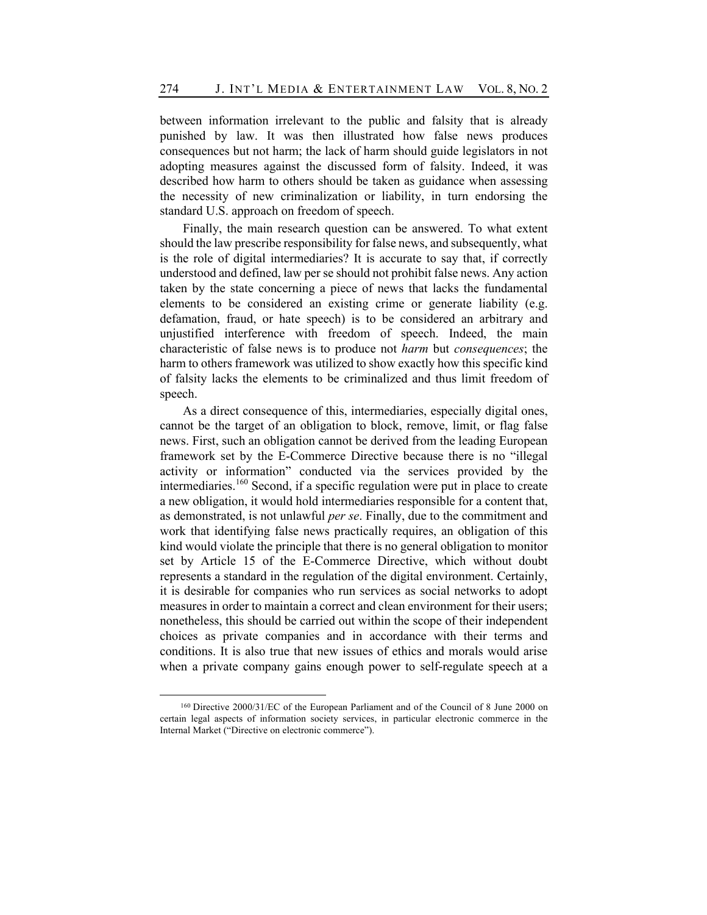between information irrelevant to the public and falsity that is already punished by law. It was then illustrated how false news produces consequences but not harm; the lack of harm should guide legislators in not adopting measures against the discussed form of falsity. Indeed, it was described how harm to others should be taken as guidance when assessing the necessity of new criminalization or liability, in turn endorsing the standard U.S. approach on freedom of speech.

Finally, the main research question can be answered. To what extent should the law prescribe responsibility for false news, and subsequently, what is the role of digital intermediaries? It is accurate to say that, if correctly understood and defined, law per se should not prohibit false news. Any action taken by the state concerning a piece of news that lacks the fundamental elements to be considered an existing crime or generate liability (e.g. defamation, fraud, or hate speech) is to be considered an arbitrary and unjustified interference with freedom of speech. Indeed, the main characteristic of false news is to produce not *harm* but *consequences*; the harm to others framework was utilized to show exactly how this specific kind of falsity lacks the elements to be criminalized and thus limit freedom of speech.

As a direct consequence of this, intermediaries, especially digital ones, cannot be the target of an obligation to block, remove, limit, or flag false news. First, such an obligation cannot be derived from the leading European framework set by the E-Commerce Directive because there is no "illegal activity or information" conducted via the services provided by the intermediaries.[160] Second, if a specific regulation were put in place to create a new obligation, it would hold intermediaries responsible for a content that, as demonstrated, is not unlawful *per se*. Finally, due to the commitment and work that identifying false news practically requires, an obligation of this kind would violate the principle that there is no general obligation to monitor set by Article 15 of the E-Commerce Directive, which without doubt represents a standard in the regulation of the digital environment. Certainly, it is desirable for companies who run services as social networks to adopt measures in order to maintain a correct and clean environment for their users; nonetheless, this should be carried out within the scope of their independent choices as private companies and in accordance with their terms and conditions. It is also true that new issues of ethics and morals would arise when a private company gains enough power to self-regulate speech at a

[160] Directive 2000/31/EC of the European Parliament and of the Council of 8 June 2000 on certain legal aspects of information society services, in particular electronic commerce in the Internal Market ("Directive on electronic commerce").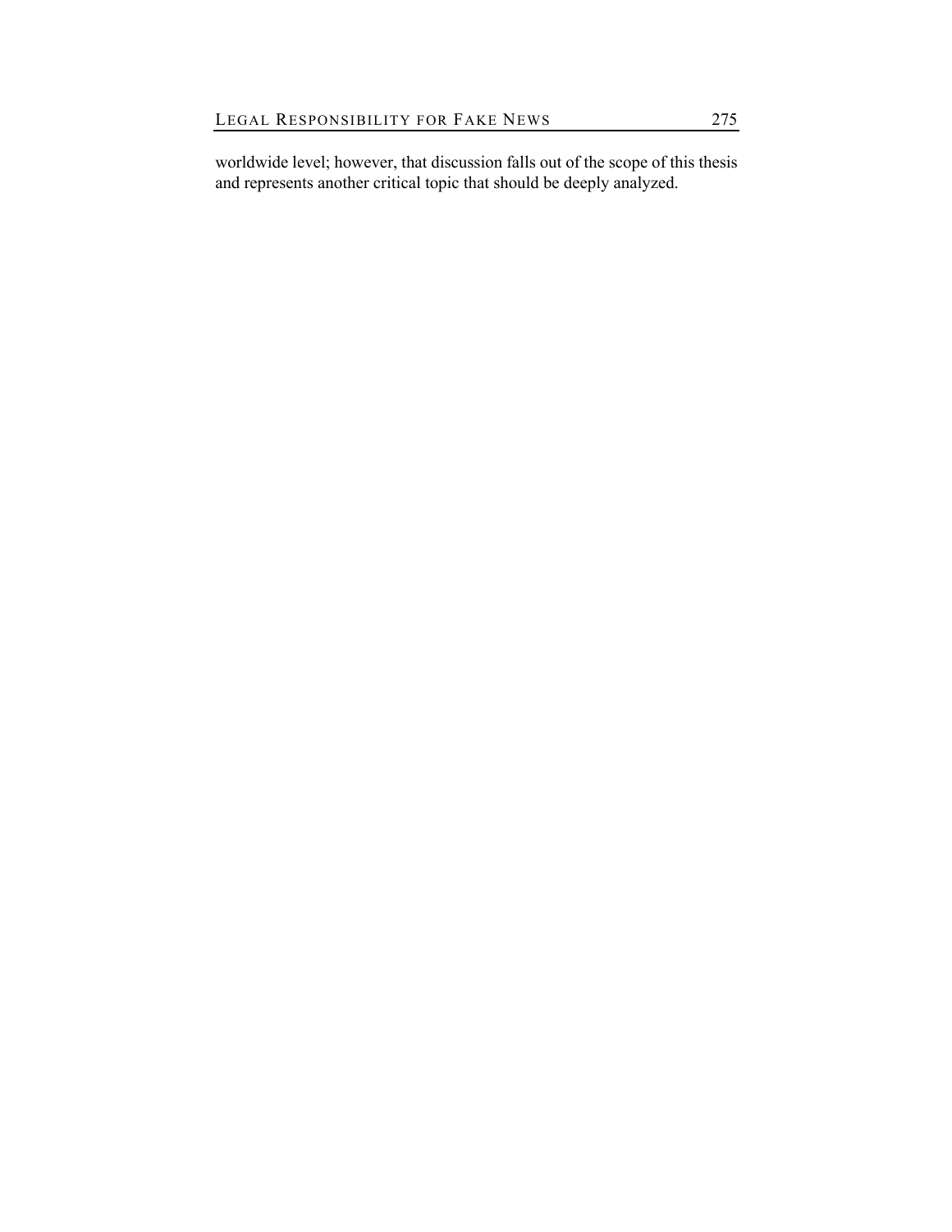worldwide level; however, that discussion falls out of the scope of this thesis and represents another critical topic that should be deeply analyzed.